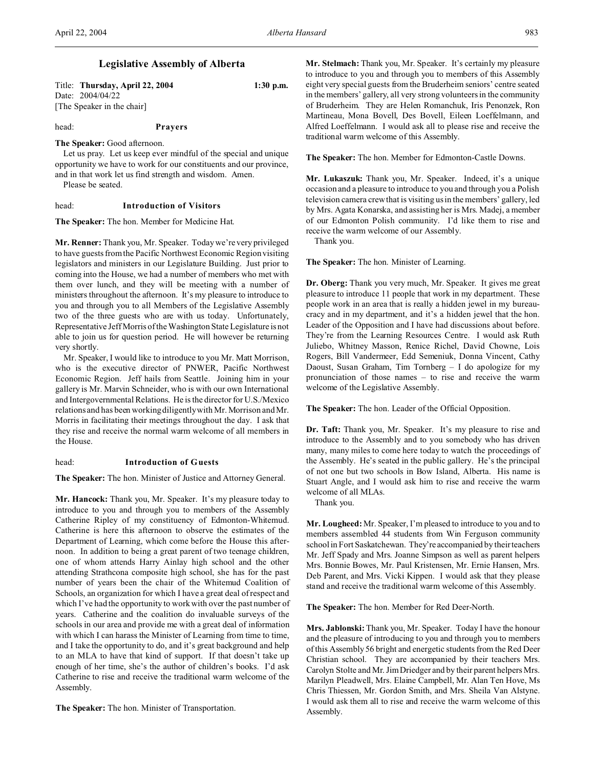# Legislative Assembly of Alberta

Title: **Thursday, April 22, 2004** **1:30 p.m.**
Date: 2004/04/22
[The Speaker in the chair]

head: **Prayers**

**The Speaker:** Good afternoon.

Let us pray. Let us keep ever mindful of the special and unique opportunity we have to work for our constituents and our province, and in that work let us find strength and wisdom. Amen.

Please be seated.

head: **Introduction of Visitors**

**The Speaker:** The hon. Member for Medicine Hat.

**Mr. Renner:** Thank you, Mr. Speaker. Today we're very privileged to have guests from the Pacific Northwest Economic Region visiting legislators and ministers in our Legislature Building. Just prior to coming into the House, we had a number of members who met with them over lunch, and they will be meeting with a number of ministers throughout the afternoon. It's my pleasure to introduce to you and through you to all Members of the Legislative Assembly two of the three guests who are with us today. Unfortunately, Representative Jeff Morris of the Washington State Legislature is not able to join us for question period. He will however be returning very shortly.

Mr. Speaker, I would like to introduce to you Mr. Matt Morrison, who is the executive director of PNWER, Pacific Northwest Economic Region. Jeff hails from Seattle. Joining him in your gallery is Mr. Marvin Schneider, who is with our own International and Intergovernmental Relations. He is the director for U.S./Mexico relations and has been working diligently with Mr. Morrison and Mr. Morris in facilitating their meetings throughout the day. I ask that they rise and receive the normal warm welcome of all members in the House.

head: **Introduction of Guests**

**The Speaker:** The hon. Minister of Justice and Attorney General.

**Mr. Hancock:** Thank you, Mr. Speaker. It's my pleasure today to introduce to you and through you to members of the Assembly Catherine Ripley of my constituency of Edmonton-Whitemud. Catherine is here this afternoon to observe the estimates of the Department of Learning, which come before the House this afternoon. In addition to being a great parent of two teenage children, one of whom attends Harry Ainlay high school and the other attending Strathcona composite high school, she has for the past number of years been the chair of the Whitemud Coalition of Schools, an organization for which I have a great deal of respect and which I've had the opportunity to work with over the past number of years. Catherine and the coalition do invaluable surveys of the schools in our area and provide me with a great deal of information with which I can harass the Minister of Learning from time to time, and I take the opportunity to do, and it's great background and help to an MLA to have that kind of support. If that doesn't take up enough of her time, she's the author of children's books. I'd ask Catherine to rise and receive the traditional warm welcome of the Assembly.

**The Speaker:** The hon. Minister of Transportation.

**Mr. Stelmach:** Thank you, Mr. Speaker. It's certainly my pleasure to introduce to you and through you to members of this Assembly eight very special guests from the Bruderheim seniors' centre seated in the members' gallery, all very strong volunteers in the community of Bruderheim. They are Helen Romanchuk, Iris Penonzek, Ron Martineau, Mona Bovell, Des Bovell, Eileen Loeffelmann, and Alfred Loeffelmann. I would ask all to please rise and receive the traditional warm welcome of this Assembly.

**The Speaker:** The hon. Member for Edmonton-Castle Downs.

**Mr. Lukaszuk:** Thank you, Mr. Speaker. Indeed, it's a unique occasion and a pleasure to introduce to you and through you a Polish television camera crew that is visiting us in the members' gallery, led by Mrs. Agata Konarska, and assisting her is Mrs. Madej, a member of our Edmonton Polish community. I'd like them to rise and receive the warm welcome of our Assembly.

Thank you.

**The Speaker:** The hon. Minister of Learning.

**Dr. Oberg:** Thank you very much, Mr. Speaker. It gives me great pleasure to introduce 11 people that work in my department. These people work in an area that is really a hidden jewel in my bureaucracy and in my department, and it's a hidden jewel that the hon. Leader of the Opposition and I have had discussions about before. They're from the Learning Resources Centre. I would ask Ruth Juliebo, Whitney Masson, Renice Richel, David Chowne, Lois Rogers, Bill Vandermeer, Edd Semeniuk, Donna Vincent, Cathy Daoust, Susan Graham, Tim Tornberg – I do apologize for my pronunciation of those names – to rise and receive the warm welcome of the Legislative Assembly.

**The Speaker:** The hon. Leader of the Official Opposition.

**Dr. Taft:** Thank you, Mr. Speaker. It's my pleasure to rise and introduce to the Assembly and to you somebody who has driven many, many miles to come here today to watch the proceedings of the Assembly. He's seated in the public gallery. He's the principal of not one but two schools in Bow Island, Alberta. His name is Stuart Angle, and I would ask him to rise and receive the warm welcome of all MLAs.

Thank you.

**Mr. Lougheed:** Mr. Speaker, I'm pleased to introduce to you and to members assembled 44 students from Win Ferguson community school in Fort Saskatchewan. They're accompanied by their teachers Mr. Jeff Spady and Mrs. Joanne Simpson as well as parent helpers Mrs. Bonnie Bowes, Mr. Paul Kristensen, Mr. Ernie Hansen, Mrs. Deb Parent, and Mrs. Vicki Kippen. I would ask that they please stand and receive the traditional warm welcome of this Assembly.

**The Speaker:** The hon. Member for Red Deer-North.

**Mrs. Jablonski:** Thank you, Mr. Speaker. Today I have the honour and the pleasure of introducing to you and through you to members of this Assembly 56 bright and energetic students from the Red Deer Christian school. They are accompanied by their teachers Mrs. Carolyn Stolte and Mr. Jim Driedger and by their parent helpers Mrs. Marilyn Pleadwell, Mrs. Elaine Campbell, Mr. Alan Ten Hove, Ms Chris Thiessen, Mr. Gordon Smith, and Mrs. Sheila Van Alstyne. I would ask them all to rise and receive the warm welcome of this Assembly.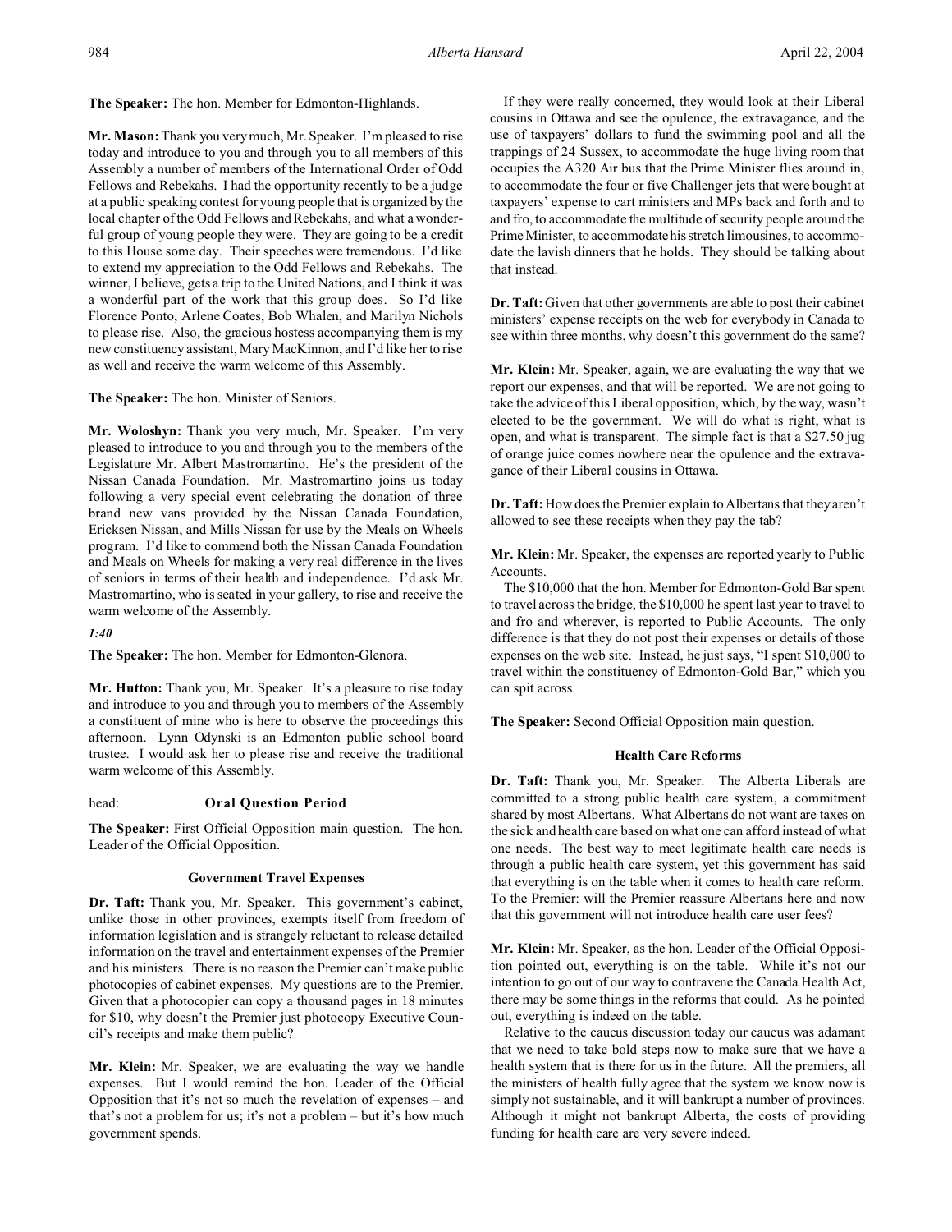**The Speaker:** The hon. Member for Edmonton-Highlands.

**Mr. Mason:** Thank you very much, Mr. Speaker. I'm pleased to rise today and introduce to you and through you to all members of this Assembly a number of members of the International Order of Odd Fellows and Rebekahs. I had the opportunity recently to be a judge at a public speaking contest for young people that is organized by the local chapter of the Odd Fellows and Rebekahs, and what a wonderful group of young people they were. They are going to be a credit to this House some day. Their speeches were tremendous. I'd like to extend my appreciation to the Odd Fellows and Rebekahs. The winner, I believe, gets a trip to the United Nations, and I think it was a wonderful part of the work that this group does. So I'd like Florence Ponto, Arlene Coates, Bob Whalen, and Marilyn Nichols to please rise. Also, the gracious hostess accompanying them is my new constituency assistant, Mary MacKinnon, and I'd like her to rise as well and receive the warm welcome of this Assembly.

**The Speaker:** The hon. Minister of Seniors.

**Mr. Woloshyn:** Thank you very much, Mr. Speaker. I'm very pleased to introduce to you and through you to the members of the Legislature Mr. Albert Mastromartino. He's the president of the Nissan Canada Foundation. Mr. Mastromartino joins us today following a very special event celebrating the donation of three brand new vans provided by the Nissan Canada Foundation, Ericksen Nissan, and Mills Nissan for use by the Meals on Wheels program. I'd like to commend both the Nissan Canada Foundation and Meals on Wheels for making a very real difference in the lives of seniors in terms of their health and independence. I'd ask Mr. Mastromartino, who is seated in your gallery, to rise and receive the warm welcome of the Assembly.

*1:40*

**The Speaker:** The hon. Member for Edmonton-Glenora.

**Mr. Hutton:** Thank you, Mr. Speaker. It's a pleasure to rise today and introduce to you and through you to members of the Assembly a constituent of mine who is here to observe the proceedings this afternoon. Lynn Odynski is an Edmonton public school board trustee. I would ask her to please rise and receive the traditional warm welcome of this Assembly.

head: **Oral Question Period**

**The Speaker:** First Official Opposition main question. The hon. Leader of the Official Opposition.

## Government Travel Expenses

**Dr. Taft:** Thank you, Mr. Speaker. This government's cabinet, unlike those in other provinces, exempts itself from freedom of information legislation and is strangely reluctant to release detailed information on the travel and entertainment expenses of the Premier and his ministers. There is no reason the Premier can't make public photocopies of cabinet expenses. My questions are to the Premier. Given that a photocopier can copy a thousand pages in 18 minutes for $10, why doesn't the Premier just photocopy Executive Council's receipts and make them public?

**Mr. Klein:** Mr. Speaker, we are evaluating the way we handle expenses. But I would remind the hon. Leader of the Official Opposition that it's not so much the revelation of expenses – and that's not a problem for us; it's not a problem – but it's how much government spends.

If they were really concerned, they would look at their Liberal cousins in Ottawa and see the opulence, the extravagance, and the use of taxpayers' dollars to fund the swimming pool and all the trappings of 24 Sussex, to accommodate the huge living room that occupies the A320 Air bus that the Prime Minister flies around in, to accommodate the four or five Challenger jets that were bought at taxpayers' expense to cart ministers and MPs back and forth and to and fro, to accommodate the multitude of security people around the Prime Minister, to accommodate his stretch limousines, to accommodate the lavish dinners that he holds. They should be talking about that instead.

**Dr. Taft:** Given that other governments are able to post their cabinet ministers' expense receipts on the web for everybody in Canada to see within three months, why doesn't this government do the same?

**Mr. Klein:** Mr. Speaker, again, we are evaluating the way that we report our expenses, and that will be reported. We are not going to take the advice of this Liberal opposition, which, by the way, wasn't elected to be the government. We will do what is right, what is open, and what is transparent. The simple fact is that a $27.50 jug of orange juice comes nowhere near the opulence and the extravagance of their Liberal cousins in Ottawa.

**Dr. Taft:** How does the Premier explain to Albertans that they aren't allowed to see these receipts when they pay the tab?

**Mr. Klein:** Mr. Speaker, the expenses are reported yearly to Public Accounts.

The $10,000 that the hon. Member for Edmonton-Gold Bar spent to travel across the bridge, the $10,000 he spent last year to travel to and fro and wherever, is reported to Public Accounts. The only difference is that they do not post their expenses or details of those expenses on the web site. Instead, he just says, "I spent $10,000 to travel within the constituency of Edmonton-Gold Bar," which you can spit across.

**The Speaker:** Second Official Opposition main question.

## Health Care Reforms

**Dr. Taft:** Thank you, Mr. Speaker. The Alberta Liberals are committed to a strong public health care system, a commitment shared by most Albertans. What Albertans do not want are taxes on the sick and health care based on what one can afford instead of what one needs. The best way to meet legitimate health care needs is through a public health care system, yet this government has said that everything is on the table when it comes to health care reform. To the Premier: will the Premier reassure Albertans here and now that this government will not introduce health care user fees?

**Mr. Klein:** Mr. Speaker, as the hon. Leader of the Official Opposition pointed out, everything is on the table. While it's not our intention to go out of our way to contravene the Canada Health Act, there may be some things in the reforms that could. As he pointed out, everything is indeed on the table.

Relative to the caucus discussion today our caucus was adamant that we need to take bold steps now to make sure that we have a health system that is there for us in the future. All the premiers, all the ministers of health fully agree that the system we know now is simply not sustainable, and it will bankrupt a number of provinces. Although it might not bankrupt Alberta, the costs of providing funding for health care are very severe indeed.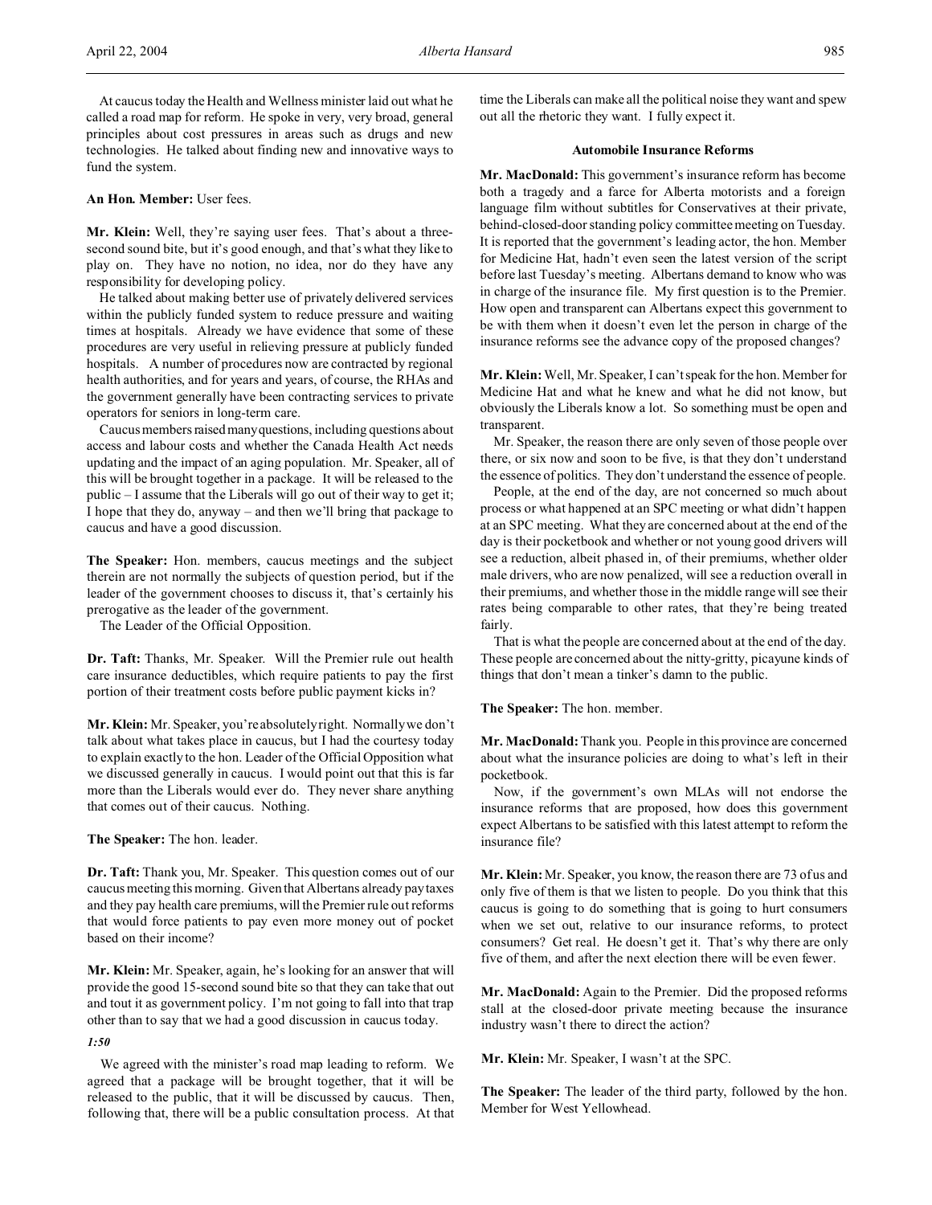At caucus today the Health and Wellness minister laid out what he called a road map for reform. He spoke in very, very broad, general principles about cost pressures in areas such as drugs and new technologies. He talked about finding new and innovative ways to fund the system.

**An Hon. Member:** User fees.

**Mr. Klein:** Well, they're saying user fees. That's about a three-second sound bite, but it's good enough, and that's what they like to play on. They have no notion, no idea, nor do they have any responsibility for developing policy.

He talked about making better use of privately delivered services within the publicly funded system to reduce pressure and waiting times at hospitals. Already we have evidence that some of these procedures are very useful in relieving pressure at publicly funded hospitals. A number of procedures now are contracted by regional health authorities, and for years and years, of course, the RHAs and the government generally have been contracting services to private operators for seniors in long-term care.

Caucus members raised many questions, including questions about access and labour costs and whether the Canada Health Act needs updating and the impact of an aging population. Mr. Speaker, all of this will be brought together in a package. It will be released to the public – I assume that the Liberals will go out of their way to get it; I hope that they do, anyway – and then we'll bring that package to caucus and have a good discussion.

**The Speaker:** Hon. members, caucus meetings and the subject therein are not normally the subjects of question period, but if the leader of the government chooses to discuss it, that's certainly his prerogative as the leader of the government.

The Leader of the Official Opposition.

**Dr. Taft:** Thanks, Mr. Speaker. Will the Premier rule out health care insurance deductibles, which require patients to pay the first portion of their treatment costs before public payment kicks in?

**Mr. Klein:** Mr. Speaker, you're absolutely right. Normally we don't talk about what takes place in caucus, but I had the courtesy today to explain exactly to the hon. Leader of the Official Opposition what we discussed generally in caucus. I would point out that this is far more than the Liberals would ever do. They never share anything that comes out of their caucus. Nothing.

**The Speaker:** The hon. leader.

**Dr. Taft:** Thank you, Mr. Speaker. This question comes out of our caucus meeting this morning. Given that Albertans already pay taxes and they pay health care premiums, will the Premier rule out reforms that would force patients to pay even more money out of pocket based on their income?

**Mr. Klein:** Mr. Speaker, again, he's looking for an answer that will provide the good 15-second sound bite so that they can take that out and tout it as government policy. I'm not going to fall into that trap other than to say that we had a good discussion in caucus today.

*1:50*

We agreed with the minister's road map leading to reform. We agreed that a package will be brought together, that it will be released to the public, that it will be discussed by caucus. Then, following that, there will be a public consultation process. At that time the Liberals can make all the political noise they want and spew out all the rhetoric they want. I fully expect it.

#### Automobile Insurance Reforms

**Mr. MacDonald:** This government's insurance reform has become both a tragedy and a farce for Alberta motorists and a foreign language film without subtitles for Conservatives at their private, behind-closed-door standing policy committee meeting on Tuesday. It is reported that the government's leading actor, the hon. Member for Medicine Hat, hadn't even seen the latest version of the script before last Tuesday's meeting. Albertans demand to know who was in charge of the insurance file. My first question is to the Premier. How open and transparent can Albertans expect this government to be with them when it doesn't even let the person in charge of the insurance reforms see the advance copy of the proposed changes?

**Mr. Klein:** Well, Mr. Speaker, I can't speak for the hon. Member for Medicine Hat and what he knew and what he did not know, but obviously the Liberals know a lot. So something must be open and transparent.

Mr. Speaker, the reason there are only seven of those people over there, or six now and soon to be five, is that they don't understand the essence of politics. They don't understand the essence of people.

People, at the end of the day, are not concerned so much about process or what happened at an SPC meeting or what didn't happen at an SPC meeting. What they are concerned about at the end of the day is their pocketbook and whether or not young good drivers will see a reduction, albeit phased in, of their premiums, whether older male drivers, who are now penalized, will see a reduction overall in their premiums, and whether those in the middle range will see their rates being comparable to other rates, that they're being treated fairly.

That is what the people are concerned about at the end of the day. These people are concerned about the nitty-gritty, picayune kinds of things that don't mean a tinker's damn to the public.

**The Speaker:** The hon. member.

**Mr. MacDonald:** Thank you. People in this province are concerned about what the insurance policies are doing to what's left in their pocketbook.

Now, if the government's own MLAs will not endorse the insurance reforms that are proposed, how does this government expect Albertans to be satisfied with this latest attempt to reform the insurance file?

**Mr. Klein:** Mr. Speaker, you know, the reason there are 73 of us and only five of them is that we listen to people. Do you think that this caucus is going to do something that is going to hurt consumers when we set out, relative to our insurance reforms, to protect consumers? Get real. He doesn't get it. That's why there are only five of them, and after the next election there will be even fewer.

**Mr. MacDonald:** Again to the Premier. Did the proposed reforms stall at the closed-door private meeting because the insurance industry wasn't there to direct the action?

**Mr. Klein:** Mr. Speaker, I wasn't at the SPC.

**The Speaker:** The leader of the third party, followed by the hon. Member for West Yellowhead.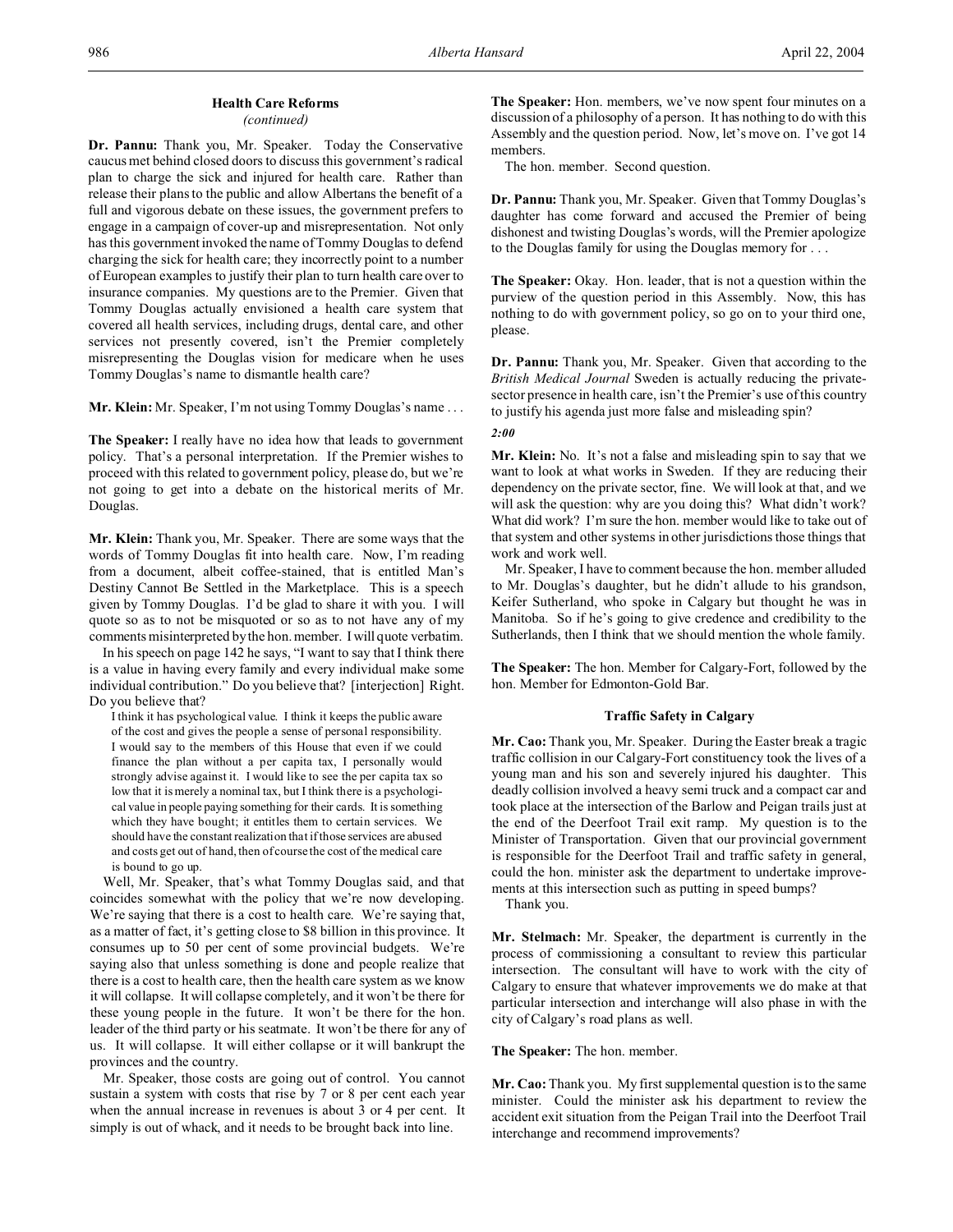### Health Care Reforms

*(continued)*

**Dr. Pannu:** Thank you, Mr. Speaker. Today the Conservative caucus met behind closed doors to discuss this government's radical plan to charge the sick and injured for health care. Rather than release their plans to the public and allow Albertans the benefit of a full and vigorous debate on these issues, the government prefers to engage in a campaign of cover-up and misrepresentation. Not only has this government invoked the name of Tommy Douglas to defend charging the sick for health care; they incorrectly point to a number of European examples to justify their plan to turn health care over to insurance companies. My questions are to the Premier. Given that Tommy Douglas actually envisioned a health care system that covered all health services, including drugs, dental care, and other services not presently covered, isn't the Premier completely misrepresenting the Douglas vision for medicare when he uses Tommy Douglas's name to dismantle health care?

**Mr. Klein:** Mr. Speaker, I'm not using Tommy Douglas's name . . .

**The Speaker:** I really have no idea how that leads to government policy. That's a personal interpretation. If the Premier wishes to proceed with this related to government policy, please do, but we're not going to get into a debate on the historical merits of Mr. Douglas.

**Mr. Klein:** Thank you, Mr. Speaker. There are some ways that the words of Tommy Douglas fit into health care. Now, I'm reading from a document, albeit coffee-stained, that is entitled Man's Destiny Cannot Be Settled in the Marketplace. This is a speech given by Tommy Douglas. I'd be glad to share it with you. I will quote so as to not be misquoted or so as to not have any of my comments misinterpreted by the hon. member. I will quote verbatim.

In his speech on page 142 he says, "I want to say that I think there is a value in having every family and every individual make some individual contribution." Do you believe that? [interjection] Right. Do you believe that?

> I think it has psychological value. I think it keeps the public aware of the cost and gives the people a sense of personal responsibility. I would say to the members of this House that even if we could finance the plan without a per capita tax, I personally would strongly advise against it. I would like to see the per capita tax so low that it is merely a nominal tax, but I think there is a psychological value in people paying something for their cards. It is something which they have bought; it entitles them to certain services. We should have the constant realization that if those services are abused and costs get out of hand, then of course the cost of the medical care is bound to go up.

Well, Mr. Speaker, that's what Tommy Douglas said, and that coincides somewhat with the policy that we're now developing. We're saying that there is a cost to health care. We're saying that, as a matter of fact, it's getting close to $8 billion in this province. It consumes up to 50 per cent of some provincial budgets. We're saying also that unless something is done and people realize that there is a cost to health care, then the health care system as we know it will collapse. It will collapse completely, and it won't be there for these young people in the future. It won't be there for the hon. leader of the third party or his seatmate. It won't be there for any of us. It will collapse. It will either collapse or it will bankrupt the provinces and the country.

Mr. Speaker, those costs are going out of control. You cannot sustain a system with costs that rise by 7 or 8 per cent each year when the annual increase in revenues is about 3 or 4 per cent. It simply is out of whack, and it needs to be brought back into line.

**The Speaker:** Hon. members, we've now spent four minutes on a discussion of a philosophy of a person. It has nothing to do with this Assembly and the question period. Now, let's move on. I've got 14 members.

The hon. member. Second question.

**Dr. Pannu:** Thank you, Mr. Speaker. Given that Tommy Douglas's daughter has come forward and accused the Premier of being dishonest and twisting Douglas's words, will the Premier apologize to the Douglas family for using the Douglas memory for . . .

**The Speaker:** Okay. Hon. leader, that is not a question within the purview of the question period in this Assembly. Now, this has nothing to do with government policy, so go on to your third one, please.

**Dr. Pannu:** Thank you, Mr. Speaker. Given that according to the *British Medical Journal* Sweden is actually reducing the private-sector presence in health care, isn't the Premier's use of this country to justify his agenda just more false and misleading spin?

*2:00*

**Mr. Klein:** No. It's not a false and misleading spin to say that we want to look at what works in Sweden. If they are reducing their dependency on the private sector, fine. We will look at that, and we will ask the question: why are you doing this? What didn't work? What did work? I'm sure the hon. member would like to take out of that system and other systems in other jurisdictions those things that work and work well.

Mr. Speaker, I have to comment because the hon. member alluded to Mr. Douglas's daughter, but he didn't allude to his grandson, Keifer Sutherland, who spoke in Calgary but thought he was in Manitoba. So if he's going to give credence and credibility to the Sutherlands, then I think that we should mention the whole family.

**The Speaker:** The hon. Member for Calgary-Fort, followed by the hon. Member for Edmonton-Gold Bar.

### Traffic Safety in Calgary

**Mr. Cao:** Thank you, Mr. Speaker. During the Easter break a tragic traffic collision in our Calgary-Fort constituency took the lives of a young man and his son and severely injured his daughter. This deadly collision involved a heavy semi truck and a compact car and took place at the intersection of the Barlow and Peigan trails just at the end of the Deerfoot Trail exit ramp. My question is to the Minister of Transportation. Given that our provincial government is responsible for the Deerfoot Trail and traffic safety in general, could the hon. minister ask the department to undertake improvements at this intersection such as putting in speed bumps?

Thank you.

**Mr. Stelmach:** Mr. Speaker, the department is currently in the process of commissioning a consultant to review this particular intersection. The consultant will have to work with the city of Calgary to ensure that whatever improvements we do make at that particular intersection and interchange will also phase in with the city of Calgary's road plans as well.

**The Speaker:** The hon. member.

**Mr. Cao:** Thank you. My first supplemental question is to the same minister. Could the minister ask his department to review the accident exit situation from the Peigan Trail into the Deerfoot Trail interchange and recommend improvements?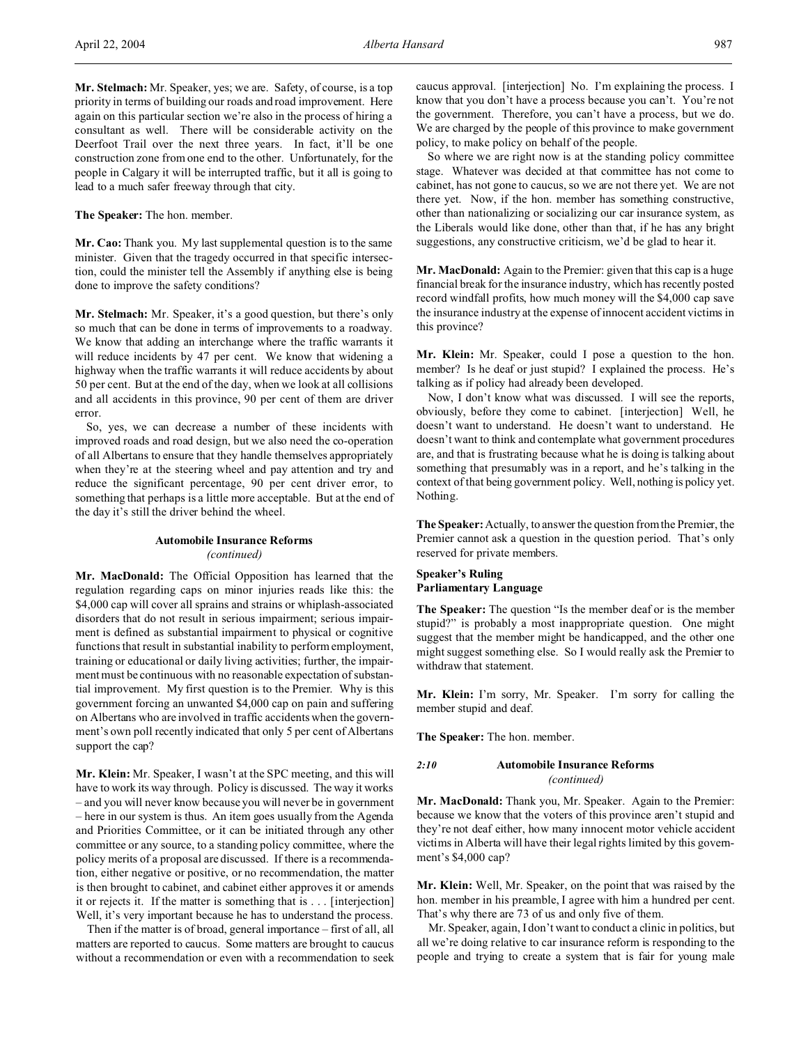**Mr. Stelmach:** Mr. Speaker, yes; we are. Safety, of course, is a top priority in terms of building our roads and road improvement. Here again on this particular section we're also in the process of hiring a consultant as well. There will be considerable activity on the Deerfoot Trail over the next three years. In fact, it'll be one construction zone from one end to the other. Unfortunately, for the people in Calgary it will be interrupted traffic, but it all is going to lead to a much safer freeway through that city.

**The Speaker:** The hon. member.

**Mr. Cao:** Thank you. My last supplemental question is to the same minister. Given that the tragedy occurred in that specific intersection, could the minister tell the Assembly if anything else is being done to improve the safety conditions?

**Mr. Stelmach:** Mr. Speaker, it's a good question, but there's only so much that can be done in terms of improvements to a roadway. We know that adding an interchange where the traffic warrants it will reduce incidents by 47 per cent. We know that widening a highway when the traffic warrants it will reduce accidents by about 50 per cent. But at the end of the day, when we look at all collisions and all accidents in this province, 90 per cent of them are driver error.

So, yes, we can decrease a number of these incidents with improved roads and road design, but we also need the co-operation of all Albertans to ensure that they handle themselves appropriately when they're at the steering wheel and pay attention and try and reduce the significant percentage, 90 per cent driver error, to something that perhaps is a little more acceptable. But at the end of the day it's still the driver behind the wheel.

### Automobile Insurance Reforms
*(continued)*

**Mr. MacDonald:** The Official Opposition has learned that the regulation regarding caps on minor injuries reads like this: the $4,000 cap will cover all sprains and strains or whiplash-associated disorders that do not result in serious impairment; serious impairment is defined as substantial impairment to physical or cognitive functions that result in substantial inability to perform employment, training or educational or daily living activities; further, the impairment must be continuous with no reasonable expectation of substantial improvement. My first question is to the Premier. Why is this government forcing an unwanted $4,000 cap on pain and suffering on Albertans who are involved in traffic accidents when the government's own poll recently indicated that only 5 per cent of Albertans support the cap?

**Mr. Klein:** Mr. Speaker, I wasn't at the SPC meeting, and this will have to work its way through. Policy is discussed. The way it works – and you will never know because you will never be in government – here in our system is thus. An item goes usually from the Agenda and Priorities Committee, or it can be initiated through any other committee or any source, to a standing policy committee, where the policy merits of a proposal are discussed. If there is a recommendation, either negative or positive, or no recommendation, the matter is then brought to cabinet, and cabinet either approves it or amends it or rejects it. If the matter is something that is . . . [interjection] Well, it's very important because he has to understand the process.

Then if the matter is of broad, general importance – first of all, all matters are reported to caucus. Some matters are brought to caucus without a recommendation or even with a recommendation to seek caucus approval. [interjection] No. I'm explaining the process. I know that you don't have a process because you can't. You're not the government. Therefore, you can't have a process, but we do. We are charged by the people of this province to make government policy, to make policy on behalf of the people.

So where we are right now is at the standing policy committee stage. Whatever was decided at that committee has not come to cabinet, has not gone to caucus, so we are not there yet. We are not there yet. Now, if the hon. member has something constructive, other than nationalizing or socializing our car insurance system, as the Liberals would like done, other than that, if he has any bright suggestions, any constructive criticism, we'd be glad to hear it.

**Mr. MacDonald:** Again to the Premier: given that this cap is a huge financial break for the insurance industry, which has recently posted record windfall profits, how much money will the $4,000 cap save the insurance industry at the expense of innocent accident victims in this province?

**Mr. Klein:** Mr. Speaker, could I pose a question to the hon. member? Is he deaf or just stupid? I explained the process. He's talking as if policy had already been developed.

Now, I don't know what was discussed. I will see the reports, obviously, before they come to cabinet. [interjection] Well, he doesn't want to understand. He doesn't want to understand. He doesn't want to think and contemplate what government procedures are, and that is frustrating because what he is doing is talking about something that presumably was in a report, and he's talking in the context of that being government policy. Well, nothing is policy yet. Nothing.

**The Speaker:** Actually, to answer the question from the Premier, the Premier cannot ask a question in the question period. That's only reserved for private members.

### Speaker's Ruling
### Parliamentary Language

**The Speaker:** The question "Is the member deaf or is the member stupid?" is probably a most inappropriate question. One might suggest that the member might be handicapped, and the other one might suggest something else. So I would really ask the Premier to withdraw that statement.

**Mr. Klein:** I'm sorry, Mr. Speaker. I'm sorry for calling the member stupid and deaf.

**The Speaker:** The hon. member.

*2:10*

### Automobile Insurance Reforms
*(continued)*

**Mr. MacDonald:** Thank you, Mr. Speaker. Again to the Premier: because we know that the voters of this province aren't stupid and they're not deaf either, how many innocent motor vehicle accident victims in Alberta will have their legal rights limited by this government's $4,000 cap?

**Mr. Klein:** Well, Mr. Speaker, on the point that was raised by the hon. member in his preamble, I agree with him a hundred per cent. That's why there are 73 of us and only five of them.

Mr. Speaker, again, I don't want to conduct a clinic in politics, but all we're doing relative to car insurance reform is responding to the people and trying to create a system that is fair for young male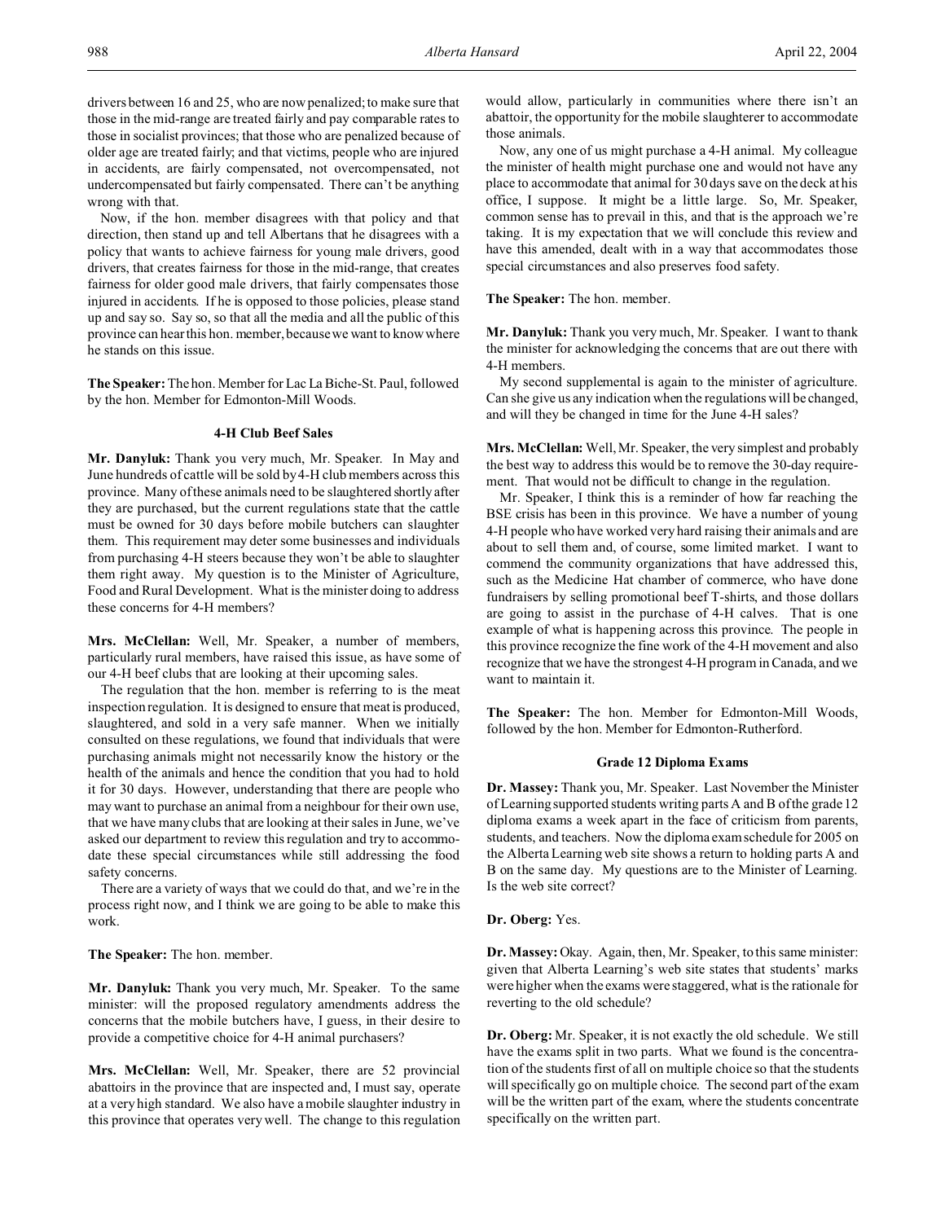drivers between 16 and 25, who are now penalized; to make sure that those in the mid-range are treated fairly and pay comparable rates to those in socialist provinces; that those who are penalized because of older age are treated fairly; and that victims, people who are injured in accidents, are fairly compensated, not overcompensated, not undercompensated but fairly compensated. There can't be anything wrong with that.

Now, if the hon. member disagrees with that policy and that direction, then stand up and tell Albertans that he disagrees with a policy that wants to achieve fairness for young male drivers, good drivers, that creates fairness for those in the mid-range, that creates fairness for older good male drivers, that fairly compensates those injured in accidents. If he is opposed to those policies, please stand up and say so. Say so, so that all the media and all the public of this province can hear this hon. member, because we want to know where he stands on this issue.

**The Speaker:** The hon. Member for Lac La Biche-St. Paul, followed by the hon. Member for Edmonton-Mill Woods.

### 4-H Club Beef Sales

**Mr. Danyluk:** Thank you very much, Mr. Speaker. In May and June hundreds of cattle will be sold by 4-H club members across this province. Many of these animals need to be slaughtered shortly after they are purchased, but the current regulations state that the cattle must be owned for 30 days before mobile butchers can slaughter them. This requirement may deter some businesses and individuals from purchasing 4-H steers because they won't be able to slaughter them right away. My question is to the Minister of Agriculture, Food and Rural Development. What is the minister doing to address these concerns for 4-H members?

**Mrs. McClellan:** Well, Mr. Speaker, a number of members, particularly rural members, have raised this issue, as have some of our 4-H beef clubs that are looking at their upcoming sales.

The regulation that the hon. member is referring to is the meat inspection regulation. It is designed to ensure that meat is produced, slaughtered, and sold in a very safe manner. When we initially consulted on these regulations, we found that individuals that were purchasing animals might not necessarily know the history or the health of the animals and hence the condition that you had to hold it for 30 days. However, understanding that there are people who may want to purchase an animal from a neighbour for their own use, that we have many clubs that are looking at their sales in June, we've asked our department to review this regulation and try to accommodate these special circumstances while still addressing the food safety concerns.

There are a variety of ways that we could do that, and we're in the process right now, and I think we are going to be able to make this work.

**The Speaker:** The hon. member.

**Mr. Danyluk:** Thank you very much, Mr. Speaker. To the same minister: will the proposed regulatory amendments address the concerns that the mobile butchers have, I guess, in their desire to provide a competitive choice for 4-H animal purchasers?

**Mrs. McClellan:** Well, Mr. Speaker, there are 52 provincial abattoirs in the province that are inspected and, I must say, operate at a very high standard. We also have a mobile slaughter industry in this province that operates very well. The change to this regulation would allow, particularly in communities where there isn't an abattoir, the opportunity for the mobile slaughterer to accommodate those animals.

Now, any one of us might purchase a 4-H animal. My colleague the minister of health might purchase one and would not have any place to accommodate that animal for 30 days save on the deck at his office, I suppose. It might be a little large. So, Mr. Speaker, common sense has to prevail in this, and that is the approach we're taking. It is my expectation that we will conclude this review and have this amended, dealt with in a way that accommodates those special circumstances and also preserves food safety.

**The Speaker:** The hon. member.

**Mr. Danyluk:** Thank you very much, Mr. Speaker. I want to thank the minister for acknowledging the concerns that are out there with 4-H members.

My second supplemental is again to the minister of agriculture. Can she give us any indication when the regulations will be changed, and will they be changed in time for the June 4-H sales?

**Mrs. McClellan:** Well, Mr. Speaker, the very simplest and probably the best way to address this would be to remove the 30-day requirement. That would not be difficult to change in the regulation.

Mr. Speaker, I think this is a reminder of how far reaching the BSE crisis has been in this province. We have a number of young 4-H people who have worked very hard raising their animals and are about to sell them and, of course, some limited market. I want to commend the community organizations that have addressed this, such as the Medicine Hat chamber of commerce, who have done fundraisers by selling promotional beef T-shirts, and those dollars are going to assist in the purchase of 4-H calves. That is one example of what is happening across this province. The people in this province recognize the fine work of the 4-H movement and also recognize that we have the strongest 4-H program in Canada, and we want to maintain it.

**The Speaker:** The hon. Member for Edmonton-Mill Woods, followed by the hon. Member for Edmonton-Rutherford.

### Grade 12 Diploma Exams

**Dr. Massey:** Thank you, Mr. Speaker. Last November the Minister of Learning supported students writing parts A and B of the grade 12 diploma exams a week apart in the face of criticism from parents, students, and teachers. Now the diploma exam schedule for 2005 on the Alberta Learning web site shows a return to holding parts A and B on the same day. My questions are to the Minister of Learning. Is the web site correct?

**Dr. Oberg:** Yes.

**Dr. Massey:** Okay. Again, then, Mr. Speaker, to this same minister: given that Alberta Learning's web site states that students' marks were higher when the exams were staggered, what is the rationale for reverting to the old schedule?

**Dr. Oberg:** Mr. Speaker, it is not exactly the old schedule. We still have the exams split in two parts. What we found is the concentration of the students first of all on multiple choice so that the students will specifically go on multiple choice. The second part of the exam will be the written part of the exam, where the students concentrate specifically on the written part.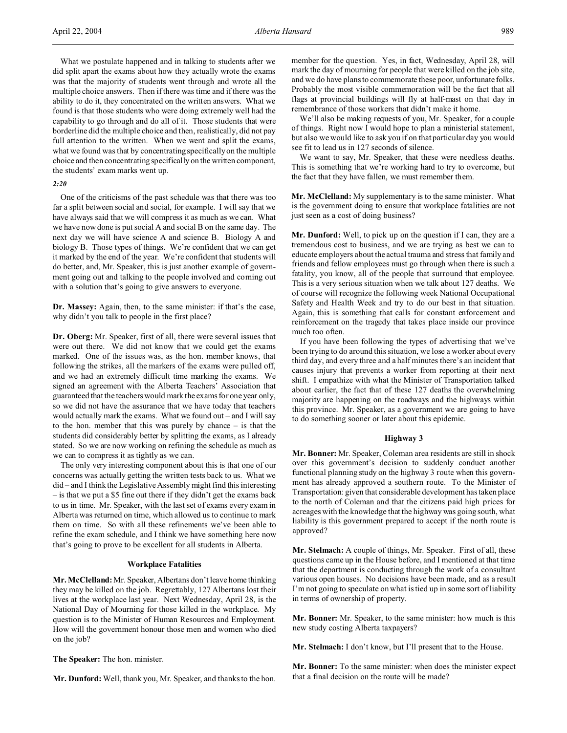What we postulate happened and in talking to students after we did split apart the exams about how they actually wrote the exams was that the majority of students went through and wrote all the multiple choice answers. Then if there was time and if there was the ability to do it, they concentrated on the written answers. What we found is that those students who were doing extremely well had the capability to go through and do all of it. Those students that were borderline did the multiple choice and then, realistically, did not pay full attention to the written. When we went and split the exams, what we found was that by concentrating specifically on the multiple choice and then concentrating specifically on the written component, the students' exam marks went up.

*2:20*

One of the criticisms of the past schedule was that there was too far a split between social and social, for example. I will say that we have always said that we will compress it as much as we can. What we have now done is put social A and social B on the same day. The next day we will have science A and science B. Biology A and biology B. Those types of things. We're confident that we can get it marked by the end of the year. We're confident that students will do better, and, Mr. Speaker, this is just another example of government going out and talking to the people involved and coming out with a solution that's going to give answers to everyone.

**Dr. Massey:** Again, then, to the same minister: if that's the case, why didn't you talk to people in the first place?

**Dr. Oberg:** Mr. Speaker, first of all, there were several issues that were out there. We did not know that we could get the exams marked. One of the issues was, as the hon. member knows, that following the strikes, all the markers of the exams were pulled off, and we had an extremely difficult time marking the exams. We signed an agreement with the Alberta Teachers' Association that guaranteed that the teachers would mark the exams for one year only, so we did not have the assurance that we have today that teachers would actually mark the exams. What we found out – and I will say to the hon. member that this was purely by chance – is that the students did considerably better by splitting the exams, as I already stated. So we are now working on refining the schedule as much as we can to compress it as tightly as we can.

The only very interesting component about this is that one of our concerns was actually getting the written tests back to us. What we did – and I think the Legislative Assembly might find this interesting – is that we put a $5 fine out there if they didn't get the exams back to us in time. Mr. Speaker, with the last set of exams every exam in Alberta was returned on time, which allowed us to continue to mark them on time. So with all these refinements we've been able to refine the exam schedule, and I think we have something here now that's going to prove to be excellent for all students in Alberta.

### Workplace Fatalities

**Mr. McClelland:** Mr. Speaker, Albertans don't leave home thinking they may be killed on the job. Regrettably, 127 Albertans lost their lives at the workplace last year. Next Wednesday, April 28, is the National Day of Mourning for those killed in the workplace. My question is to the Minister of Human Resources and Employment. How will the government honour those men and women who died on the job?

**The Speaker:** The hon. minister.

**Mr. Dunford:** Well, thank you, Mr. Speaker, and thanks to the hon. member for the question. Yes, in fact, Wednesday, April 28, will mark the day of mourning for people that were killed on the job site, and we do have plans to commemorate these poor, unfortunate folks. Probably the most visible commemoration will be the fact that all flags at provincial buildings will fly at half-mast on that day in remembrance of those workers that didn't make it home.

We'll also be making requests of you, Mr. Speaker, for a couple of things. Right now I would hope to plan a ministerial statement, but also we would like to ask you if on that particular day you would see fit to lead us in 127 seconds of silence.

We want to say, Mr. Speaker, that these were needless deaths. This is something that we're working hard to try to overcome, but the fact that they have fallen, we must remember them.

**Mr. McClelland:** My supplementary is to the same minister. What is the government doing to ensure that workplace fatalities are not just seen as a cost of doing business?

**Mr. Dunford:** Well, to pick up on the question if I can, they are a tremendous cost to business, and we are trying as best we can to educate employers about the actual trauma and stress that family and friends and fellow employees must go through when there is such a fatality, you know, all of the people that surround that employee. This is a very serious situation when we talk about 127 deaths. We of course will recognize the following week National Occupational Safety and Health Week and try to do our best in that situation. Again, this is something that calls for constant enforcement and reinforcement on the tragedy that takes place inside our province much too often.

If you have been following the types of advertising that we've been trying to do around this situation, we lose a worker about every third day, and every three and a half minutes there's an incident that causes injury that prevents a worker from reporting at their next shift. I empathize with what the Minister of Transportation talked about earlier, the fact that of these 127 deaths the overwhelming majority are happening on the roadways and the highways within this province. Mr. Speaker, as a government we are going to have to do something sooner or later about this epidemic.

### Highway 3

**Mr. Bonner:** Mr. Speaker, Coleman area residents are still in shock over this government's decision to suddenly conduct another functional planning study on the highway 3 route when this government has already approved a southern route. To the Minister of Transportation: given that considerable development has taken place to the north of Coleman and that the citizens paid high prices for acreages with the knowledge that the highway was going south, what liability is this government prepared to accept if the north route is approved?

**Mr. Stelmach:** A couple of things, Mr. Speaker. First of all, these questions came up in the House before, and I mentioned at that time that the department is conducting through the work of a consultant various open houses. No decisions have been made, and as a result I'm not going to speculate on what is tied up in some sort of liability in terms of ownership of property.

**Mr. Bonner:** Mr. Speaker, to the same minister: how much is this new study costing Alberta taxpayers?

**Mr. Stelmach:** I don't know, but I'll present that to the House.

**Mr. Bonner:** To the same minister: when does the minister expect that a final decision on the route will be made?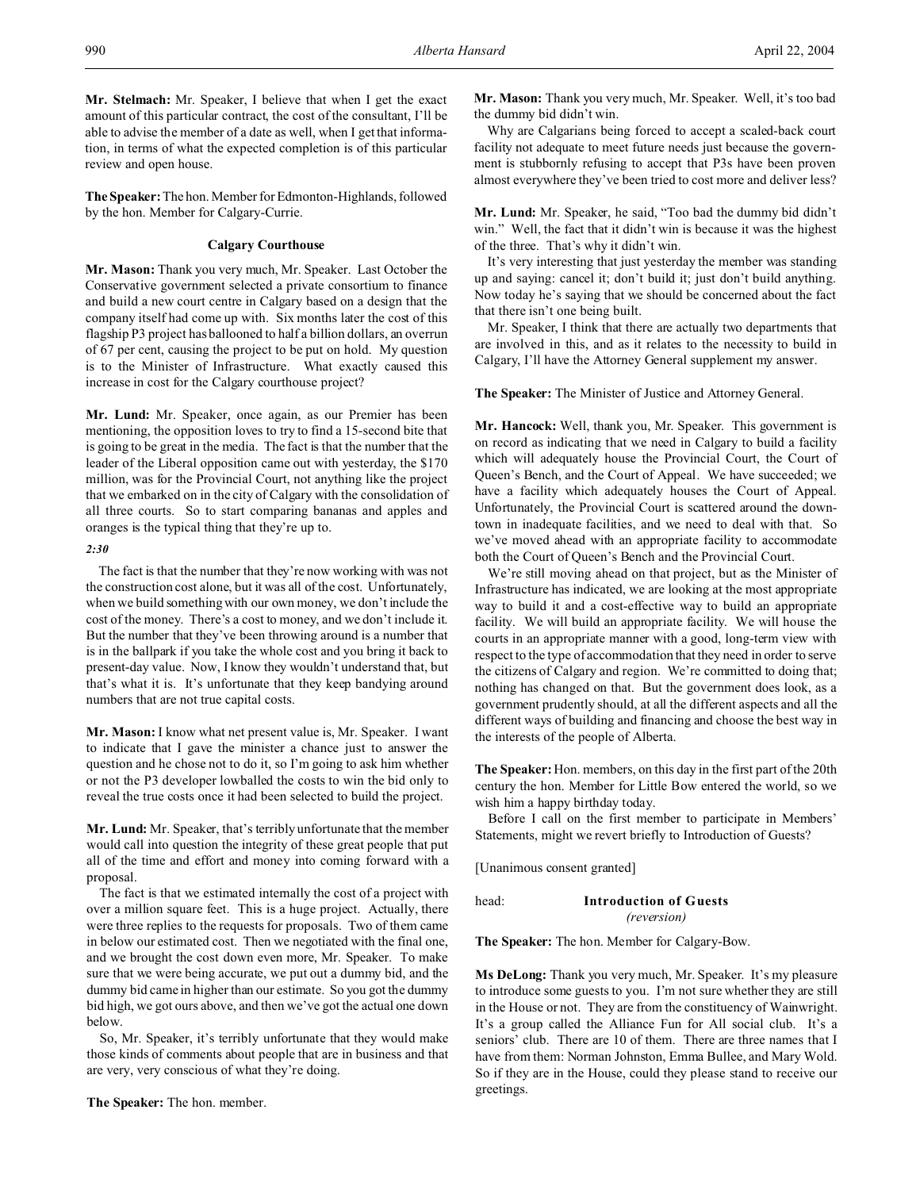**Mr. Stelmach:** Mr. Speaker, I believe that when I get the exact amount of this particular contract, the cost of the consultant, I'll be able to advise the member of a date as well, when I get that information, in terms of what the expected completion is of this particular review and open house.

**The Speaker:** The hon. Member for Edmonton-Highlands, followed by the hon. Member for Calgary-Currie.

### Calgary Courthouse

**Mr. Mason:** Thank you very much, Mr. Speaker. Last October the Conservative government selected a private consortium to finance and build a new court centre in Calgary based on a design that the company itself had come up with. Six months later the cost of this flagship P3 project has ballooned to half a billion dollars, an overrun of 67 per cent, causing the project to be put on hold. My question is to the Minister of Infrastructure. What exactly caused this increase in cost for the Calgary courthouse project?

**Mr. Lund:** Mr. Speaker, once again, as our Premier has been mentioning, the opposition loves to try to find a 15-second bite that is going to be great in the media. The fact is that the number that the leader of the Liberal opposition came out with yesterday, the $170 million, was for the Provincial Court, not anything like the project that we embarked on in the city of Calgary with the consolidation of all three courts. So to start comparing bananas and apples and oranges is the typical thing that they're up to.

*2:30*

The fact is that the number that they're now working with was not the construction cost alone, but it was all of the cost. Unfortunately, when we build something with our own money, we don't include the cost of the money. There's a cost to money, and we don't include it. But the number that they've been throwing around is a number that is in the ballpark if you take the whole cost and you bring it back to present-day value. Now, I know they wouldn't understand that, but that's what it is. It's unfortunate that they keep bandying around numbers that are not true capital costs.

**Mr. Mason:** I know what net present value is, Mr. Speaker. I want to indicate that I gave the minister a chance just to answer the question and he chose not to do it, so I'm going to ask him whether or not the P3 developer lowballed the costs to win the bid only to reveal the true costs once it had been selected to build the project.

**Mr. Lund:** Mr. Speaker, that's terribly unfortunate that the member would call into question the integrity of these great people that put all of the time and effort and money into coming forward with a proposal.

The fact is that we estimated internally the cost of a project with over a million square feet. This is a huge project. Actually, there were three replies to the requests for proposals. Two of them came in below our estimated cost. Then we negotiated with the final one, and we brought the cost down even more, Mr. Speaker. To make sure that we were being accurate, we put out a dummy bid, and the dummy bid came in higher than our estimate. So you got the dummy bid high, we got ours above, and then we've got the actual one down below.

So, Mr. Speaker, it's terribly unfortunate that they would make those kinds of comments about people that are in business and that are very, very conscious of what they're doing.

**The Speaker:** The hon. member.

**Mr. Mason:** Thank you very much, Mr. Speaker. Well, it's too bad the dummy bid didn't win.

Why are Calgarians being forced to accept a scaled-back court facility not adequate to meet future needs just because the government is stubbornly refusing to accept that P3s have been proven almost everywhere they've been tried to cost more and deliver less?

**Mr. Lund:** Mr. Speaker, he said, "Too bad the dummy bid didn't win." Well, the fact that it didn't win is because it was the highest of the three. That's why it didn't win.

It's very interesting that just yesterday the member was standing up and saying: cancel it; don't build it; just don't build anything. Now today he's saying that we should be concerned about the fact that there isn't one being built.

Mr. Speaker, I think that there are actually two departments that are involved in this, and as it relates to the necessity to build in Calgary, I'll have the Attorney General supplement my answer.

**The Speaker:** The Minister of Justice and Attorney General.

**Mr. Hancock:** Well, thank you, Mr. Speaker. This government is on record as indicating that we need in Calgary to build a facility which will adequately house the Provincial Court, the Court of Queen's Bench, and the Court of Appeal. We have succeeded; we have a facility which adequately houses the Court of Appeal. Unfortunately, the Provincial Court is scattered around the downtown in inadequate facilities, and we need to deal with that. So we've moved ahead with an appropriate facility to accommodate both the Court of Queen's Bench and the Provincial Court.

We're still moving ahead on that project, but as the Minister of Infrastructure has indicated, we are looking at the most appropriate way to build it and a cost-effective way to build an appropriate facility. We will build an appropriate facility. We will house the courts in an appropriate manner with a good, long-term view with respect to the type of accommodation that they need in order to serve the citizens of Calgary and region. We're committed to doing that; nothing has changed on that. But the government does look, as a government prudently should, at all the different aspects and all the different ways of building and financing and choose the best way in the interests of the people of Alberta.

**The Speaker:** Hon. members, on this day in the first part of the 20th century the hon. Member for Little Bow entered the world, so we wish him a happy birthday today.

Before I call on the first member to participate in Members' Statements, might we revert briefly to Introduction of Guests?

[Unanimous consent granted]

head: **Introduction of Guests**
*(reversion)*

**The Speaker:** The hon. Member for Calgary-Bow.

**Ms DeLong:** Thank you very much, Mr. Speaker. It's my pleasure to introduce some guests to you. I'm not sure whether they are still in the House or not. They are from the constituency of Wainwright. It's a group called the Alliance Fun for All social club. It's a seniors' club. There are 10 of them. There are three names that I have from them: Norman Johnston, Emma Bullee, and Mary Wold. So if they are in the House, could they please stand to receive our greetings.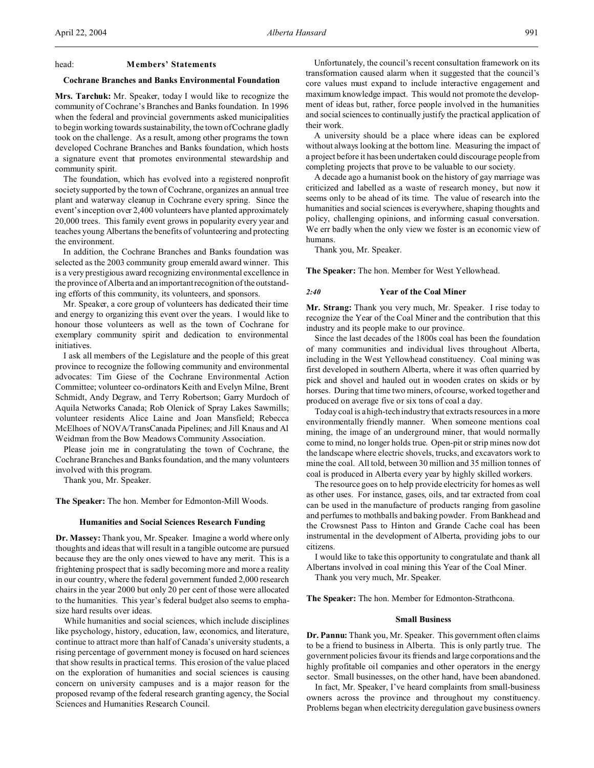head: **Members' Statements**

### Cochrane Branches and Banks Environmental Foundation

**Mrs. Tarchuk:** Mr. Speaker, today I would like to recognize the community of Cochrane's Branches and Banks foundation. In 1996 when the federal and provincial governments asked municipalities to begin working towards sustainability, the town of Cochrane gladly took on the challenge. As a result, among other programs the town developed Cochrane Branches and Banks foundation, which hosts a signature event that promotes environmental stewardship and community spirit.

The foundation, which has evolved into a registered nonprofit society supported by the town of Cochrane, organizes an annual tree plant and waterway cleanup in Cochrane every spring. Since the event's inception over 2,400 volunteers have planted approximately 20,000 trees. This family event grows in popularity every year and teaches young Albertans the benefits of volunteering and protecting the environment.

In addition, the Cochrane Branches and Banks foundation was selected as the 2003 community group emerald award winner. This is a very prestigious award recognizing environmental excellence in the province of Alberta and an important recognition of the outstanding efforts of this community, its volunteers, and sponsors.

Mr. Speaker, a core group of volunteers has dedicated their time and energy to organizing this event over the years. I would like to honour those volunteers as well as the town of Cochrane for exemplary community spirit and dedication to environmental initiatives.

I ask all members of the Legislature and the people of this great province to recognize the following community and environmental advocates: Tim Giese of the Cochrane Environmental Action Committee; volunteer co-ordinators Keith and Evelyn Milne, Brent Schmidt, Andy Degraw, and Terry Robertson; Garry Murdoch of Aquila Networks Canada; Rob Olenick of Spray Lakes Sawmills; volunteer residents Alice Laine and Joan Mansfield; Rebecca McElhoes of NOVA/TransCanada Pipelines; and Jill Knaus and Al Weidman from the Bow Meadows Community Association.

Please join me in congratulating the town of Cochrane, the Cochrane Branches and Banks foundation, and the many volunteers involved with this program.

Thank you, Mr. Speaker.

**The Speaker:** The hon. Member for Edmonton-Mill Woods.

### Humanities and Social Sciences Research Funding

**Dr. Massey:** Thank you, Mr. Speaker. Imagine a world where only thoughts and ideas that will result in a tangible outcome are pursued because they are the only ones viewed to have any merit. This is a frightening prospect that is sadly becoming more and more a reality in our country, where the federal government funded 2,000 research chairs in the year 2000 but only 20 per cent of those were allocated to the humanities. This year's federal budget also seems to emphasize hard results over ideas.

While humanities and social sciences, which include disciplines like psychology, history, education, law, economics, and literature, continue to attract more than half of Canada's university students, a rising percentage of government money is focused on hard sciences that show results in practical terms. This erosion of the value placed on the exploration of humanities and social sciences is causing concern on university campuses and is a major reason for the proposed revamp of the federal research granting agency, the Social Sciences and Humanities Research Council.

Unfortunately, the council's recent consultation framework on its transformation caused alarm when it suggested that the council's core values must expand to include interactive engagement and maximum knowledge impact. This would not promote the development of ideas but, rather, force people involved in the humanities and social sciences to continually justify the practical application of their work.

A university should be a place where ideas can be explored without always looking at the bottom line. Measuring the impact of a project before it has been undertaken could discourage people from completing projects that prove to be valuable to our society.

A decade ago a humanist book on the history of gay marriage was criticized and labelled as a waste of research money, but now it seems only to be ahead of its time. The value of research into the humanities and social sciences is everywhere, shaping thoughts and policy, challenging opinions, and informing casual conversation. We err badly when the only view we foster is an economic view of humans.

Thank you, Mr. Speaker.

**The Speaker:** The hon. Member for West Yellowhead.

### *2:40* Year of the Coal Miner

**Mr. Strang:** Thank you very much, Mr. Speaker. I rise today to recognize the Year of the Coal Miner and the contribution that this industry and its people make to our province.

Since the last decades of the 1800s coal has been the foundation of many communities and individual lives throughout Alberta, including in the West Yellowhead constituency. Coal mining was first developed in southern Alberta, where it was often quarried by pick and shovel and hauled out in wooden crates on skids or by horses. During that time two miners, of course, worked together and produced on average five or six tons of coal a day.

Today coal is a high-tech industry that extracts resources in a more environmentally friendly manner. When someone mentions coal mining, the image of an underground miner, that would normally come to mind, no longer holds true. Open-pit or strip mines now dot the landscape where electric shovels, trucks, and excavators work to mine the coal. All told, between 30 million and 35 million tonnes of coal is produced in Alberta every year by highly skilled workers.

The resource goes on to help provide electricity for homes as well as other uses. For instance, gases, oils, and tar extracted from coal can be used in the manufacture of products ranging from gasoline and perfumes to mothballs and baking powder. From Bankhead and the Crowsnest Pass to Hinton and Grande Cache coal has been instrumental in the development of Alberta, providing jobs to our citizens.

I would like to take this opportunity to congratulate and thank all Albertans involved in coal mining this Year of the Coal Miner.

Thank you very much, Mr. Speaker.

**The Speaker:** The hon. Member for Edmonton-Strathcona.

### Small Business

**Dr. Pannu:** Thank you, Mr. Speaker. This government often claims to be a friend to business in Alberta. This is only partly true. The government policies favour its friends and large corporations and the highly profitable oil companies and other operators in the energy sector. Small businesses, on the other hand, have been abandoned.

In fact, Mr. Speaker, I've heard complaints from small-business owners across the province and throughout my constituency. Problems began when electricity deregulation gave business owners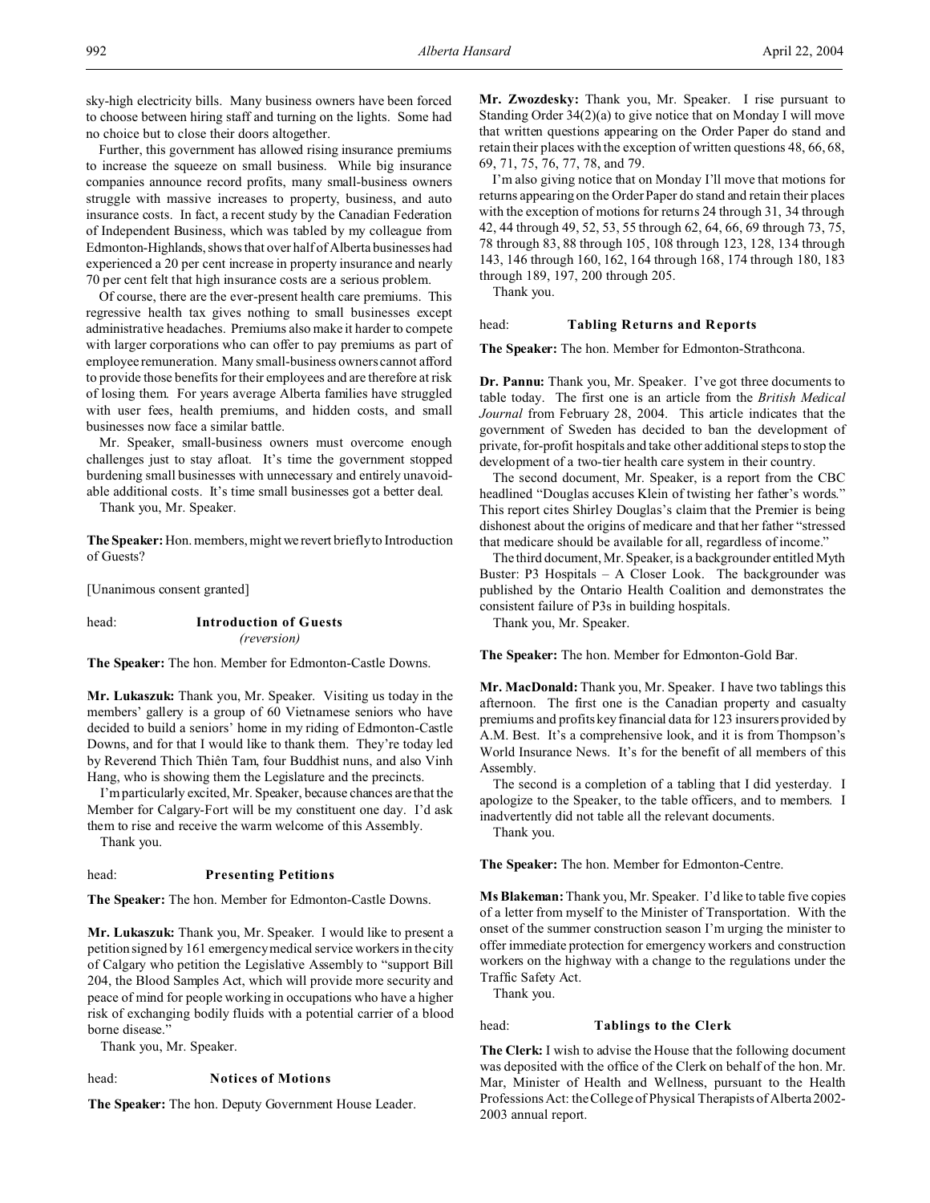sky-high electricity bills. Many business owners have been forced to choose between hiring staff and turning on the lights. Some had no choice but to close their doors altogether.

Further, this government has allowed rising insurance premiums to increase the squeeze on small business. While big insurance companies announce record profits, many small-business owners struggle with massive increases to property, business, and auto insurance costs. In fact, a recent study by the Canadian Federation of Independent Business, which was tabled by my colleague from Edmonton-Highlands, shows that over half of Alberta businesses had experienced a 20 per cent increase in property insurance and nearly 70 per cent felt that high insurance costs are a serious problem.

Of course, there are the ever-present health care premiums. This regressive health tax gives nothing to small businesses except administrative headaches. Premiums also make it harder to compete with larger corporations who can offer to pay premiums as part of employee remuneration. Many small-business owners cannot afford to provide those benefits for their employees and are therefore at risk of losing them. For years average Alberta families have struggled with user fees, health premiums, and hidden costs, and small businesses now face a similar battle.

Mr. Speaker, small-business owners must overcome enough challenges just to stay afloat. It's time the government stopped burdening small businesses with unnecessary and entirely unavoidable additional costs. It's time small businesses got a better deal.

Thank you, Mr. Speaker.

**The Speaker:** Hon. members, might we revert briefly to Introduction of Guests?

[Unanimous consent granted]

head: **Introduction of Guests**
*(reversion)*

**The Speaker:** The hon. Member for Edmonton-Castle Downs.

**Mr. Lukaszuk:** Thank you, Mr. Speaker. Visiting us today in the members' gallery is a group of 60 Vietnamese seniors who have decided to build a seniors' home in my riding of Edmonton-Castle Downs, and for that I would like to thank them. They're today led by Reverend Thich Thiên Tam, four Buddhist nuns, and also Vinh Hang, who is showing them the Legislature and the precincts.

I'm particularly excited, Mr. Speaker, because chances are that the Member for Calgary-Fort will be my constituent one day. I'd ask them to rise and receive the warm welcome of this Assembly.

Thank you.

head: **Presenting Petitions**

**The Speaker:** The hon. Member for Edmonton-Castle Downs.

**Mr. Lukaszuk:** Thank you, Mr. Speaker. I would like to present a petition signed by 161 emergency medical service workers in the city of Calgary who petition the Legislative Assembly to "support Bill 204, the Blood Samples Act, which will provide more security and peace of mind for people working in occupations who have a higher risk of exchanging bodily fluids with a potential carrier of a blood borne disease."

Thank you, Mr. Speaker.

head: **Notices of Motions**

**The Speaker:** The hon. Deputy Government House Leader.

**Mr. Zwozdesky:** Thank you, Mr. Speaker. I rise pursuant to Standing Order 34(2)(a) to give notice that on Monday I will move that written questions appearing on the Order Paper do stand and retain their places with the exception of written questions 48, 66, 68, 69, 71, 75, 76, 77, 78, and 79.

I'm also giving notice that on Monday I'll move that motions for returns appearing on the Order Paper do stand and retain their places with the exception of motions for returns 24 through 31, 34 through 42, 44 through 49, 52, 53, 55 through 62, 64, 66, 69 through 73, 75, 78 through 83, 88 through 105, 108 through 123, 128, 134 through 143, 146 through 160, 162, 164 through 168, 174 through 180, 183 through 189, 197, 200 through 205.

Thank you.

head: **Tabling Returns and Reports**

**The Speaker:** The hon. Member for Edmonton-Strathcona.

**Dr. Pannu:** Thank you, Mr. Speaker. I've got three documents to table today. The first one is an article from the *British Medical Journal* from February 28, 2004. This article indicates that the government of Sweden has decided to ban the development of private, for-profit hospitals and take other additional steps to stop the development of a two-tier health care system in their country.

The second document, Mr. Speaker, is a report from the CBC headlined "Douglas accuses Klein of twisting her father's words." This report cites Shirley Douglas's claim that the Premier is being dishonest about the origins of medicare and that her father "stressed that medicare should be available for all, regardless of income."

The third document, Mr. Speaker, is a backgrounder entitled Myth Buster: P3 Hospitals – A Closer Look. The backgrounder was published by the Ontario Health Coalition and demonstrates the consistent failure of P3s in building hospitals.

Thank you, Mr. Speaker.

**The Speaker:** The hon. Member for Edmonton-Gold Bar.

**Mr. MacDonald:** Thank you, Mr. Speaker. I have two tablings this afternoon. The first one is the Canadian property and casualty premiums and profits key financial data for 123 insurers provided by A.M. Best. It's a comprehensive look, and it is from Thompson's World Insurance News. It's for the benefit of all members of this Assembly.

The second is a completion of a tabling that I did yesterday. I apologize to the Speaker, to the table officers, and to members. I inadvertently did not table all the relevant documents.

Thank you.

**The Speaker:** The hon. Member for Edmonton-Centre.

**Ms Blakeman:** Thank you, Mr. Speaker. I'd like to table five copies of a letter from myself to the Minister of Transportation. With the onset of the summer construction season I'm urging the minister to offer immediate protection for emergency workers and construction workers on the highway with a change to the regulations under the Traffic Safety Act.

Thank you.

head: **Tablings to the Clerk**

**The Clerk:** I wish to advise the House that the following document was deposited with the office of the Clerk on behalf of the hon. Mr. Mar, Minister of Health and Wellness, pursuant to the Health Professions Act: the College of Physical Therapists of Alberta 2002-2003 annual report.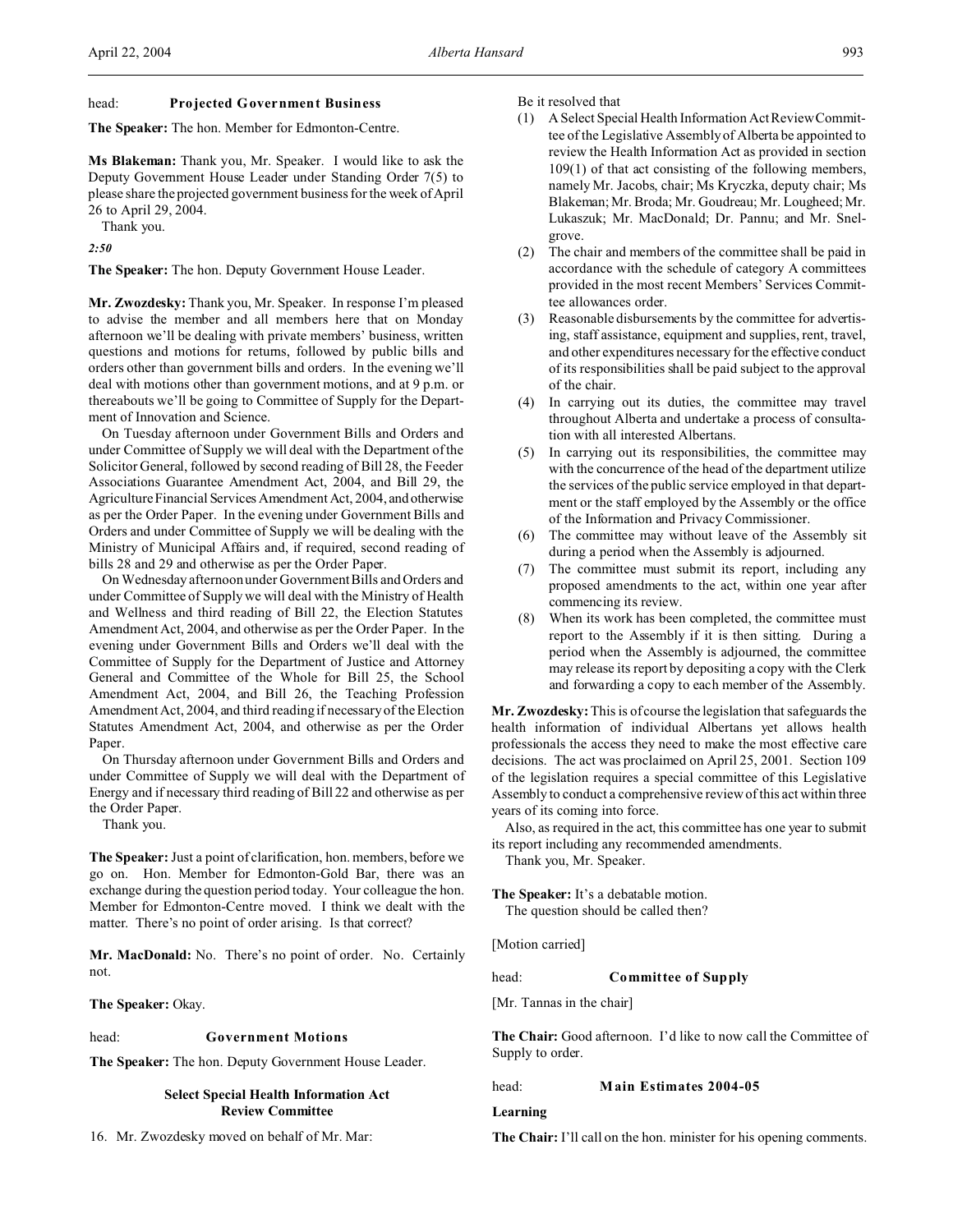head: **Projected Government Business**

**The Speaker:** The hon. Member for Edmonton-Centre.

**Ms Blakeman:** Thank you, Mr. Speaker. I would like to ask the Deputy Government House Leader under Standing Order 7(5) to please share the projected government business for the week of April 26 to April 29, 2004.

Thank you.

*2:50*

**The Speaker:** The hon. Deputy Government House Leader.

**Mr. Zwozdesky:** Thank you, Mr. Speaker. In response I'm pleased to advise the member and all members here that on Monday afternoon we'll be dealing with private members' business, written questions and motions for returns, followed by public bills and orders other than government bills and orders. In the evening we'll deal with motions other than government motions, and at 9 p.m. or thereabouts we'll be going to Committee of Supply for the Department of Innovation and Science.

On Tuesday afternoon under Government Bills and Orders and under Committee of Supply we will deal with the Department of the Solicitor General, followed by second reading of Bill 28, the Feeder Associations Guarantee Amendment Act, 2004, and Bill 29, the Agriculture Financial Services Amendment Act, 2004, and otherwise as per the Order Paper. In the evening under Government Bills and Orders and under Committee of Supply we will be dealing with the Ministry of Municipal Affairs and, if required, second reading of bills 28 and 29 and otherwise as per the Order Paper.

On Wednesday afternoon under Government Bills and Orders and under Committee of Supply we will deal with the Ministry of Health and Wellness and third reading of Bill 22, the Election Statutes Amendment Act, 2004, and otherwise as per the Order Paper. In the evening under Government Bills and Orders we'll deal with the Committee of Supply for the Department of Justice and Attorney General and Committee of the Whole for Bill 25, the School Amendment Act, 2004, and Bill 26, the Teaching Profession Amendment Act, 2004, and third reading if necessary of the Election Statutes Amendment Act, 2004, and otherwise as per the Order Paper.

On Thursday afternoon under Government Bills and Orders and under Committee of Supply we will deal with the Department of Energy and if necessary third reading of Bill 22 and otherwise as per the Order Paper.

Thank you.

**The Speaker:** Just a point of clarification, hon. members, before we go on. Hon. Member for Edmonton-Gold Bar, there was an exchange during the question period today. Your colleague the hon. Member for Edmonton-Centre moved. I think we dealt with the matter. There's no point of order arising. Is that correct?

**Mr. MacDonald:** No. There's no point of order. No. Certainly not.

**The Speaker:** Okay.

head: **Government Motions**

**The Speaker:** The hon. Deputy Government House Leader.

**Select Special Health Information Act Review Committee**

16. Mr. Zwozdesky moved on behalf of Mr. Mar:

Be it resolved that

(1) A Select Special Health Information Act Review Committee of the Legislative Assembly of Alberta be appointed to review the Health Information Act as provided in section 109(1) of that act consisting of the following members, namely Mr. Jacobs, chair; Ms Kryczka, deputy chair; Ms Blakeman; Mr. Broda; Mr. Goudreau; Mr. Lougheed; Mr. Lukaszuk; Mr. MacDonald; Dr. Pannu; and Mr. Snelgrove.
(2) The chair and members of the committee shall be paid in accordance with the schedule of category A committees provided in the most recent Members' Services Committee allowances order.
(3) Reasonable disbursements by the committee for advertising, staff assistance, equipment and supplies, rent, travel, and other expenditures necessary for the effective conduct of its responsibilities shall be paid subject to the approval of the chair.
(4) In carrying out its duties, the committee may travel throughout Alberta and undertake a process of consultation with all interested Albertans.
(5) In carrying out its responsibilities, the committee may with the concurrence of the head of the department utilize the services of the public service employed in that department or the staff employed by the Assembly or the office of the Information and Privacy Commissioner.
(6) The committee may without leave of the Assembly sit during a period when the Assembly is adjourned.
(7) The committee must submit its report, including any proposed amendments to the act, within one year after commencing its review.
(8) When its work has been completed, the committee must report to the Assembly if it is then sitting. During a period when the Assembly is adjourned, the committee may release its report by depositing a copy with the Clerk and forwarding a copy to each member of the Assembly.

**Mr. Zwozdesky:** This is of course the legislation that safeguards the health information of individual Albertans yet allows health professionals the access they need to make the most effective care decisions. The act was proclaimed on April 25, 2001. Section 109 of the legislation requires a special committee of this Legislative Assembly to conduct a comprehensive review of this act within three years of its coming into force.

Also, as required in the act, this committee has one year to submit its report including any recommended amendments.

Thank you, Mr. Speaker.

**The Speaker:** It's a debatable motion.

The question should be called then?

[Motion carried]

head: **Committee of Supply**

[Mr. Tannas in the chair]

**The Chair:** Good afternoon. I'd like to now call the Committee of Supply to order.

head: **Main Estimates 2004-05**

**Learning**

**The Chair:** I'll call on the hon. minister for his opening comments.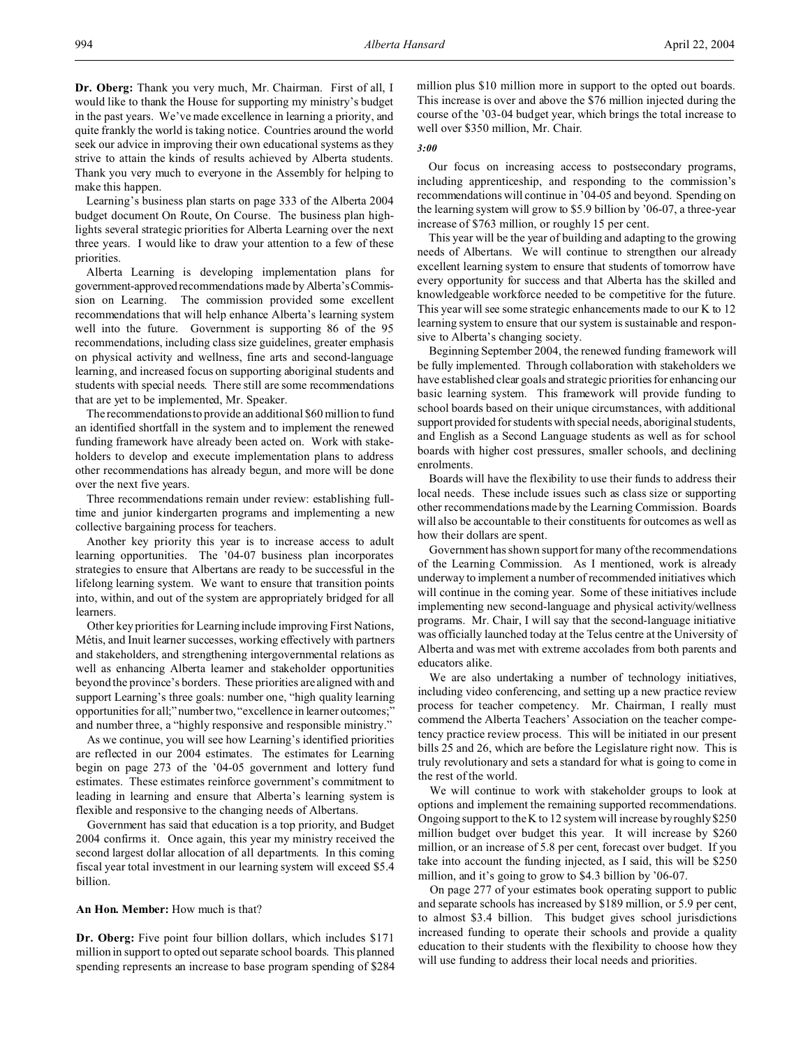**Dr. Oberg:** Thank you very much, Mr. Chairman. First of all, I would like to thank the House for supporting my ministry's budget in the past years. We've made excellence in learning a priority, and quite frankly the world is taking notice. Countries around the world seek our advice in improving their own educational systems as they strive to attain the kinds of results achieved by Alberta students. Thank you very much to everyone in the Assembly for helping to make this happen.

Learning's business plan starts on page 333 of the Alberta 2004 budget document On Route, On Course. The business plan highlights several strategic priorities for Alberta Learning over the next three years. I would like to draw your attention to a few of these priorities.

Alberta Learning is developing implementation plans for government-approved recommendations made by Alberta's Commission on Learning. The commission provided some excellent recommendations that will help enhance Alberta's learning system well into the future. Government is supporting 86 of the 95 recommendations, including class size guidelines, greater emphasis on physical activity and wellness, fine arts and second-language learning, and increased focus on supporting aboriginal students and students with special needs. There still are some recommendations that are yet to be implemented, Mr. Speaker.

The recommendations to provide an additional $60 million to fund an identified shortfall in the system and to implement the renewed funding framework have already been acted on. Work with stakeholders to develop and execute implementation plans to address other recommendations has already begun, and more will be done over the next five years.

Three recommendations remain under review: establishing full-time and junior kindergarten programs and implementing a new collective bargaining process for teachers.

Another key priority this year is to increase access to adult learning opportunities. The '04-07 business plan incorporates strategies to ensure that Albertans are ready to be successful in the lifelong learning system. We want to ensure that transition points into, within, and out of the system are appropriately bridged for all learners.

Other key priorities for Learning include improving First Nations, Métis, and Inuit learner successes, working effectively with partners and stakeholders, and strengthening intergovernmental relations as well as enhancing Alberta learner and stakeholder opportunities beyond the province's borders. These priorities are aligned with and support Learning's three goals: number one, "high quality learning opportunities for all;" number two, "excellence in learner outcomes;" and number three, a "highly responsive and responsible ministry."

As we continue, you will see how Learning's identified priorities are reflected in our 2004 estimates. The estimates for Learning begin on page 273 of the '04-05 government and lottery fund estimates. These estimates reinforce government's commitment to leading in learning and ensure that Alberta's learning system is flexible and responsive to the changing needs of Albertans.

Government has said that education is a top priority, and Budget 2004 confirms it. Once again, this year my ministry received the second largest dollar allocation of all departments. In this coming fiscal year total investment in our learning system will exceed $5.4 billion.

**An Hon. Member:** How much is that?

**Dr. Oberg:** Five point four billion dollars, which includes $171 million in support to opted out separate school boards. This planned spending represents an increase to base program spending of $284 million plus $10 million more in support to the opted out boards. This increase is over and above the $76 million injected during the course of the '03-04 budget year, which brings the total increase to well over $350 million, Mr. Chair.

*3:00*

Our focus on increasing access to postsecondary programs, including apprenticeship, and responding to the commission's recommendations will continue in '04-05 and beyond. Spending on the learning system will grow to $5.9 billion by '06-07, a three-year increase of $763 million, or roughly 15 per cent.

This year will be the year of building and adapting to the growing needs of Albertans. We will continue to strengthen our already excellent learning system to ensure that students of tomorrow have every opportunity for success and that Alberta has the skilled and knowledgeable workforce needed to be competitive for the future. This year will see some strategic enhancements made to our K to 12 learning system to ensure that our system is sustainable and responsive to Alberta's changing society.

Beginning September 2004, the renewed funding framework will be fully implemented. Through collaboration with stakeholders we have established clear goals and strategic priorities for enhancing our basic learning system. This framework will provide funding to school boards based on their unique circumstances, with additional support provided for students with special needs, aboriginal students, and English as a Second Language students as well as for school boards with higher cost pressures, smaller schools, and declining enrolments.

Boards will have the flexibility to use their funds to address their local needs. These include issues such as class size or supporting other recommendations made by the Learning Commission. Boards will also be accountable to their constituents for outcomes as well as how their dollars are spent.

Government has shown support for many of the recommendations of the Learning Commission. As I mentioned, work is already underway to implement a number of recommended initiatives which will continue in the coming year. Some of these initiatives include implementing new second-language and physical activity/wellness programs. Mr. Chair, I will say that the second-language initiative was officially launched today at the Telus centre at the University of Alberta and was met with extreme accolades from both parents and educators alike.

We are also undertaking a number of technology initiatives, including video conferencing, and setting up a new practice review process for teacher competency. Mr. Chairman, I really must commend the Alberta Teachers' Association on the teacher competency practice review process. This will be initiated in our present bills 25 and 26, which are before the Legislature right now. This is truly revolutionary and sets a standard for what is going to come in the rest of the world.

We will continue to work with stakeholder groups to look at options and implement the remaining supported recommendations. Ongoing support to the K to 12 system will increase by roughly $250 million budget over budget this year. It will increase by $260 million, or an increase of 5.8 per cent, forecast over budget. If you take into account the funding injected, as I said, this will be $250 million, and it's going to grow to $4.3 billion by '06-07.

On page 277 of your estimates book operating support to public and separate schools has increased by $189 million, or 5.9 per cent, to almost $3.4 billion. This budget gives school jurisdictions increased funding to operate their schools and provide a quality education to their students with the flexibility to choose how they will use funding to address their local needs and priorities.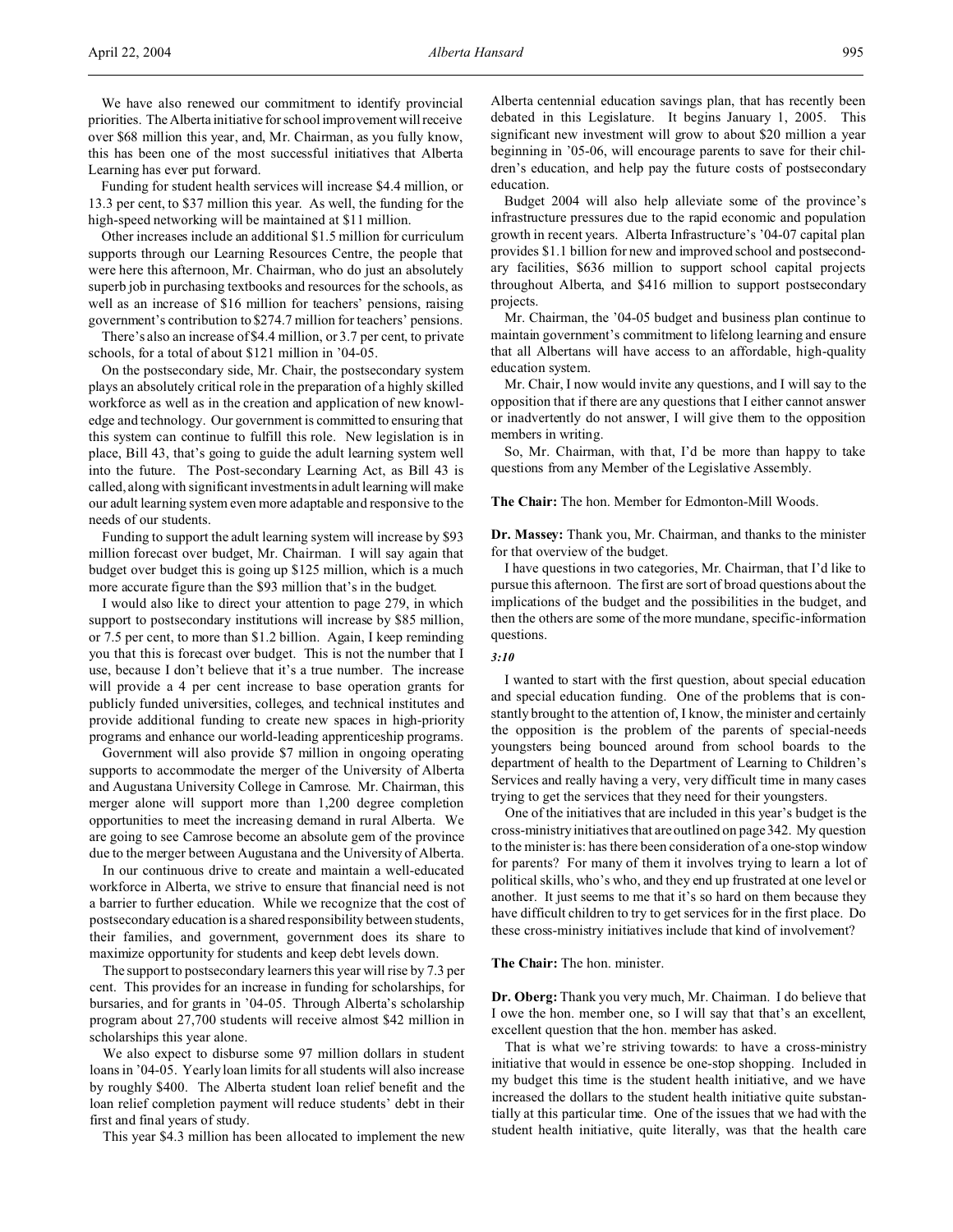We have also renewed our commitment to identify provincial priorities. The Alberta initiative for school improvement will receive over $68 million this year, and, Mr. Chairman, as you fully know, this has been one of the most successful initiatives that Alberta Learning has ever put forward.

Funding for student health services will increase $4.4 million, or 13.3 per cent, to $37 million this year. As well, the funding for the high-speed networking will be maintained at $11 million.

Other increases include an additional $1.5 million for curriculum supports through our Learning Resources Centre, the people that were here this afternoon, Mr. Chairman, who do just an absolutely superb job in purchasing textbooks and resources for the schools, as well as an increase of $16 million for teachers' pensions, raising government's contribution to $274.7 million for teachers' pensions.

There's also an increase of $4.4 million, or 3.7 per cent, to private schools, for a total of about $121 million in '04-05.

On the postsecondary side, Mr. Chair, the postsecondary system plays an absolutely critical role in the preparation of a highly skilled workforce as well as in the creation and application of new knowledge and technology. Our government is committed to ensuring that this system can continue to fulfill this role. New legislation is in place, Bill 43, that's going to guide the adult learning system well into the future. The Post-secondary Learning Act, as Bill 43 is called, along with significant investments in adult learning will make our adult learning system even more adaptable and responsive to the needs of our students.

Funding to support the adult learning system will increase by $93 million forecast over budget, Mr. Chairman. I will say again that budget over budget this is going up $125 million, which is a much more accurate figure than the $93 million that's in the budget.

I would also like to direct your attention to page 279, in which support to postsecondary institutions will increase by $85 million, or 7.5 per cent, to more than $1.2 billion. Again, I keep reminding you that this is forecast over budget. This is not the number that I use, because I don't believe that it's a true number. The increase will provide a 4 per cent increase to base operation grants for publicly funded universities, colleges, and technical institutes and provide additional funding to create new spaces in high-priority programs and enhance our world-leading apprenticeship programs.

Government will also provide $7 million in ongoing operating supports to accommodate the merger of the University of Alberta and Augustana University College in Camrose. Mr. Chairman, this merger alone will support more than 1,200 degree completion opportunities to meet the increasing demand in rural Alberta. We are going to see Camrose become an absolute gem of the province due to the merger between Augustana and the University of Alberta.

In our continuous drive to create and maintain a well-educated workforce in Alberta, we strive to ensure that financial need is not a barrier to further education. While we recognize that the cost of postsecondary education is a shared responsibility between students, their families, and government, government does its share to maximize opportunity for students and keep debt levels down.

The support to postsecondary learners this year will rise by 7.3 per cent. This provides for an increase in funding for scholarships, for bursaries, and for grants in '04-05. Through Alberta's scholarship program about 27,700 students will receive almost $42 million in scholarships this year alone.

We also expect to disburse some 97 million dollars in student loans in '04-05. Yearly loan limits for all students will also increase by roughly $400. The Alberta student loan relief benefit and the loan relief completion payment will reduce students' debt in their first and final years of study.

This year $4.3 million has been allocated to implement the new Alberta centennial education savings plan, that has recently been debated in this Legislature. It begins January 1, 2005. This significant new investment will grow to about $20 million a year beginning in '05-06, will encourage parents to save for their children's education, and help pay the future costs of postsecondary education.

Budget 2004 will also help alleviate some of the province's infrastructure pressures due to the rapid economic and population growth in recent years. Alberta Infrastructure's '04-07 capital plan provides $1.1 billion for new and improved school and postsecondary facilities, $636 million to support school capital projects throughout Alberta, and $416 million to support postsecondary projects.

Mr. Chairman, the '04-05 budget and business plan continue to maintain government's commitment to lifelong learning and ensure that all Albertans will have access to an affordable, high-quality education system.

Mr. Chair, I now would invite any questions, and I will say to the opposition that if there are any questions that I either cannot answer or inadvertently do not answer, I will give them to the opposition members in writing.

So, Mr. Chairman, with that, I'd be more than happy to take questions from any Member of the Legislative Assembly.

**The Chair:** The hon. Member for Edmonton-Mill Woods.

**Dr. Massey:** Thank you, Mr. Chairman, and thanks to the minister for that overview of the budget.

I have questions in two categories, Mr. Chairman, that I'd like to pursue this afternoon. The first are sort of broad questions about the implications of the budget and the possibilities in the budget, and then the others are some of the more mundane, specific-information questions.

*3:10*

I wanted to start with the first question, about special education and special education funding. One of the problems that is constantly brought to the attention of, I know, the minister and certainly the opposition is the problem of the parents of special-needs youngsters being bounced around from school boards to the department of health to the Department of Learning to Children's Services and really having a very, very difficult time in many cases trying to get the services that they need for their youngsters.

One of the initiatives that are included in this year's budget is the cross-ministry initiatives that are outlined on page 342. My question to the minister is: has there been consideration of a one-stop window for parents? For many of them it involves trying to learn a lot of political skills, who's who, and they end up frustrated at one level or another. It just seems to me that it's so hard on them because they have difficult children to try to get services for in the first place. Do these cross-ministry initiatives include that kind of involvement?

**The Chair:** The hon. minister.

**Dr. Oberg:** Thank you very much, Mr. Chairman. I do believe that I owe the hon. member one, so I will say that that's an excellent, excellent question that the hon. member has asked.

That is what we're striving towards: to have a cross-ministry initiative that would in essence be one-stop shopping. Included in my budget this time is the student health initiative, and we have increased the dollars to the student health initiative quite substantially at this particular time. One of the issues that we had with the student health initiative, quite literally, was that the health care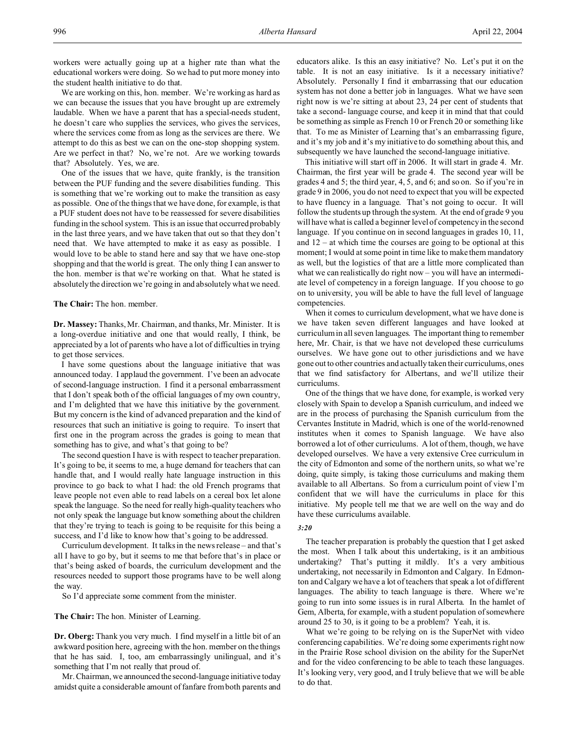workers were actually going up at a higher rate than what the educational workers were doing. So we had to put more money into the student health initiative to do that.

We are working on this, hon. member. We're working as hard as we can because the issues that you have brought up are extremely laudable. When we have a parent that has a special-needs student, he doesn't care who supplies the services, who gives the services, where the services come from as long as the services are there. We attempt to do this as best we can on the one-stop shopping system. Are we perfect in that? No, we're not. Are we working towards that? Absolutely. Yes, we are.

One of the issues that we have, quite frankly, is the transition between the PUF funding and the severe disabilities funding. This is something that we're working out to make the transition as easy as possible. One of the things that we have done, for example, is that a PUF student does not have to be reassessed for severe disabilities funding in the school system. This is an issue that occurred probably in the last three years, and we have taken that out so that they don't need that. We have attempted to make it as easy as possible. I would love to be able to stand here and say that we have one-stop shopping and that the world is great. The only thing I can answer to the hon. member is that we're working on that. What he stated is absolutely the direction we're going in and absolutely what we need.

**The Chair:** The hon. member.

**Dr. Massey:** Thanks, Mr. Chairman, and thanks, Mr. Minister. It is a long-overdue initiative and one that would really, I think, be appreciated by a lot of parents who have a lot of difficulties in trying to get those services.

I have some questions about the language initiative that was announced today. I applaud the government. I've been an advocate of second-language instruction. I find it a personal embarrassment that I don't speak both of the official languages of my own country, and I'm delighted that we have this initiative by the government. But my concern is the kind of advanced preparation and the kind of resources that such an initiative is going to require. To insert that first one in the program across the grades is going to mean that something has to give, and what's that going to be?

The second question I have is with respect to teacher preparation. It's going to be, it seems to me, a huge demand for teachers that can handle that, and I would really hate language instruction in this province to go back to what I had: the old French programs that leave people not even able to read labels on a cereal box let alone speak the language. So the need for really high-quality teachers who not only speak the language but know something about the children that they're trying to teach is going to be requisite for this being a success, and I'd like to know how that's going to be addressed.

Curriculum development. It talks in the news release – and that's all I have to go by, but it seems to me that before that's in place or that's being asked of boards, the curriculum development and the resources needed to support those programs have to be well along the way.

So I'd appreciate some comment from the minister.

**The Chair:** The hon. Minister of Learning.

**Dr. Oberg:** Thank you very much. I find myself in a little bit of an awkward position here, agreeing with the hon. member on the things that he has said. I, too, am embarrassingly unilingual, and it's something that I'm not really that proud of.

Mr. Chairman, we announced the second-language initiative today amidst quite a considerable amount of fanfare from both parents and educators alike. Is this an easy initiative? No. Let's put it on the table. It is not an easy initiative. Is it a necessary initiative? Absolutely. Personally I find it embarrassing that our education system has not done a better job in languages. What we have seen right now is we're sitting at about 23, 24 per cent of students that take a second- language course, and keep it in mind that that could be something as simple as French 10 or French 20 or something like that. To me as Minister of Learning that's an embarrassing figure, and it's my job and it's my initiative to do something about this, and subsequently we have launched the second-language initiative.

This initiative will start off in 2006. It will start in grade 4. Mr. Chairman, the first year will be grade 4. The second year will be grades 4 and 5; the third year, 4, 5, and 6; and so on. So if you're in grade 9 in 2006, you do not need to expect that you will be expected to have fluency in a language. That's not going to occur. It will follow the students up through the system. At the end of grade 9 you will have what is called a beginner level of competency in the second language. If you continue on in second languages in grades 10, 11, and 12 – at which time the courses are going to be optional at this moment; I would at some point in time like to make them mandatory as well, but the logistics of that are a little more complicated than what we can realistically do right now – you will have an intermediate level of competency in a foreign language. If you choose to go on to university, you will be able to have the full level of language competencies.

When it comes to curriculum development, what we have done is we have taken seven different languages and have looked at curriculum in all seven languages. The important thing to remember here, Mr. Chair, is that we have not developed these curriculums ourselves. We have gone out to other jurisdictions and we have gone out to other countries and actually taken their curriculums, ones that we find satisfactory for Albertans, and we'll utilize their curriculums.

One of the things that we have done, for example, is worked very closely with Spain to develop a Spanish curriculum, and indeed we are in the process of purchasing the Spanish curriculum from the Cervantes Institute in Madrid, which is one of the world-renowned institutes when it comes to Spanish language. We have also borrowed a lot of other curriculums. A lot of them, though, we have developed ourselves. We have a very extensive Cree curriculum in the city of Edmonton and some of the northern units, so what we're doing, quite simply, is taking those curriculums and making them available to all Albertans. So from a curriculum point of view I'm confident that we will have the curriculums in place for this initiative. My people tell me that we are well on the way and do have these curriculums available.

*3:20*

The teacher preparation is probably the question that I get asked the most. When I talk about this undertaking, is it an ambitious undertaking? That's putting it mildly. It's a very ambitious undertaking, not necessarily in Edmonton and Calgary. In Edmonton and Calgary we have a lot of teachers that speak a lot of different languages. The ability to teach language is there. Where we're going to run into some issues is in rural Alberta. In the hamlet of Gem, Alberta, for example, with a student population of somewhere around 25 to 30, is it going to be a problem? Yeah, it is.

What we're going to be relying on is the SuperNet with video conferencing capabilities. We're doing some experiments right now in the Prairie Rose school division on the ability for the SuperNet and for the video conferencing to be able to teach these languages. It's looking very, very good, and I truly believe that we will be able to do that.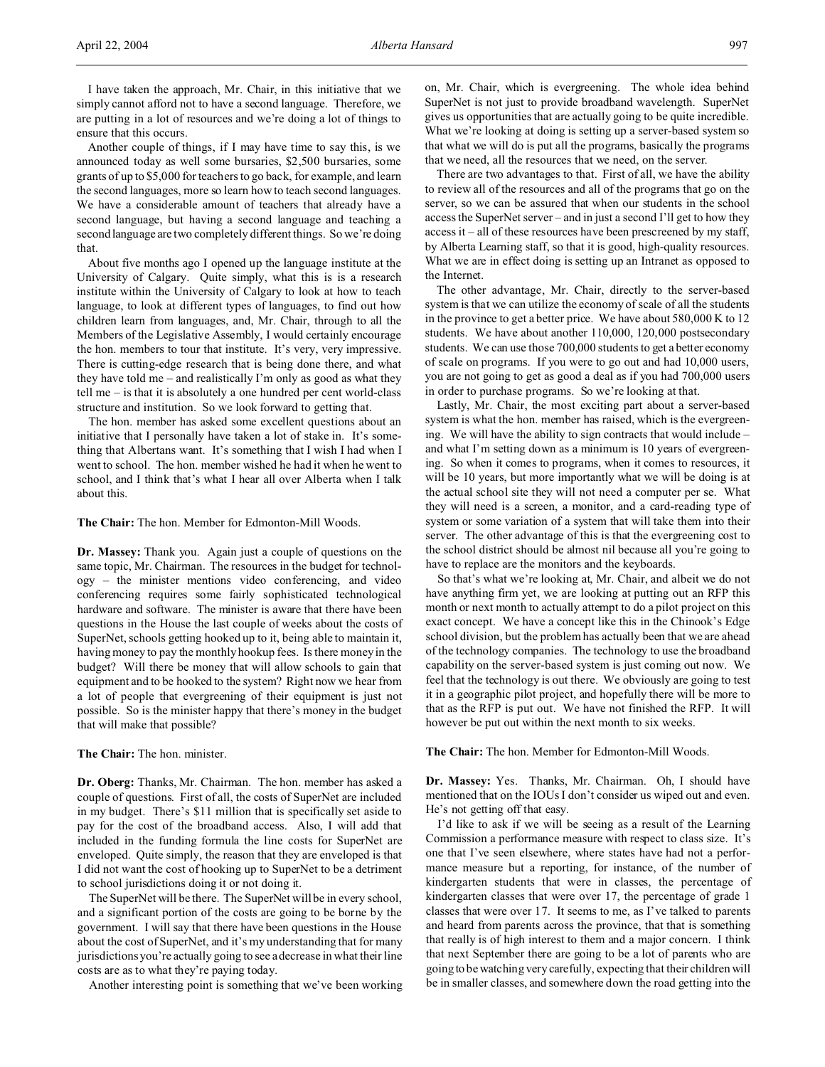I have taken the approach, Mr. Chair, in this initiative that we simply cannot afford not to have a second language. Therefore, we are putting in a lot of resources and we're doing a lot of things to ensure that this occurs.

Another couple of things, if I may have time to say this, is we announced today as well some bursaries, $2,500 bursaries, some grants of up to $5,000 for teachers to go back, for example, and learn the second languages, more so learn how to teach second languages. We have a considerable amount of teachers that already have a second language, but having a second language and teaching a second language are two completely different things. So we're doing that.

About five months ago I opened up the language institute at the University of Calgary. Quite simply, what this is is a research institute within the University of Calgary to look at how to teach language, to look at different types of languages, to find out how children learn from languages, and, Mr. Chair, through to all the Members of the Legislative Assembly, I would certainly encourage the hon. members to tour that institute. It's very, very impressive. There is cutting-edge research that is being done there, and what they have told me – and realistically I'm only as good as what they tell me – is that it is absolutely a one hundred per cent world-class structure and institution. So we look forward to getting that.

The hon. member has asked some excellent questions about an initiative that I personally have taken a lot of stake in. It's something that Albertans want. It's something that I wish I had when I went to school. The hon. member wished he had it when he went to school, and I think that's what I hear all over Alberta when I talk about this.

**The Chair:** The hon. Member for Edmonton-Mill Woods.

**Dr. Massey:** Thank you. Again just a couple of questions on the same topic, Mr. Chairman. The resources in the budget for technology – the minister mentions video conferencing, and video conferencing requires some fairly sophisticated technological hardware and software. The minister is aware that there have been questions in the House the last couple of weeks about the costs of SuperNet, schools getting hooked up to it, being able to maintain it, having money to pay the monthly hookup fees. Is there money in the budget? Will there be money that will allow schools to gain that equipment and to be hooked to the system? Right now we hear from a lot of people that evergreening of their equipment is just not possible. So is the minister happy that there's money in the budget that will make that possible?

**The Chair:** The hon. minister.

**Dr. Oberg:** Thanks, Mr. Chairman. The hon. member has asked a couple of questions. First of all, the costs of SuperNet are included in my budget. There's $11 million that is specifically set aside to pay for the cost of the broadband access. Also, I will add that included in the funding formula the line costs for SuperNet are enveloped. Quite simply, the reason that they are enveloped is that I did not want the cost of hooking up to SuperNet to be a detriment to school jurisdictions doing it or not doing it.

The SuperNet will be there. The SuperNet will be in every school, and a significant portion of the costs are going to be borne by the government. I will say that there have been questions in the House about the cost of SuperNet, and it's my understanding that for many jurisdictions you're actually going to see a decrease in what their line costs are as to what they're paying today.

Another interesting point is something that we've been working on, Mr. Chair, which is evergreening. The whole idea behind SuperNet is not just to provide broadband wavelength. SuperNet gives us opportunities that are actually going to be quite incredible. What we're looking at doing is setting up a server-based system so that what we will do is put all the programs, basically the programs that we need, all the resources that we need, on the server.

There are two advantages to that. First of all, we have the ability to review all of the resources and all of the programs that go on the server, so we can be assured that when our students in the school access the SuperNet server – and in just a second I'll get to how they access it – all of these resources have been prescreened by my staff, by Alberta Learning staff, so that it is good, high-quality resources. What we are in effect doing is setting up an Intranet as opposed to the Internet.

The other advantage, Mr. Chair, directly to the server-based system is that we can utilize the economy of scale of all the students in the province to get a better price. We have about 580,000 K to 12 students. We have about another 110,000, 120,000 postsecondary students. We can use those 700,000 students to get a better economy of scale on programs. If you were to go out and had 10,000 users, you are not going to get as good a deal as if you had 700,000 users in order to purchase programs. So we're looking at that.

Lastly, Mr. Chair, the most exciting part about a server-based system is what the hon. member has raised, which is the evergreening. We will have the ability to sign contracts that would include – and what I'm setting down as a minimum is 10 years of evergreening. So when it comes to programs, when it comes to resources, it will be 10 years, but more importantly what we will be doing is at the actual school site they will not need a computer per se. What they will need is a screen, a monitor, and a card-reading type of system or some variation of a system that will take them into their server. The other advantage of this is that the evergreening cost to the school district should be almost nil because all you're going to have to replace are the monitors and the keyboards.

So that's what we're looking at, Mr. Chair, and albeit we do not have anything firm yet, we are looking at putting out an RFP this month or next month to actually attempt to do a pilot project on this exact concept. We have a concept like this in the Chinook's Edge school division, but the problem has actually been that we are ahead of the technology companies. The technology to use the broadband capability on the server-based system is just coming out now. We feel that the technology is out there. We obviously are going to test it in a geographic pilot project, and hopefully there will be more to that as the RFP is put out. We have not finished the RFP. It will however be put out within the next month to six weeks.

**The Chair:** The hon. Member for Edmonton-Mill Woods.

**Dr. Massey:** Yes. Thanks, Mr. Chairman. Oh, I should have mentioned that on the IOUs I don't consider us wiped out and even. He's not getting off that easy.

I'd like to ask if we will be seeing as a result of the Learning Commission a performance measure with respect to class size. It's one that I've seen elsewhere, where states have had not a performance measure but a reporting, for instance, of the number of kindergarten students that were in classes, the percentage of kindergarten classes that were over 17, the percentage of grade 1 classes that were over 17. It seems to me, as I've talked to parents and heard from parents across the province, that that is something that really is of high interest to them and a major concern. I think that next September there are going to be a lot of parents who are going to be watching very carefully, expecting that their children will be in smaller classes, and somewhere down the road getting into the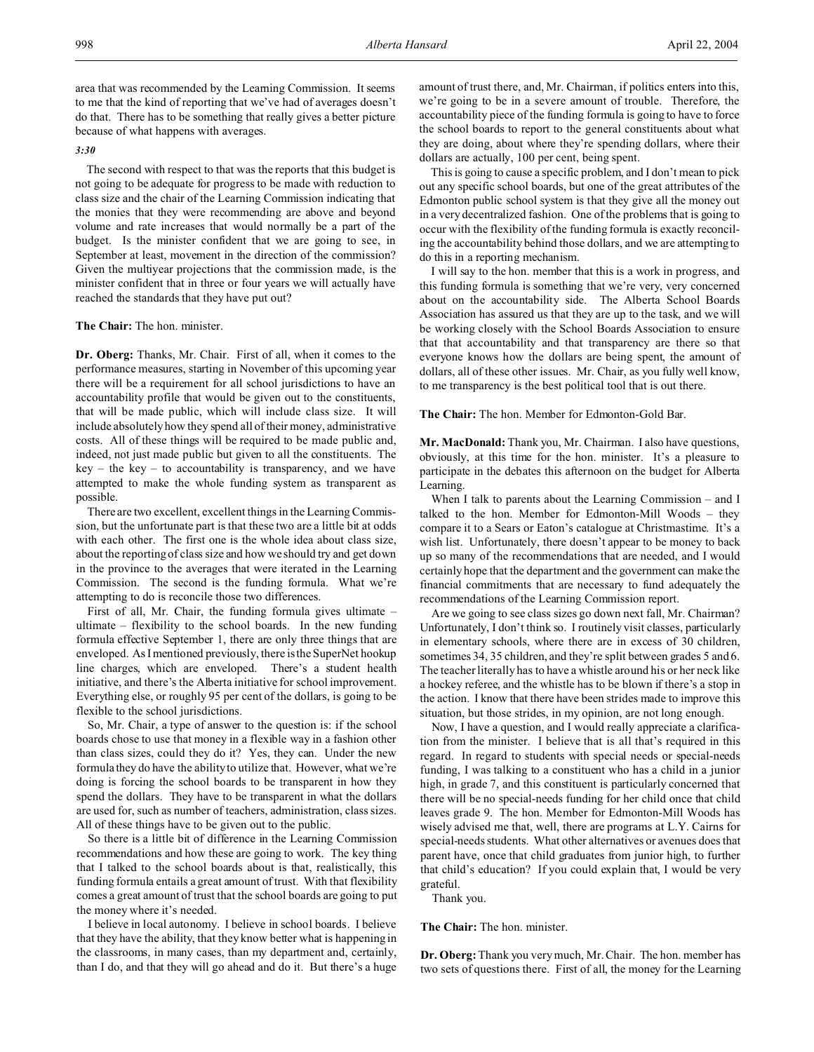area that was recommended by the Learning Commission. It seems to me that the kind of reporting that we've had of averages doesn't do that. There has to be something that really gives a better picture because of what happens with averages.

*3:30*

The second with respect to that was the reports that this budget is not going to be adequate for progress to be made with reduction to class size and the chair of the Learning Commission indicating that the monies that they were recommending are above and beyond volume and rate increases that would normally be a part of the budget. Is the minister confident that we are going to see, in September at least, movement in the direction of the commission? Given the multiyear projections that the commission made, is the minister confident that in three or four years we will actually have reached the standards that they have put out?

**The Chair:** The hon. minister.

**Dr. Oberg:** Thanks, Mr. Chair. First of all, when it comes to the performance measures, starting in November of this upcoming year there will be a requirement for all school jurisdictions to have an accountability profile that would be given out to the constituents, that will be made public, which will include class size. It will include absolutely how they spend all of their money, administrative costs. All of these things will be required to be made public and, indeed, not just made public but given to all the constituents. The key – the key – to accountability is transparency, and we have attempted to make the whole funding system as transparent as possible.

There are two excellent, excellent things in the Learning Commission, but the unfortunate part is that these two are a little bit at odds with each other. The first one is the whole idea about class size, about the reporting of class size and how we should try and get down in the province to the averages that were iterated in the Learning Commission. The second is the funding formula. What we're attempting to do is reconcile those two differences.

First of all, Mr. Chair, the funding formula gives ultimate – ultimate – flexibility to the school boards. In the new funding formula effective September 1, there are only three things that are enveloped. As I mentioned previously, there is the SuperNet hookup line charges, which are enveloped. There's a student health initiative, and there's the Alberta initiative for school improvement. Everything else, or roughly 95 per cent of the dollars, is going to be flexible to the school jurisdictions.

So, Mr. Chair, a type of answer to the question is: if the school boards chose to use that money in a flexible way in a fashion other than class sizes, could they do it? Yes, they can. Under the new formula they do have the ability to utilize that. However, what we're doing is forcing the school boards to be transparent in how they spend the dollars. They have to be transparent in what the dollars are used for, such as number of teachers, administration, class sizes. All of these things have to be given out to the public.

So there is a little bit of difference in the Learning Commission recommendations and how these are going to work. The key thing that I talked to the school boards about is that, realistically, this funding formula entails a great amount of trust. With that flexibility comes a great amount of trust that the school boards are going to put the money where it's needed.

I believe in local autonomy. I believe in school boards. I believe that they have the ability, that they know better what is happening in the classrooms, in many cases, than my department and, certainly, than I do, and that they will go ahead and do it. But there's a huge amount of trust there, and, Mr. Chairman, if politics enters into this, we're going to be in a severe amount of trouble. Therefore, the accountability piece of the funding formula is going to have to force the school boards to report to the general constituents about what they are doing, about where they're spending dollars, where their dollars are actually, 100 per cent, being spent.

This is going to cause a specific problem, and I don't mean to pick out any specific school boards, but one of the great attributes of the Edmonton public school system is that they give all the money out in a very decentralized fashion. One of the problems that is going to occur with the flexibility of the funding formula is exactly reconciling the accountability behind those dollars, and we are attempting to do this in a reporting mechanism.

I will say to the hon. member that this is a work in progress, and this funding formula is something that we're very, very concerned about on the accountability side. The Alberta School Boards Association has assured us that they are up to the task, and we will be working closely with the School Boards Association to ensure that that accountability and that transparency are there so that everyone knows how the dollars are being spent, the amount of dollars, all of these other issues. Mr. Chair, as you fully well know, to me transparency is the best political tool that is out there.

**The Chair:** The hon. Member for Edmonton-Gold Bar.

**Mr. MacDonald:** Thank you, Mr. Chairman. I also have questions, obviously, at this time for the hon. minister. It's a pleasure to participate in the debates this afternoon on the budget for Alberta Learning.

When I talk to parents about the Learning Commission – and I talked to the hon. Member for Edmonton-Mill Woods – they compare it to a Sears or Eaton's catalogue at Christmastime. It's a wish list. Unfortunately, there doesn't appear to be money to back up so many of the recommendations that are needed, and I would certainly hope that the department and the government can make the financial commitments that are necessary to fund adequately the recommendations of the Learning Commission report.

Are we going to see class sizes go down next fall, Mr. Chairman? Unfortunately, I don't think so. I routinely visit classes, particularly in elementary schools, where there are in excess of 30 children, sometimes 34, 35 children, and they're split between grades 5 and 6. The teacher literally has to have a whistle around his or her neck like a hockey referee, and the whistle has to be blown if there's a stop in the action. I know that there have been strides made to improve this situation, but those strides, in my opinion, are not long enough.

Now, I have a question, and I would really appreciate a clarification from the minister. I believe that is all that's required in this regard. In regard to students with special needs or special-needs funding, I was talking to a constituent who has a child in a junior high, in grade 7, and this constituent is particularly concerned that there will be no special-needs funding for her child once that child leaves grade 9. The hon. Member for Edmonton-Mill Woods has wisely advised me that, well, there are programs at L.Y. Cairns for special-needs students. What other alternatives or avenues does that parent have, once that child graduates from junior high, to further that child's education? If you could explain that, I would be very grateful.

Thank you.

**The Chair:** The hon. minister.

**Dr. Oberg:** Thank you very much, Mr. Chair. The hon. member has two sets of questions there. First of all, the money for the Learning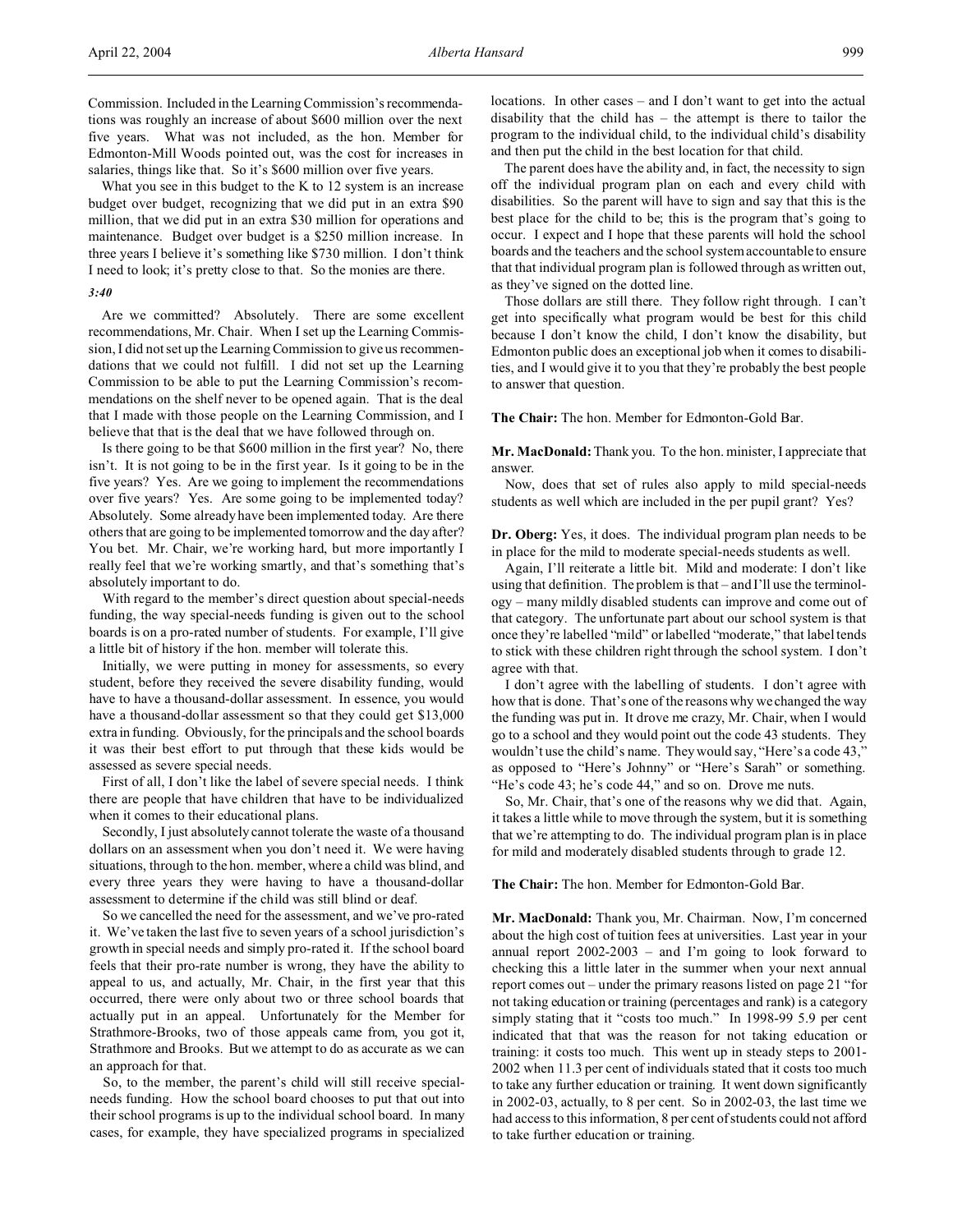Commission. Included in the Learning Commission's recommendations was roughly an increase of about $600 million over the next five years. What was not included, as the hon. Member for Edmonton-Mill Woods pointed out, was the cost for increases in salaries, things like that. So it's $600 million over five years.

What you see in this budget to the K to 12 system is an increase budget over budget, recognizing that we did put in an extra $90 million, that we did put in an extra $30 million for operations and maintenance. Budget over budget is a $250 million increase. In three years I believe it's something like $730 million. I don't think I need to look; it's pretty close to that. So the monies are there.

*3:40*

Are we committed? Absolutely. There are some excellent recommendations, Mr. Chair. When I set up the Learning Commission, I did not set up the Learning Commission to give us recommendations that we could not fulfill. I did not set up the Learning Commission to be able to put the Learning Commission's recommendations on the shelf never to be opened again. That is the deal that I made with those people on the Learning Commission, and I believe that that is the deal that we have followed through on.

Is there going to be that $600 million in the first year? No, there isn't. It is not going to be in the first year. Is it going to be in the five years? Yes. Are we going to implement the recommendations over five years? Yes. Are some going to be implemented today? Absolutely. Some already have been implemented today. Are there others that are going to be implemented tomorrow and the day after? You bet. Mr. Chair, we're working hard, but more importantly I really feel that we're working smartly, and that's something that's absolutely important to do.

With regard to the member's direct question about special-needs funding, the way special-needs funding is given out to the school boards is on a pro-rated number of students. For example, I'll give a little bit of history if the hon. member will tolerate this.

Initially, we were putting in money for assessments, so every student, before they received the severe disability funding, would have to have a thousand-dollar assessment. In essence, you would have a thousand-dollar assessment so that they could get $13,000 extra in funding. Obviously, for the principals and the school boards it was their best effort to put through that these kids would be assessed as severe special needs.

First of all, I don't like the label of severe special needs. I think there are people that have children that have to be individualized when it comes to their educational plans.

Secondly, I just absolutely cannot tolerate the waste of a thousand dollars on an assessment when you don't need it. We were having situations, through to the hon. member, where a child was blind, and every three years they were having to have a thousand-dollar assessment to determine if the child was still blind or deaf.

So we cancelled the need for the assessment, and we've pro-rated it. We've taken the last five to seven years of a school jurisdiction's growth in special needs and simply pro-rated it. If the school board feels that their pro-rate number is wrong, they have the ability to appeal to us, and actually, Mr. Chair, in the first year that this occurred, there were only about two or three school boards that actually put in an appeal. Unfortunately for the Member for Strathmore-Brooks, two of those appeals came from, you got it, Strathmore and Brooks. But we attempt to do as accurate as we can an approach for that.

So, to the member, the parent's child will still receive special-needs funding. How the school board chooses to put that out into their school programs is up to the individual school board. In many cases, for example, they have specialized programs in specialized locations. In other cases – and I don't want to get into the actual disability that the child has – the attempt is there to tailor the program to the individual child, to the individual child's disability and then put the child in the best location for that child.

The parent does have the ability and, in fact, the necessity to sign off the individual program plan on each and every child with disabilities. So the parent will have to sign and say that this is the best place for the child to be; this is the program that's going to occur. I expect and I hope that these parents will hold the school boards and the teachers and the school system accountable to ensure that that individual program plan is followed through as written out, as they've signed on the dotted line.

Those dollars are still there. They follow right through. I can't get into specifically what program would be best for this child because I don't know the child, I don't know the disability, but Edmonton public does an exceptional job when it comes to disabilities, and I would give it to you that they're probably the best people to answer that question.

**The Chair:** The hon. Member for Edmonton-Gold Bar.

**Mr. MacDonald:** Thank you. To the hon. minister, I appreciate that answer.

Now, does that set of rules also apply to mild special-needs students as well which are included in the per pupil grant? Yes?

**Dr. Oberg:** Yes, it does. The individual program plan needs to be in place for the mild to moderate special-needs students as well.

Again, I'll reiterate a little bit. Mild and moderate: I don't like using that definition. The problem is that – and I'll use the terminology – many mildly disabled students can improve and come out of that category. The unfortunate part about our school system is that once they're labelled "mild" or labelled "moderate," that label tends to stick with these children right through the school system. I don't agree with that.

I don't agree with the labelling of students. I don't agree with how that is done. That's one of the reasons why we changed the way the funding was put in. It drove me crazy, Mr. Chair, when I would go to a school and they would point out the code 43 students. They wouldn't use the child's name. They would say, "Here's a code 43," as opposed to "Here's Johnny" or "Here's Sarah" or something. "He's code 43; he's code 44," and so on. Drove me nuts.

So, Mr. Chair, that's one of the reasons why we did that. Again, it takes a little while to move through the system, but it is something that we're attempting to do. The individual program plan is in place for mild and moderately disabled students through to grade 12.

**The Chair:** The hon. Member for Edmonton-Gold Bar.

**Mr. MacDonald:** Thank you, Mr. Chairman. Now, I'm concerned about the high cost of tuition fees at universities. Last year in your annual report 2002-2003 – and I'm going to look forward to checking this a little later in the summer when your next annual report comes out – under the primary reasons listed on page 21 "for not taking education or training (percentages and rank) is a category simply stating that it "costs too much." In 1998-99 5.9 per cent indicated that that was the reason for not taking education or training: it costs too much. This went up in steady steps to 2001-2002 when 11.3 per cent of individuals stated that it costs too much to take any further education or training. It went down significantly in 2002-03, actually, to 8 per cent. So in 2002-03, the last time we had access to this information, 8 per cent of students could not afford to take further education or training.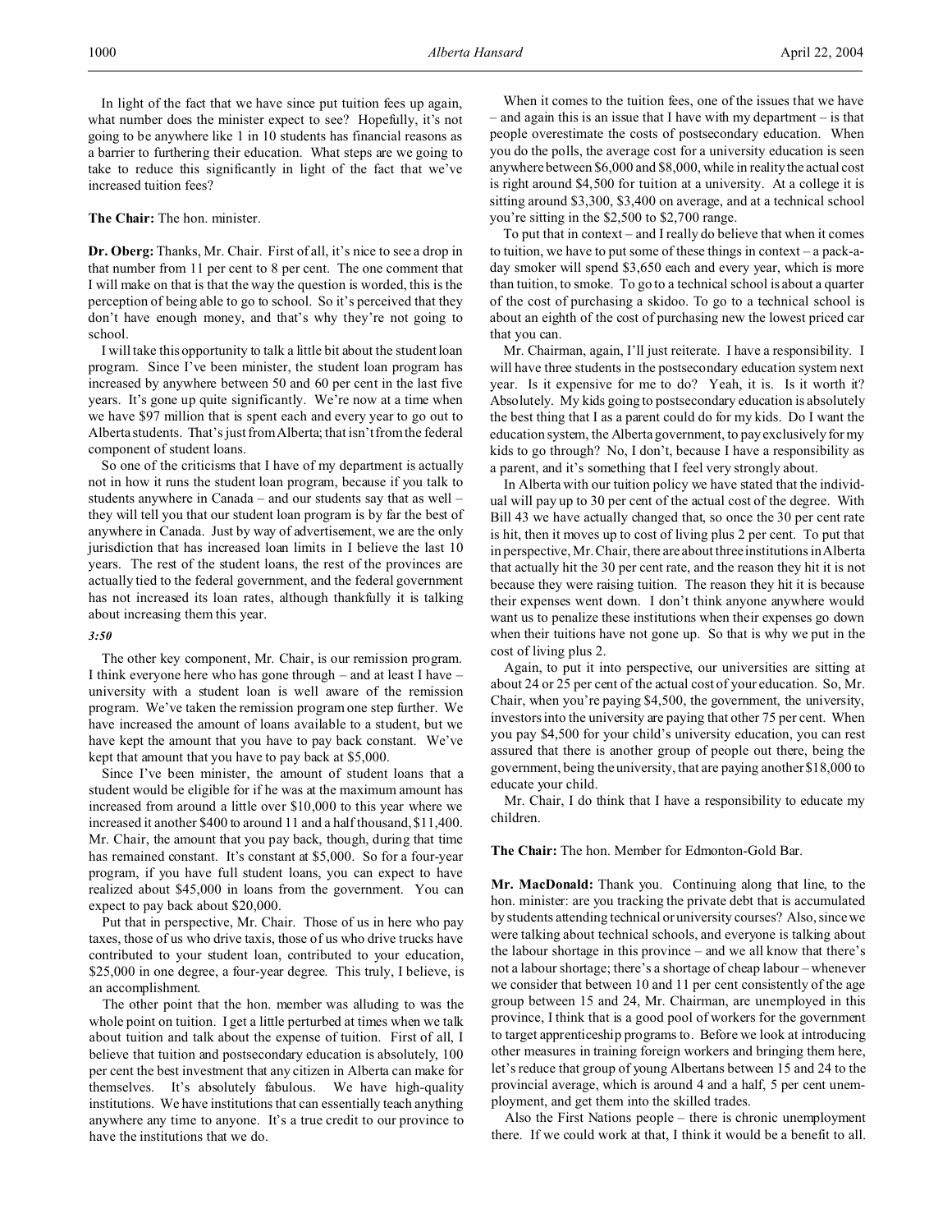In light of the fact that we have since put tuition fees up again, what number does the minister expect to see? Hopefully, it's not going to be anywhere like 1 in 10 students has financial reasons as a barrier to furthering their education. What steps are we going to take to reduce this significantly in light of the fact that we've increased tuition fees?

**The Chair:** The hon. minister.

**Dr. Oberg:** Thanks, Mr. Chair. First of all, it's nice to see a drop in that number from 11 per cent to 8 per cent. The one comment that I will make on that is that the way the question is worded, this is the perception of being able to go to school. So it's perceived that they don't have enough money, and that's why they're not going to school.

I will take this opportunity to talk a little bit about the student loan program. Since I've been minister, the student loan program has increased by anywhere between 50 and 60 per cent in the last five years. It's gone up quite significantly. We're now at a time when we have $97 million that is spent each and every year to go out to Alberta students. That's just from Alberta; that isn't from the federal component of student loans.

So one of the criticisms that I have of my department is actually not in how it runs the student loan program, because if you talk to students anywhere in Canada – and our students say that as well – they will tell you that our student loan program is by far the best of anywhere in Canada. Just by way of advertisement, we are the only jurisdiction that has increased loan limits in I believe the last 10 years. The rest of the student loans, the rest of the provinces are actually tied to the federal government, and the federal government has not increased its loan rates, although thankfully it is talking about increasing them this year.

*3:50*

The other key component, Mr. Chair, is our remission program. I think everyone here who has gone through – and at least I have – university with a student loan is well aware of the remission program. We've taken the remission program one step further. We have increased the amount of loans available to a student, but we have kept the amount that you have to pay back constant. We've kept that amount that you have to pay back at $5,000.

Since I've been minister, the amount of student loans that a student would be eligible for if he was at the maximum amount has increased from around a little over $10,000 to this year where we increased it another $400 to around 11 and a half thousand, $11,400. Mr. Chair, the amount that you pay back, though, during that time has remained constant. It's constant at $5,000. So for a four-year program, if you have full student loans, you can expect to have realized about $45,000 in loans from the government. You can expect to pay back about $20,000.

Put that in perspective, Mr. Chair. Those of us in here who pay taxes, those of us who drive taxis, those of us who drive trucks have contributed to your student loan, contributed to your education, $25,000 in one degree, a four-year degree. This truly, I believe, is an accomplishment.

The other point that the hon. member was alluding to was the whole point on tuition. I get a little perturbed at times when we talk about tuition and talk about the expense of tuition. First of all, I believe that tuition and postsecondary education is absolutely, 100 per cent the best investment that any citizen in Alberta can make for themselves. It's absolutely fabulous. We have high-quality institutions. We have institutions that can essentially teach anything anywhere any time to anyone. It's a true credit to our province to have the institutions that we do.

When it comes to the tuition fees, one of the issues that we have – and again this is an issue that I have with my department – is that people overestimate the costs of postsecondary education. When you do the polls, the average cost for a university education is seen anywhere between $6,000 and $8,000, while in reality the actual cost is right around $4,500 for tuition at a university. At a college it is sitting around $3,300, $3,400 on average, and at a technical school you're sitting in the $2,500 to $2,700 range.

To put that in context – and I really do believe that when it comes to tuition, we have to put some of these things in context – a pack-a-day smoker will spend $3,650 each and every year, which is more than tuition, to smoke. To go to a technical school is about a quarter of the cost of purchasing a skidoo. To go to a technical school is about an eighth of the cost of purchasing new the lowest priced car that you can.

Mr. Chairman, again, I'll just reiterate. I have a responsibility. I will have three students in the postsecondary education system next year. Is it expensive for me to do? Yeah, it is. Is it worth it? Absolutely. My kids going to postsecondary education is absolutely the best thing that I as a parent could do for my kids. Do I want the education system, the Alberta government, to pay exclusively for my kids to go through? No, I don't, because I have a responsibility as a parent, and it's something that I feel very strongly about.

In Alberta with our tuition policy we have stated that the individual will pay up to 30 per cent of the actual cost of the degree. With Bill 43 we have actually changed that, so once the 30 per cent rate is hit, then it moves up to cost of living plus 2 per cent. To put that in perspective, Mr. Chair, there are about three institutions in Alberta that actually hit the 30 per cent rate, and the reason they hit it is not because they were raising tuition. The reason they hit it is because their expenses went down. I don't think anyone anywhere would want us to penalize these institutions when their expenses go down when their tuitions have not gone up. So that is why we put in the cost of living plus 2.

Again, to put it into perspective, our universities are sitting at about 24 or 25 per cent of the actual cost of your education. So, Mr. Chair, when you're paying $4,500, the government, the university, investors into the university are paying that other 75 per cent. When you pay $4,500 for your child's university education, you can rest assured that there is another group of people out there, being the government, being the university, that are paying another $18,000 to educate your child.

Mr. Chair, I do think that I have a responsibility to educate my children.

**The Chair:** The hon. Member for Edmonton-Gold Bar.

**Mr. MacDonald:** Thank you. Continuing along that line, to the hon. minister: are you tracking the private debt that is accumulated by students attending technical or university courses? Also, since we were talking about technical schools, and everyone is talking about the labour shortage in this province – and we all know that there's not a labour shortage; there's a shortage of cheap labour – whenever we consider that between 10 and 11 per cent consistently of the age group between 15 and 24, Mr. Chairman, are unemployed in this province, I think that is a good pool of workers for the government to target apprenticeship programs to. Before we look at introducing other measures in training foreign workers and bringing them here, let's reduce that group of young Albertans between 15 and 24 to the provincial average, which is around 4 and a half, 5 per cent unemployment, and get them into the skilled trades.

Also the First Nations people – there is chronic unemployment there. If we could work at that, I think it would be a benefit to all.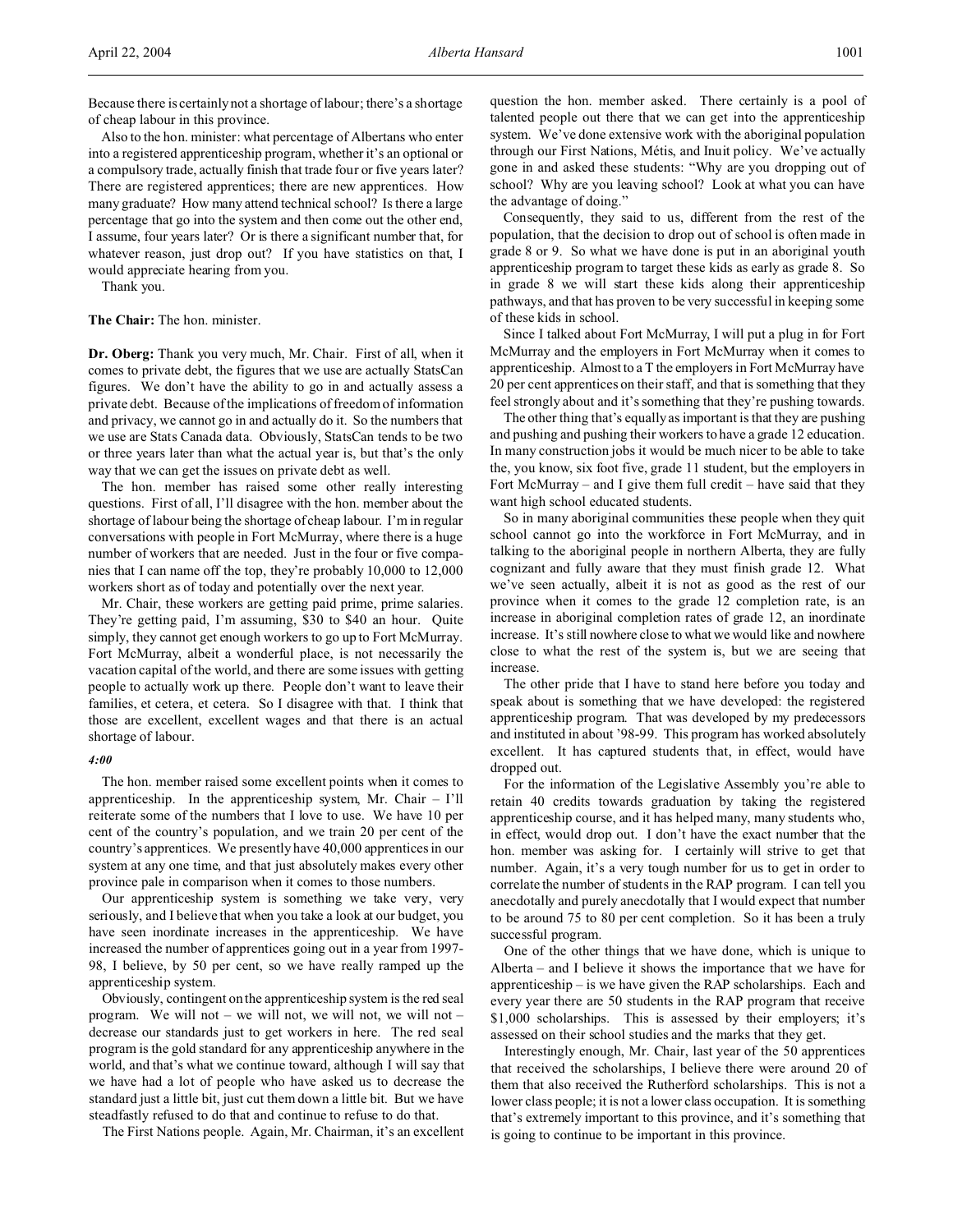Because there is certainly not a shortage of labour; there's a shortage of cheap labour in this province.

Also to the hon. minister: what percentage of Albertans who enter into a registered apprenticeship program, whether it's an optional or a compulsory trade, actually finish that trade four or five years later? There are registered apprentices; there are new apprentices. How many graduate? How many attend technical school? Is there a large percentage that go into the system and then come out the other end, I assume, four years later? Or is there a significant number that, for whatever reason, just drop out? If you have statistics on that, I would appreciate hearing from you.

Thank you.

**The Chair:** The hon. minister.

**Dr. Oberg:** Thank you very much, Mr. Chair. First of all, when it comes to private debt, the figures that we use are actually StatsCan figures. We don't have the ability to go in and actually assess a private debt. Because of the implications of freedom of information and privacy, we cannot go in and actually do it. So the numbers that we use are Stats Canada data. Obviously, StatsCan tends to be two or three years later than what the actual year is, but that's the only way that we can get the issues on private debt as well.

The hon. member has raised some other really interesting questions. First of all, I'll disagree with the hon. member about the shortage of labour being the shortage of cheap labour. I'm in regular conversations with people in Fort McMurray, where there is a huge number of workers that are needed. Just in the four or five companies that I can name off the top, they're probably 10,000 to 12,000 workers short as of today and potentially over the next year.

Mr. Chair, these workers are getting paid prime, prime salaries. They're getting paid, I'm assuming, $30 to $40 an hour. Quite simply, they cannot get enough workers to go up to Fort McMurray. Fort McMurray, albeit a wonderful place, is not necessarily the vacation capital of the world, and there are some issues with getting people to actually work up there. People don't want to leave their families, et cetera, et cetera. So I disagree with that. I think that those are excellent, excellent wages and that there is an actual shortage of labour.

*4:00*

The hon. member raised some excellent points when it comes to apprenticeship. In the apprenticeship system, Mr. Chair – I'll reiterate some of the numbers that I love to use. We have 10 per cent of the country's population, and we train 20 per cent of the country's apprentices. We presently have 40,000 apprentices in our system at any one time, and that just absolutely makes every other province pale in comparison when it comes to those numbers.

Our apprenticeship system is something we take very, very seriously, and I believe that when you take a look at our budget, you have seen inordinate increases in the apprenticeship. We have increased the number of apprentices going out in a year from 1997-98, I believe, by 50 per cent, so we have really ramped up the apprenticeship system.

Obviously, contingent on the apprenticeship system is the red seal program. We will not – we will not, we will not, we will not – decrease our standards just to get workers in here. The red seal program is the gold standard for any apprenticeship anywhere in the world, and that's what we continue toward, although I will say that we have had a lot of people who have asked us to decrease the standard just a little bit, just cut them down a little bit. But we have steadfastly refused to do that and continue to refuse to do that.

The First Nations people. Again, Mr. Chairman, it's an excellent question the hon. member asked. There certainly is a pool of talented people out there that we can get into the apprenticeship system. We've done extensive work with the aboriginal population through our First Nations, Métis, and Inuit policy. We've actually gone in and asked these students: "Why are you dropping out of school? Why are you leaving school? Look at what you can have the advantage of doing."

Consequently, they said to us, different from the rest of the population, that the decision to drop out of school is often made in grade 8 or 9. So what we have done is put in an aboriginal youth apprenticeship program to target these kids as early as grade 8. So in grade 8 we will start these kids along their apprenticeship pathways, and that has proven to be very successful in keeping some of these kids in school.

Since I talked about Fort McMurray, I will put a plug in for Fort McMurray and the employers in Fort McMurray when it comes to apprenticeship. Almost to a T the employers in Fort McMurray have 20 per cent apprentices on their staff, and that is something that they feel strongly about and it's something that they're pushing towards.

The other thing that's equally as important is that they are pushing and pushing and pushing their workers to have a grade 12 education. In many construction jobs it would be much nicer to be able to take the, you know, six foot five, grade 11 student, but the employers in Fort McMurray – and I give them full credit – have said that they want high school educated students.

So in many aboriginal communities these people when they quit school cannot go into the workforce in Fort McMurray, and in talking to the aboriginal people in northern Alberta, they are fully cognizant and fully aware that they must finish grade 12. What we've seen actually, albeit it is not as good as the rest of our province when it comes to the grade 12 completion rate, is an increase in aboriginal completion rates of grade 12, an inordinate increase. It's still nowhere close to what we would like and nowhere close to what the rest of the system is, but we are seeing that increase.

The other pride that I have to stand here before you today and speak about is something that we have developed: the registered apprenticeship program. That was developed by my predecessors and instituted in about '98-99. This program has worked absolutely excellent. It has captured students that, in effect, would have dropped out.

For the information of the Legislative Assembly you're able to retain 40 credits towards graduation by taking the registered apprenticeship course, and it has helped many, many students who, in effect, would drop out. I don't have the exact number that the hon. member was asking for. I certainly will strive to get that number. Again, it's a very tough number for us to get in order to correlate the number of students in the RAP program. I can tell you anecdotally and purely anecdotally that I would expect that number to be around 75 to 80 per cent completion. So it has been a truly successful program.

One of the other things that we have done, which is unique to Alberta – and I believe it shows the importance that we have for apprenticeship – is we have given the RAP scholarships. Each and every year there are 50 students in the RAP program that receive $1,000 scholarships. This is assessed by their employers; it's assessed on their school studies and the marks that they get.

Interestingly enough, Mr. Chair, last year of the 50 apprentices that received the scholarships, I believe there were around 20 of them that also received the Rutherford scholarships. This is not a lower class people; it is not a lower class occupation. It is something that's extremely important to this province, and it's something that is going to continue to be important in this province.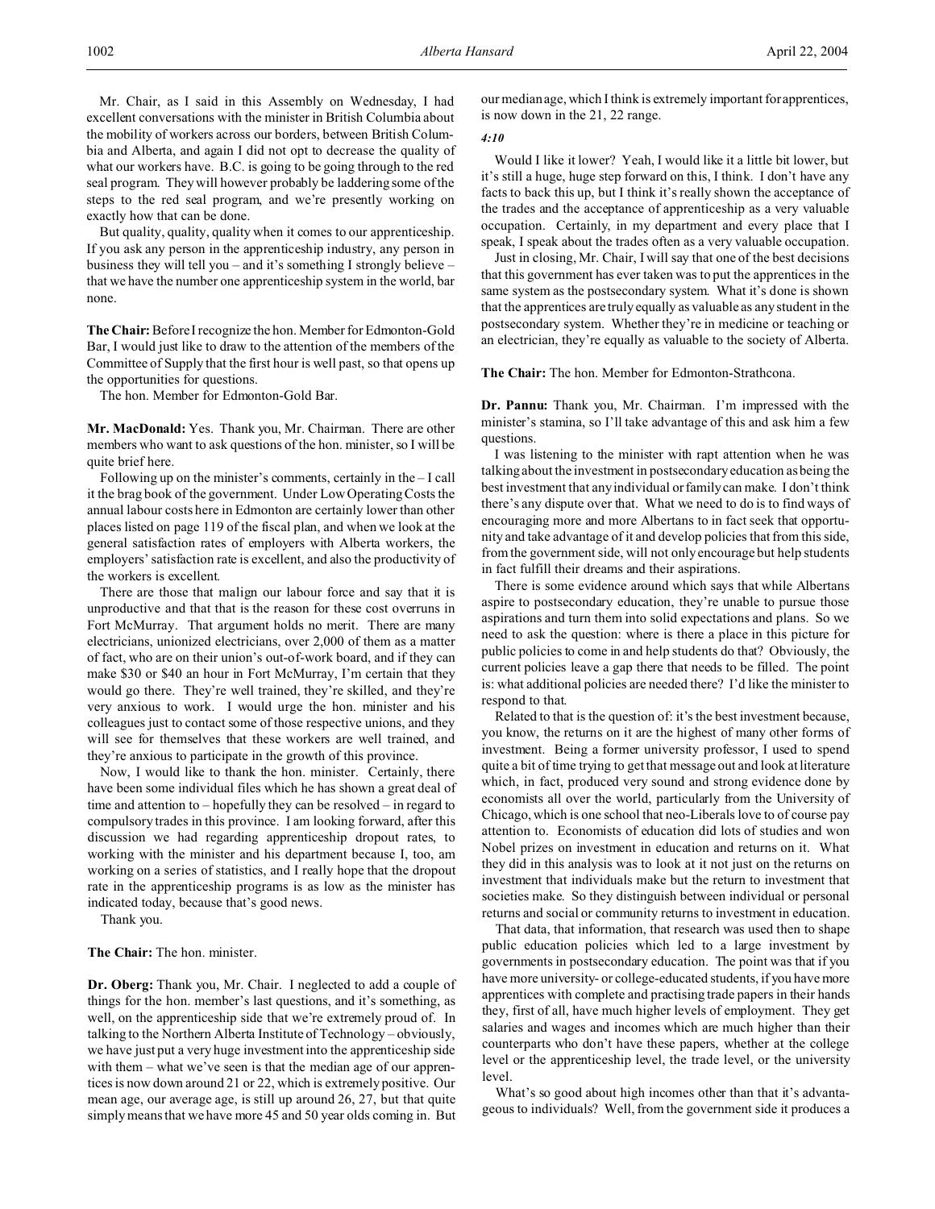Mr. Chair, as I said in this Assembly on Wednesday, I had excellent conversations with the minister in British Columbia about the mobility of workers across our borders, between British Columbia and Alberta, and again I did not opt to decrease the quality of what our workers have. B.C. is going to be going through to the red seal program. They will however probably be laddering some of the steps to the red seal program, and we're presently working on exactly how that can be done.

But quality, quality, quality when it comes to our apprenticeship. If you ask any person in the apprenticeship industry, any person in business they will tell you – and it's something I strongly believe – that we have the number one apprenticeship system in the world, bar none.

**The Chair:** Before I recognize the hon. Member for Edmonton-Gold Bar, I would just like to draw to the attention of the members of the Committee of Supply that the first hour is well past, so that opens up the opportunities for questions.

The hon. Member for Edmonton-Gold Bar.

**Mr. MacDonald:** Yes. Thank you, Mr. Chairman. There are other members who want to ask questions of the hon. minister, so I will be quite brief here.

Following up on the minister's comments, certainly in the – I call it the brag book of the government. Under Low Operating Costs the annual labour costs here in Edmonton are certainly lower than other places listed on page 119 of the fiscal plan, and when we look at the general satisfaction rates of employers with Alberta workers, the employers' satisfaction rate is excellent, and also the productivity of the workers is excellent.

There are those that malign our labour force and say that it is unproductive and that that is the reason for these cost overruns in Fort McMurray. That argument holds no merit. There are many electricians, unionized electricians, over 2,000 of them as a matter of fact, who are on their union's out-of-work board, and if they can make $30 or $40 an hour in Fort McMurray, I'm certain that they would go there. They're well trained, they're skilled, and they're very anxious to work. I would urge the hon. minister and his colleagues just to contact some of those respective unions, and they will see for themselves that these workers are well trained, and they're anxious to participate in the growth of this province.

Now, I would like to thank the hon. minister. Certainly, there have been some individual files which he has shown a great deal of time and attention to – hopefully they can be resolved – in regard to compulsory trades in this province. I am looking forward, after this discussion we had regarding apprenticeship dropout rates, to working with the minister and his department because I, too, am working on a series of statistics, and I really hope that the dropout rate in the apprenticeship programs is as low as the minister has indicated today, because that's good news.

Thank you.

**The Chair:** The hon. minister.

**Dr. Oberg:** Thank you, Mr. Chair. I neglected to add a couple of things for the hon. member's last questions, and it's something, as well, on the apprenticeship side that we're extremely proud of. In talking to the Northern Alberta Institute of Technology – obviously, we have just put a very huge investment into the apprenticeship side with them – what we've seen is that the median age of our apprentices is now down around 21 or 22, which is extremely positive. Our mean age, our average age, is still up around 26, 27, but that quite simply means that we have more 45 and 50 year olds coming in. But our median age, which I think is extremely important for apprentices, is now down in the 21, 22 range.

*4:10*

Would I like it lower? Yeah, I would like it a little bit lower, but it's still a huge, huge step forward on this, I think. I don't have any facts to back this up, but I think it's really shown the acceptance of the trades and the acceptance of apprenticeship as a very valuable occupation. Certainly, in my department and every place that I speak, I speak about the trades often as a very valuable occupation.

Just in closing, Mr. Chair, I will say that one of the best decisions that this government has ever taken was to put the apprentices in the same system as the postsecondary system. What it's done is shown that the apprentices are truly equally as valuable as any student in the postsecondary system. Whether they're in medicine or teaching or an electrician, they're equally as valuable to the society of Alberta.

**The Chair:** The hon. Member for Edmonton-Strathcona.

**Dr. Pannu:** Thank you, Mr. Chairman. I'm impressed with the minister's stamina, so I'll take advantage of this and ask him a few questions.

I was listening to the minister with rapt attention when he was talking about the investment in postsecondary education as being the best investment that any individual or family can make. I don't think there's any dispute over that. What we need to do is to find ways of encouraging more and more Albertans to in fact seek that opportunity and take advantage of it and develop policies that from this side, from the government side, will not only encourage but help students in fact fulfill their dreams and their aspirations.

There is some evidence around which says that while Albertans aspire to postsecondary education, they're unable to pursue those aspirations and turn them into solid expectations and plans. So we need to ask the question: where is there a place in this picture for public policies to come in and help students do that? Obviously, the current policies leave a gap there that needs to be filled. The point is: what additional policies are needed there? I'd like the minister to respond to that.

Related to that is the question of: it's the best investment because, you know, the returns on it are the highest of many other forms of investment. Being a former university professor, I used to spend quite a bit of time trying to get that message out and look at literature which, in fact, produced very sound and strong evidence done by economists all over the world, particularly from the University of Chicago, which is one school that neo-Liberals love to of course pay attention to. Economists of education did lots of studies and won Nobel prizes on investment in education and returns on it. What they did in this analysis was to look at it not just on the returns on investment that individuals make but the return to investment that societies make. So they distinguish between individual or personal returns and social or community returns to investment in education.

That data, that information, that research was used then to shape public education policies which led to a large investment by governments in postsecondary education. The point was that if you have more university- or college-educated students, if you have more apprentices with complete and practising trade papers in their hands they, first of all, have much higher levels of employment. They get salaries and wages and incomes which are much higher than their counterparts who don't have these papers, whether at the college level or the apprenticeship level, the trade level, or the university level.

What's so good about high incomes other than that it's advantageous to individuals? Well, from the government side it produces a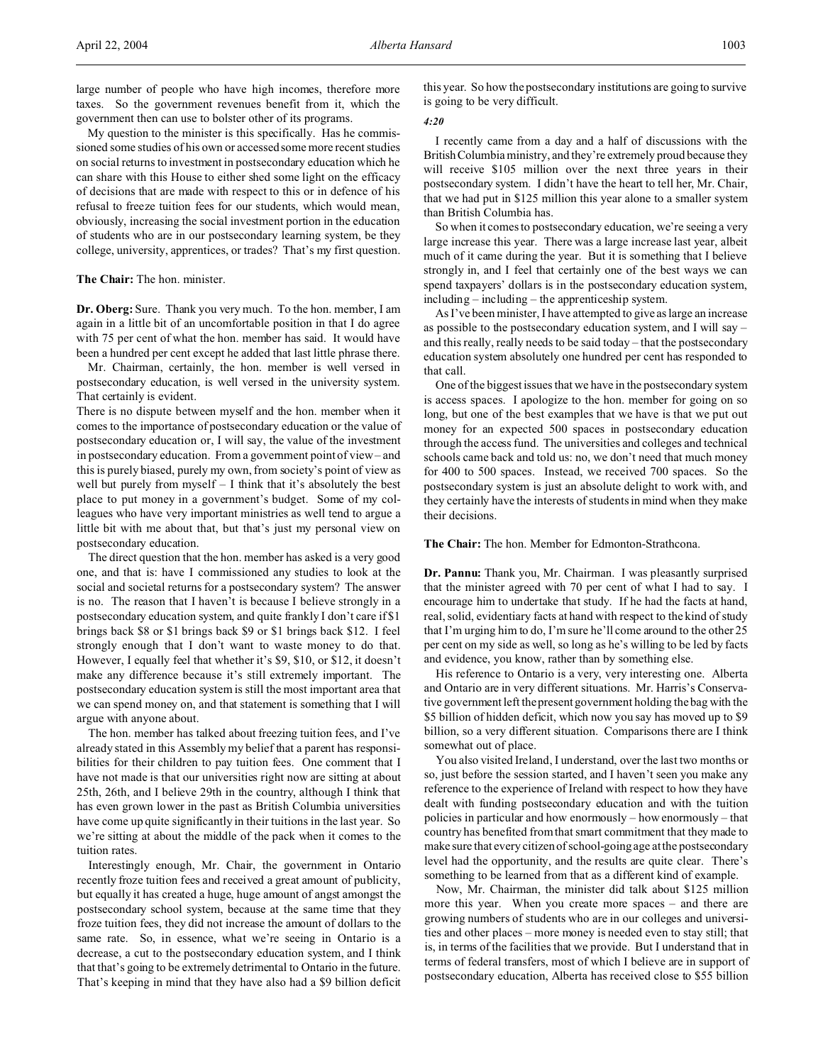large number of people who have high incomes, therefore more taxes. So the government revenues benefit from it, which the government then can use to bolster other of its programs.

My question to the minister is this specifically. Has he commissioned some studies of his own or accessed some more recent studies on social returns to investment in postsecondary education which he can share with this House to either shed some light on the efficacy of decisions that are made with respect to this or in defence of his refusal to freeze tuition fees for our students, which would mean, obviously, increasing the social investment portion in the education of students who are in our postsecondary learning system, be they college, university, apprentices, or trades? That's my first question.

**The Chair:** The hon. minister.

**Dr. Oberg:** Sure. Thank you very much. To the hon. member, I am again in a little bit of an uncomfortable position in that I do agree with 75 per cent of what the hon. member has said. It would have been a hundred per cent except he added that last little phrase there.

Mr. Chairman, certainly, the hon. member is well versed in postsecondary education, is well versed in the university system. That certainly is evident.

There is no dispute between myself and the hon. member when it comes to the importance of postsecondary education or the value of postsecondary education or, I will say, the value of the investment in postsecondary education. From a government point of view – and this is purely biased, purely my own, from society's point of view as well but purely from myself – I think that it's absolutely the best place to put money in a government's budget. Some of my colleagues who have very important ministries as well tend to argue a little bit with me about that, but that's just my personal view on postsecondary education.

The direct question that the hon. member has asked is a very good one, and that is: have I commissioned any studies to look at the social and societal returns for a postsecondary system? The answer is no. The reason that I haven't is because I believe strongly in a postsecondary education system, and quite frankly I don't care if $1 brings back $8 or $1 brings back $9 or $1 brings back $12. I feel strongly enough that I don't want to waste money to do that. However, I equally feel that whether it's $9, $10, or $12, it doesn't make any difference because it's still extremely important. The postsecondary education system is still the most important area that we can spend money on, and that statement is something that I will argue with anyone about.

The hon. member has talked about freezing tuition fees, and I've already stated in this Assembly my belief that a parent has responsibilities for their children to pay tuition fees. One comment that I have not made is that our universities right now are sitting at about 25th, 26th, and I believe 29th in the country, although I think that has even grown lower in the past as British Columbia universities have come up quite significantly in their tuitions in the last year. So we're sitting at about the middle of the pack when it comes to the tuition rates.

Interestingly enough, Mr. Chair, the government in Ontario recently froze tuition fees and received a great amount of publicity, but equally it has created a huge, huge amount of angst amongst the postsecondary school system, because at the same time that they froze tuition fees, they did not increase the amount of dollars to the same rate. So, in essence, what we're seeing in Ontario is a decrease, a cut to the postsecondary education system, and I think that that's going to be extremely detrimental to Ontario in the future. That's keeping in mind that they have also had a $9 billion deficit this year. So how the postsecondary institutions are going to survive is going to be very difficult.

*4:20*

I recently came from a day and a half of discussions with the British Columbia ministry, and they're extremely proud because they will receive $105 million over the next three years in their postsecondary system. I didn't have the heart to tell her, Mr. Chair, that we had put in $125 million this year alone to a smaller system than British Columbia has.

So when it comes to postsecondary education, we're seeing a very large increase this year. There was a large increase last year, albeit much of it came during the year. But it is something that I believe strongly in, and I feel that certainly one of the best ways we can spend taxpayers' dollars is in the postsecondary education system, including – including – the apprenticeship system.

As I've been minister, I have attempted to give as large an increase as possible to the postsecondary education system, and I will say – and this really, really needs to be said today – that the postsecondary education system absolutely one hundred per cent has responded to that call.

One of the biggest issues that we have in the postsecondary system is access spaces. I apologize to the hon. member for going on so long, but one of the best examples that we have is that we put out money for an expected 500 spaces in postsecondary education through the access fund. The universities and colleges and technical schools came back and told us: no, we don't need that much money for 400 to 500 spaces. Instead, we received 700 spaces. So the postsecondary system is just an absolute delight to work with, and they certainly have the interests of students in mind when they make their decisions.

**The Chair:** The hon. Member for Edmonton-Strathcona.

**Dr. Pannu:** Thank you, Mr. Chairman. I was pleasantly surprised that the minister agreed with 70 per cent of what I had to say. I encourage him to undertake that study. If he had the facts at hand, real, solid, evidentiary facts at hand with respect to the kind of study that I'm urging him to do, I'm sure he'll come around to the other 25 per cent on my side as well, so long as he's willing to be led by facts and evidence, you know, rather than by something else.

His reference to Ontario is a very, very interesting one. Alberta and Ontario are in very different situations. Mr. Harris's Conservative government left the present government holding the bag with the $5 billion of hidden deficit, which now you say has moved up to $9 billion, so a very different situation. Comparisons there are I think somewhat out of place.

You also visited Ireland, I understand, over the last two months or so, just before the session started, and I haven't seen you make any reference to the experience of Ireland with respect to how they have dealt with funding postsecondary education and with the tuition policies in particular and how enormously – how enormously – that country has benefited from that smart commitment that they made to make sure that every citizen of school-going age at the postsecondary level had the opportunity, and the results are quite clear. There's something to be learned from that as a different kind of example.

Now, Mr. Chairman, the minister did talk about $125 million more this year. When you create more spaces – and there are growing numbers of students who are in our colleges and universities and other places – more money is needed even to stay still; that is, in terms of the facilities that we provide. But I understand that in terms of federal transfers, most of which I believe are in support of postsecondary education, Alberta has received close to $55 billion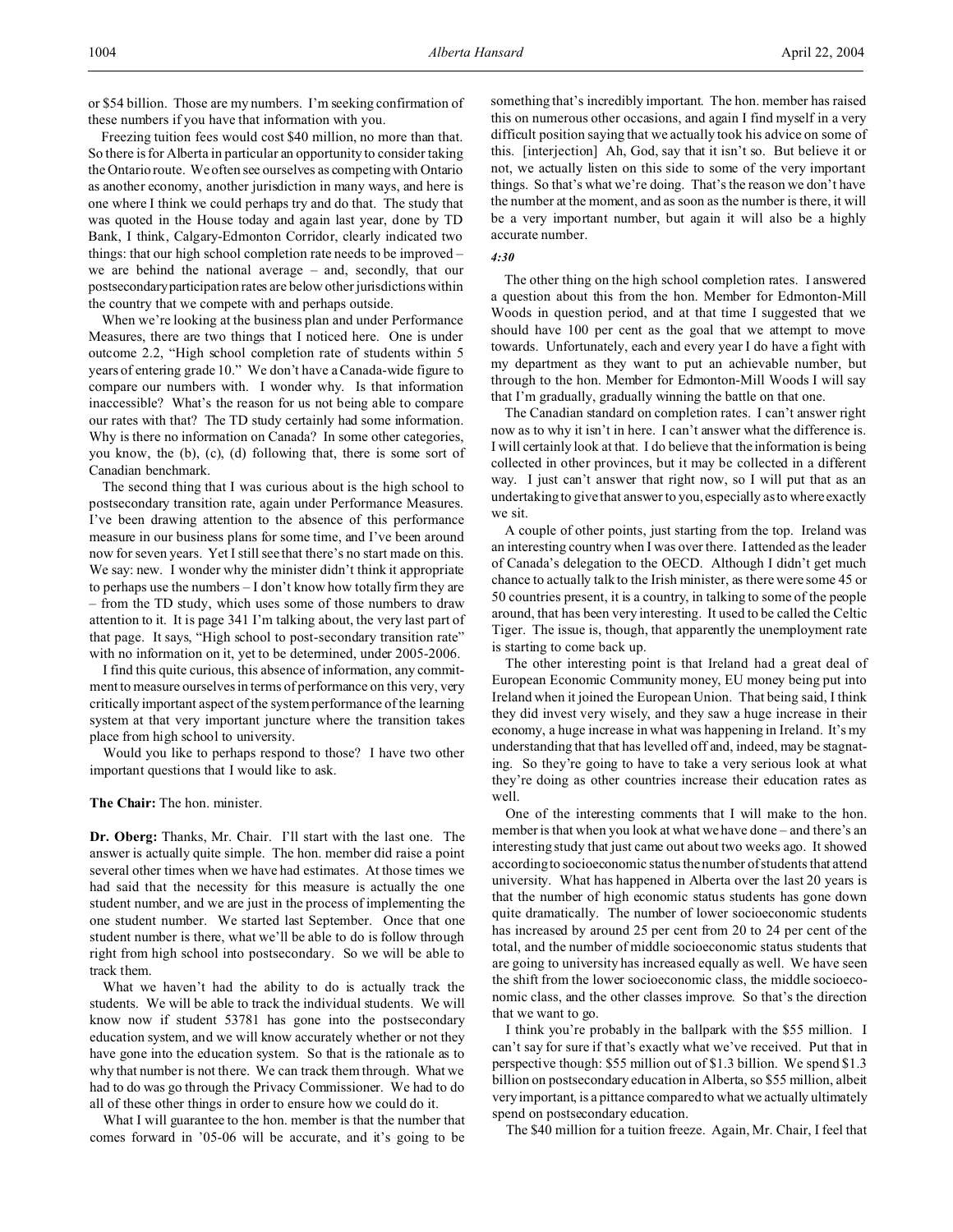or $54 billion. Those are my numbers. I'm seeking confirmation of these numbers if you have that information with you.

Freezing tuition fees would cost $40 million, no more than that. So there is for Alberta in particular an opportunity to consider taking the Ontario route. We often see ourselves as competing with Ontario as another economy, another jurisdiction in many ways, and here is one where I think we could perhaps try and do that. The study that was quoted in the House today and again last year, done by TD Bank, I think, Calgary-Edmonton Corridor, clearly indicated two things: that our high school completion rate needs to be improved – we are behind the national average – and, secondly, that our postsecondary participation rates are below other jurisdictions within the country that we compete with and perhaps outside.

When we're looking at the business plan and under Performance Measures, there are two things that I noticed here. One is under outcome 2.2, "High school completion rate of students within 5 years of entering grade 10." We don't have a Canada-wide figure to compare our numbers with. I wonder why. Is that information inaccessible? What's the reason for us not being able to compare our rates with that? The TD study certainly had some information. Why is there no information on Canada? In some other categories, you know, the (b), (c), (d) following that, there is some sort of Canadian benchmark.

The second thing that I was curious about is the high school to postsecondary transition rate, again under Performance Measures. I've been drawing attention to the absence of this performance measure in our business plans for some time, and I've been around now for seven years. Yet I still see that there's no start made on this. We say: new. I wonder why the minister didn't think it appropriate to perhaps use the numbers – I don't know how totally firm they are – from the TD study, which uses some of those numbers to draw attention to it. It is page 341 I'm talking about, the very last part of that page. It says, "High school to post-secondary transition rate" with no information on it, yet to be determined, under 2005-2006.

I find this quite curious, this absence of information, any commitment to measure ourselves in terms of performance on this very, very critically important aspect of the system performance of the learning system at that very important juncture where the transition takes place from high school to university.

Would you like to perhaps respond to those? I have two other important questions that I would like to ask.

**The Chair:** The hon. minister.

**Dr. Oberg:** Thanks, Mr. Chair. I'll start with the last one. The answer is actually quite simple. The hon. member did raise a point several other times when we have had estimates. At those times we had said that the necessity for this measure is actually the one student number, and we are just in the process of implementing the one student number. We started last September. Once that one student number is there, what we'll be able to do is follow through right from high school into postsecondary. So we will be able to track them.

What we haven't had the ability to do is actually track the students. We will be able to track the individual students. We will know now if student 53781 has gone into the postsecondary education system, and we will know accurately whether or not they have gone into the education system. So that is the rationale as to why that number is not there. We can track them through. What we had to do was go through the Privacy Commissioner. We had to do all of these other things in order to ensure how we could do it.

What I will guarantee to the hon. member is that the number that comes forward in '05-06 will be accurate, and it's going to be something that's incredibly important. The hon. member has raised this on numerous other occasions, and again I find myself in a very difficult position saying that we actually took his advice on some of this. [interjection] Ah, God, say that it isn't so. But believe it or not, we actually listen on this side to some of the very important things. So that's what we're doing. That's the reason we don't have the number at the moment, and as soon as the number is there, it will be a very important number, but again it will also be a highly accurate number.

*4:30*

The other thing on the high school completion rates. I answered a question about this from the hon. Member for Edmonton-Mill Woods in question period, and at that time I suggested that we should have 100 per cent as the goal that we attempt to move towards. Unfortunately, each and every year I do have a fight with my department as they want to put an achievable number, but through to the hon. Member for Edmonton-Mill Woods I will say that I'm gradually, gradually winning the battle on that one.

The Canadian standard on completion rates. I can't answer right now as to why it isn't in here. I can't answer what the difference is. I will certainly look at that. I do believe that the information is being collected in other provinces, but it may be collected in a different way. I just can't answer that right now, so I will put that as an undertaking to give that answer to you, especially as to where exactly we sit.

A couple of other points, just starting from the top. Ireland was an interesting country when I was over there. I attended as the leader of Canada's delegation to the OECD. Although I didn't get much chance to actually talk to the Irish minister, as there were some 45 or 50 countries present, it is a country, in talking to some of the people around, that has been very interesting. It used to be called the Celtic Tiger. The issue is, though, that apparently the unemployment rate is starting to come back up.

The other interesting point is that Ireland had a great deal of European Economic Community money, EU money being put into Ireland when it joined the European Union. That being said, I think they did invest very wisely, and they saw a huge increase in their economy, a huge increase in what was happening in Ireland. It's my understanding that that has levelled off and, indeed, may be stagnating. So they're going to have to take a very serious look at what they're doing as other countries increase their education rates as well.

One of the interesting comments that I will make to the hon. member is that when you look at what we have done – and there's an interesting study that just came out about two weeks ago. It showed according to socioeconomic status the number of students that attend university. What has happened in Alberta over the last 20 years is that the number of high economic status students has gone down quite dramatically. The number of lower socioeconomic students has increased by around 25 per cent from 20 to 24 per cent of the total, and the number of middle socioeconomic status students that are going to university has increased equally as well. We have seen the shift from the lower socioeconomic class, the middle socioeconomic class, and the other classes improve. So that's the direction that we want to go.

I think you're probably in the ballpark with the $55 million. I can't say for sure if that's exactly what we've received. Put that in perspective though: $55 million out of $1.3 billion. We spend $1.3 billion on postsecondary education in Alberta, so $55 million, albeit very important, is a pittance compared to what we actually ultimately spend on postsecondary education.

The $40 million for a tuition freeze. Again, Mr. Chair, I feel that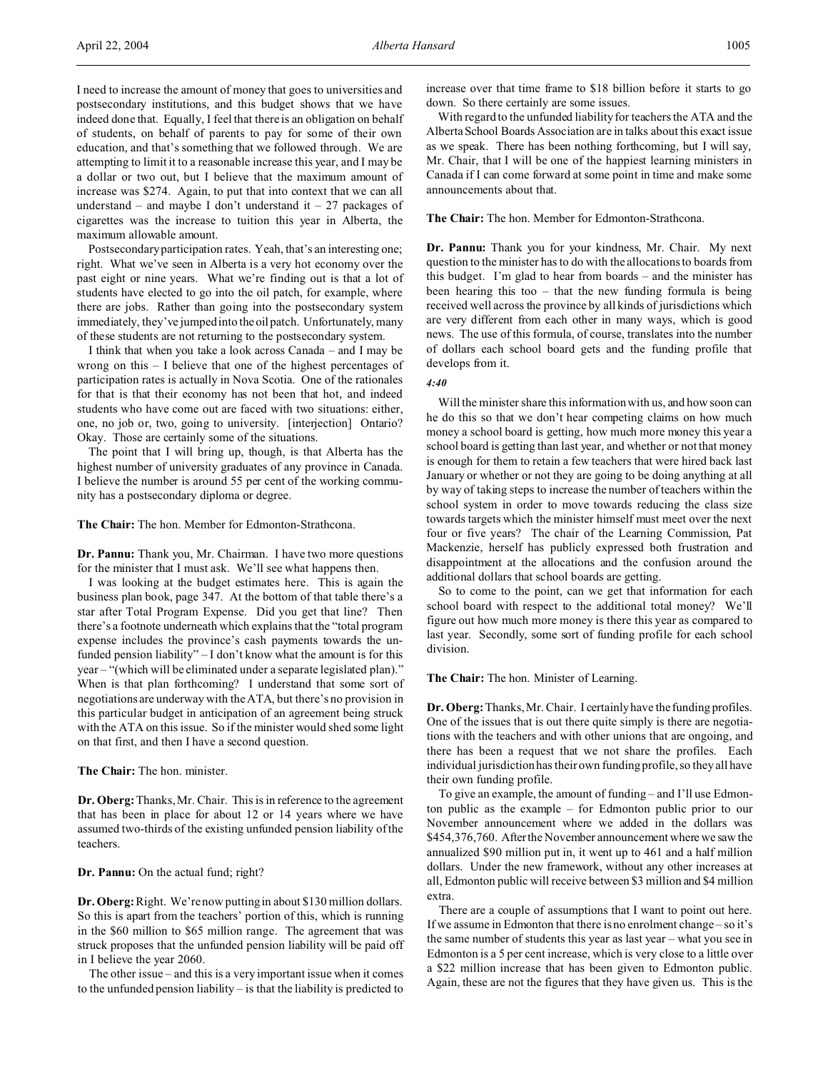I need to increase the amount of money that goes to universities and postsecondary institutions, and this budget shows that we have indeed done that. Equally, I feel that there is an obligation on behalf of students, on behalf of parents to pay for some of their own education, and that's something that we followed through. We are attempting to limit it to a reasonable increase this year, and I may be a dollar or two out, but I believe that the maximum amount of increase was $274. Again, to put that into context that we can all understand – and maybe I don't understand it – 27 packages of cigarettes was the increase to tuition this year in Alberta, the maximum allowable amount.

Postsecondary participation rates. Yeah, that's an interesting one; right. What we've seen in Alberta is a very hot economy over the past eight or nine years. What we're finding out is that a lot of students have elected to go into the oil patch, for example, where there are jobs. Rather than going into the postsecondary system immediately, they've jumped into the oil patch. Unfortunately, many of these students are not returning to the postsecondary system.

I think that when you take a look across Canada – and I may be wrong on this – I believe that one of the highest percentages of participation rates is actually in Nova Scotia. One of the rationales for that is that their economy has not been that hot, and indeed students who have come out are faced with two situations: either, one, no job or, two, going to university. [interjection] Ontario? Okay. Those are certainly some of the situations.

The point that I will bring up, though, is that Alberta has the highest number of university graduates of any province in Canada. I believe the number is around 55 per cent of the working community has a postsecondary diploma or degree.

**The Chair:** The hon. Member for Edmonton-Strathcona.

**Dr. Pannu:** Thank you, Mr. Chairman. I have two more questions for the minister that I must ask. We'll see what happens then.

I was looking at the budget estimates here. This is again the business plan book, page 347. At the bottom of that table there's a star after Total Program Expense. Did you get that line? Then there's a footnote underneath which explains that the "total program expense includes the province's cash payments towards the unfunded pension liability" – I don't know what the amount is for this year – "(which will be eliminated under a separate legislated plan)." When is that plan forthcoming? I understand that some sort of negotiations are underway with the ATA, but there's no provision in this particular budget in anticipation of an agreement being struck with the ATA on this issue. So if the minister would shed some light on that first, and then I have a second question.

**The Chair:** The hon. minister.

**Dr. Oberg:** Thanks, Mr. Chair. This is in reference to the agreement that has been in place for about 12 or 14 years where we have assumed two-thirds of the existing unfunded pension liability of the teachers.

**Dr. Pannu:** On the actual fund; right?

**Dr. Oberg:** Right. We're now putting in about $130 million dollars. So this is apart from the teachers' portion of this, which is running in the $60 million to $65 million range. The agreement that was struck proposes that the unfunded pension liability will be paid off in I believe the year 2060.

The other issue – and this is a very important issue when it comes to the unfunded pension liability – is that the liability is predicted to increase over that time frame to $18 billion before it starts to go down. So there certainly are some issues.

With regard to the unfunded liability for teachers the ATA and the Alberta School Boards Association are in talks about this exact issue as we speak. There has been nothing forthcoming, but I will say, Mr. Chair, that I will be one of the happiest learning ministers in Canada if I can come forward at some point in time and make some announcements about that.

**The Chair:** The hon. Member for Edmonton-Strathcona.

**Dr. Pannu:** Thank you for your kindness, Mr. Chair. My next question to the minister has to do with the allocations to boards from this budget. I'm glad to hear from boards – and the minister has been hearing this too – that the new funding formula is being received well across the province by all kinds of jurisdictions which are very different from each other in many ways, which is good news. The use of this formula, of course, translates into the number of dollars each school board gets and the funding profile that develops from it.

*4:40*

Will the minister share this information with us, and how soon can he do this so that we don't hear competing claims on how much money a school board is getting, how much more money this year a school board is getting than last year, and whether or not that money is enough for them to retain a few teachers that were hired back last January or whether or not they are going to be doing anything at all by way of taking steps to increase the number of teachers within the school system in order to move towards reducing the class size towards targets which the minister himself must meet over the next four or five years? The chair of the Learning Commission, Pat Mackenzie, herself has publicly expressed both frustration and disappointment at the allocations and the confusion around the additional dollars that school boards are getting.

So to come to the point, can we get that information for each school board with respect to the additional total money? We'll figure out how much more money is there this year as compared to last year. Secondly, some sort of funding profile for each school division.

**The Chair:** The hon. Minister of Learning.

**Dr. Oberg:** Thanks, Mr. Chair. I certainly have the funding profiles. One of the issues that is out there quite simply is there are negotiations with the teachers and with other unions that are ongoing, and there has been a request that we not share the profiles. Each individual jurisdiction has their own funding profile, so they all have their own funding profile.

To give an example, the amount of funding – and I'll use Edmonton public as the example – for Edmonton public prior to our November announcement where we added in the dollars was $454,376,760. After the November announcement where we saw the annualized $90 million put in, it went up to 461 and a half million dollars. Under the new framework, without any other increases at all, Edmonton public will receive between $3 million and $4 million extra.

There are a couple of assumptions that I want to point out here. If we assume in Edmonton that there is no enrolment change – so it's the same number of students this year as last year – what you see in Edmonton is a 5 per cent increase, which is very close to a little over a $22 million increase that has been given to Edmonton public. Again, these are not the figures that they have given us. This is the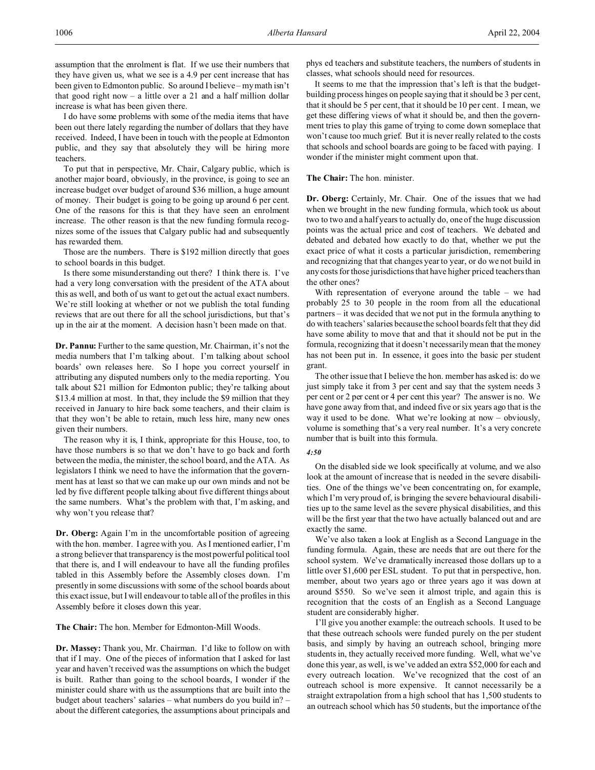assumption that the enrolment is flat. If we use their numbers that they have given us, what we see is a 4.9 per cent increase that has been given to Edmonton public. So around I believe – my math isn't that good right now – a little over a 21 and a half million dollar increase is what has been given there.

I do have some problems with some of the media items that have been out there lately regarding the number of dollars that they have received. Indeed, I have been in touch with the people at Edmonton public, and they say that absolutely they will be hiring more teachers.

To put that in perspective, Mr. Chair, Calgary public, which is another major board, obviously, in the province, is going to see an increase budget over budget of around $36 million, a huge amount of money. Their budget is going to be going up around 6 per cent. One of the reasons for this is that they have seen an enrolment increase. The other reason is that the new funding formula recognizes some of the issues that Calgary public had and subsequently has rewarded them.

Those are the numbers. There is $192 million directly that goes to school boards in this budget.

Is there some misunderstanding out there? I think there is. I've had a very long conversation with the president of the ATA about this as well, and both of us want to get out the actual exact numbers. We're still looking at whether or not we publish the total funding reviews that are out there for all the school jurisdictions, but that's up in the air at the moment. A decision hasn't been made on that.

**Dr. Pannu:** Further to the same question, Mr. Chairman, it's not the media numbers that I'm talking about. I'm talking about school boards' own releases here. So I hope you correct yourself in attributing any disputed numbers only to the media reporting. You talk about $21 million for Edmonton public; they're talking about $13.4 million at most. In that, they include the $9 million that they received in January to hire back some teachers, and their claim is that they won't be able to retain, much less hire, many new ones given their numbers.

The reason why it is, I think, appropriate for this House, too, to have those numbers is so that we don't have to go back and forth between the media, the minister, the school board, and the ATA. As legislators I think we need to have the information that the government has at least so that we can make up our own minds and not be led by five different people talking about five different things about the same numbers. What's the problem with that, I'm asking, and why won't you release that?

**Dr. Oberg:** Again I'm in the uncomfortable position of agreeing with the hon. member. I agree with you. As I mentioned earlier, I'm a strong believer that transparency is the most powerful political tool that there is, and I will endeavour to have all the funding profiles tabled in this Assembly before the Assembly closes down. I'm presently in some discussions with some of the school boards about this exact issue, but I will endeavour to table all of the profiles in this Assembly before it closes down this year.

**The Chair:** The hon. Member for Edmonton-Mill Woods.

**Dr. Massey:** Thank you, Mr. Chairman. I'd like to follow on with that if I may. One of the pieces of information that I asked for last year and haven't received was the assumptions on which the budget is built. Rather than going to the school boards, I wonder if the minister could share with us the assumptions that are built into the budget about teachers' salaries – what numbers do you build in? – about the different categories, the assumptions about principals and phys ed teachers and substitute teachers, the numbers of students in classes, what schools should need for resources.

It seems to me that the impression that's left is that the budget-building process hinges on people saying that it should be 3 per cent, that it should be 5 per cent, that it should be 10 per cent. I mean, we get these differing views of what it should be, and then the government tries to play this game of trying to come down someplace that won't cause too much grief. But it is never really related to the costs that schools and school boards are going to be faced with paying. I wonder if the minister might comment upon that.

**The Chair:** The hon. minister.

**Dr. Oberg:** Certainly, Mr. Chair. One of the issues that we had when we brought in the new funding formula, which took us about two to two and a half years to actually do, one of the huge discussion points was the actual price and cost of teachers. We debated and debated and debated how exactly to do that, whether we put the exact price of what it costs a particular jurisdiction, remembering and recognizing that that changes year to year, or do we not build in any costs for those jurisdictions that have higher priced teachers than the other ones?

With representation of everyone around the table – we had probably 25 to 30 people in the room from all the educational partners – it was decided that we not put in the formula anything to do with teachers' salaries because the school boards felt that they did have some ability to move that and that it should not be put in the formula, recognizing that it doesn't necessarily mean that the money has not been put in. In essence, it goes into the basic per student grant.

The other issue that I believe the hon. member has asked is: do we just simply take it from 3 per cent and say that the system needs 3 per cent or 2 per cent or 4 per cent this year? The answer is no. We have gone away from that, and indeed five or six years ago that is the way it used to be done. What we're looking at now – obviously, volume is something that's a very real number. It's a very concrete number that is built into this formula.

*4:50*

On the disabled side we look specifically at volume, and we also look at the amount of increase that is needed in the severe disabilities. One of the things we've been concentrating on, for example, which I'm very proud of, is bringing the severe behavioural disabilities up to the same level as the severe physical disabilities, and this will be the first year that the two have actually balanced out and are exactly the same.

We've also taken a look at English as a Second Language in the funding formula. Again, these are needs that are out there for the school system. We've dramatically increased those dollars up to a little over $1,600 per ESL student. To put that in perspective, hon. member, about two years ago or three years ago it was down at around $550. So we've seen it almost triple, and again this is recognition that the costs of an English as a Second Language student are considerably higher.

I'll give you another example: the outreach schools. It used to be that these outreach schools were funded purely on the per student basis, and simply by having an outreach school, bringing more students in, they actually received more funding. Well, what we've done this year, as well, is we've added an extra $52,000 for each and every outreach location. We've recognized that the cost of an outreach school is more expensive. It cannot necessarily be a straight extrapolation from a high school that has 1,500 students to an outreach school which has 50 students, but the importance of the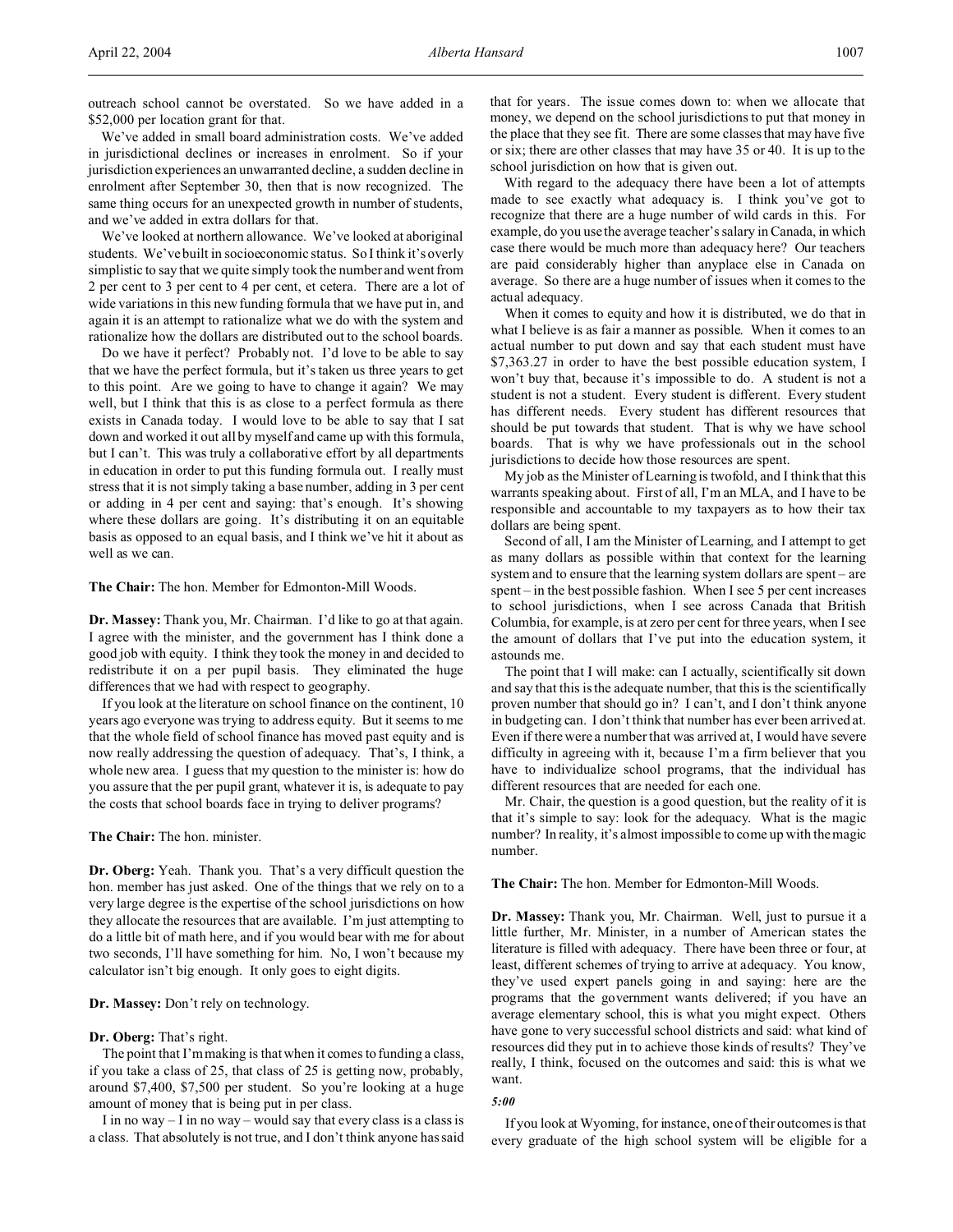outreach school cannot be overstated. So we have added in a $52,000 per location grant for that.

We've added in small board administration costs. We've added in jurisdictional declines or increases in enrolment. So if your jurisdiction experiences an unwarranted decline, a sudden decline in enrolment after September 30, then that is now recognized. The same thing occurs for an unexpected growth in number of students, and we've added in extra dollars for that.

We've looked at northern allowance. We've looked at aboriginal students. We've built in socioeconomic status. So I think it's overly simplistic to say that we quite simply took the number and went from 2 per cent to 3 per cent to 4 per cent, et cetera. There are a lot of wide variations in this new funding formula that we have put in, and again it is an attempt to rationalize what we do with the system and rationalize how the dollars are distributed out to the school boards.

Do we have it perfect? Probably not. I'd love to be able to say that we have the perfect formula, but it's taken us three years to get to this point. Are we going to have to change it again? We may well, but I think that this is as close to a perfect formula as there exists in Canada today. I would love to be able to say that I sat down and worked it out all by myself and came up with this formula, but I can't. This was truly a collaborative effort by all departments in education in order to put this funding formula out. I really must stress that it is not simply taking a base number, adding in 3 per cent or adding in 4 per cent and saying: that's enough. It's showing where these dollars are going. It's distributing it on an equitable basis as opposed to an equal basis, and I think we've hit it about as well as we can.

**The Chair:** The hon. Member for Edmonton-Mill Woods.

**Dr. Massey:** Thank you, Mr. Chairman. I'd like to go at that again. I agree with the minister, and the government has I think done a good job with equity. I think they took the money in and decided to redistribute it on a per pupil basis. They eliminated the huge differences that we had with respect to geography.

If you look at the literature on school finance on the continent, 10 years ago everyone was trying to address equity. But it seems to me that the whole field of school finance has moved past equity and is now really addressing the question of adequacy. That's, I think, a whole new area. I guess that my question to the minister is: how do you assure that the per pupil grant, whatever it is, is adequate to pay the costs that school boards face in trying to deliver programs?

**The Chair:** The hon. minister.

**Dr. Oberg:** Yeah. Thank you. That's a very difficult question the hon. member has just asked. One of the things that we rely on to a very large degree is the expertise of the school jurisdictions on how they allocate the resources that are available. I'm just attempting to do a little bit of math here, and if you would bear with me for about two seconds, I'll have something for him. No, I won't because my calculator isn't big enough. It only goes to eight digits.

**Dr. Massey:** Don't rely on technology.

**Dr. Oberg:** That's right.

The point that I'm making is that when it comes to funding a class, if you take a class of 25, that class of 25 is getting now, probably, around $7,400, $7,500 per student. So you're looking at a huge amount of money that is being put in per class.

I in no way – I in no way – would say that every class is a class is a class. That absolutely is not true, and I don't think anyone has said that for years. The issue comes down to: when we allocate that money, we depend on the school jurisdictions to put that money in the place that they see fit. There are some classes that may have five or six; there are other classes that may have 35 or 40. It is up to the school jurisdiction on how that is given out.

With regard to the adequacy there have been a lot of attempts made to see exactly what adequacy is. I think you've got to recognize that there are a huge number of wild cards in this. For example, do you use the average teacher's salary in Canada, in which case there would be much more than adequacy here? Our teachers are paid considerably higher than anyplace else in Canada on average. So there are a huge number of issues when it comes to the actual adequacy.

When it comes to equity and how it is distributed, we do that in what I believe is as fair a manner as possible. When it comes to an actual number to put down and say that each student must have $7,363.27 in order to have the best possible education system, I won't buy that, because it's impossible to do. A student is not a student is not a student. Every student is different. Every student has different needs. Every student has different resources that should be put towards that student. That is why we have school boards. That is why we have professionals out in the school jurisdictions to decide how those resources are spent.

My job as the Minister of Learning is twofold, and I think that this warrants speaking about. First of all, I'm an MLA, and I have to be responsible and accountable to my taxpayers as to how their tax dollars are being spent.

Second of all, I am the Minister of Learning, and I attempt to get as many dollars as possible within that context for the learning system and to ensure that the learning system dollars are spent – are spent – in the best possible fashion. When I see 5 per cent increases to school jurisdictions, when I see across Canada that British Columbia, for example, is at zero per cent for three years, when I see the amount of dollars that I've put into the education system, it astounds me.

The point that I will make: can I actually, scientifically sit down and say that this is the adequate number, that this is the scientifically proven number that should go in? I can't, and I don't think anyone in budgeting can. I don't think that that number has ever been arrived at. Even if there were a number that was arrived at, I would have severe difficulty in agreeing with it, because I'm a firm believer that you have to individualize school programs, that the individual has different resources that are needed for each one.

Mr. Chair, the question is a good question, but the reality of it is that it's simple to say: look for the adequacy. What is the magic number? In reality, it's almost impossible to come up with the magic number.

**The Chair:** The hon. Member for Edmonton-Mill Woods.

**Dr. Massey:** Thank you, Mr. Chairman. Well, just to pursue it a little further, Mr. Minister, in a number of American states the literature is filled with adequacy. There have been three or four, at least, different schemes of trying to arrive at adequacy. You know, they've used expert panels going in and saying: here are the programs that the government wants delivered; if you have an average elementary school, this is what you might expect. Others have gone to very successful school districts and said: what kind of resources did they put in to achieve those kinds of results? They've really, I think, focused on the outcomes and said: this is what we want.

*5:00*

If you look at Wyoming, for instance, one of their outcomes is that every graduate of the high school system will be eligible for a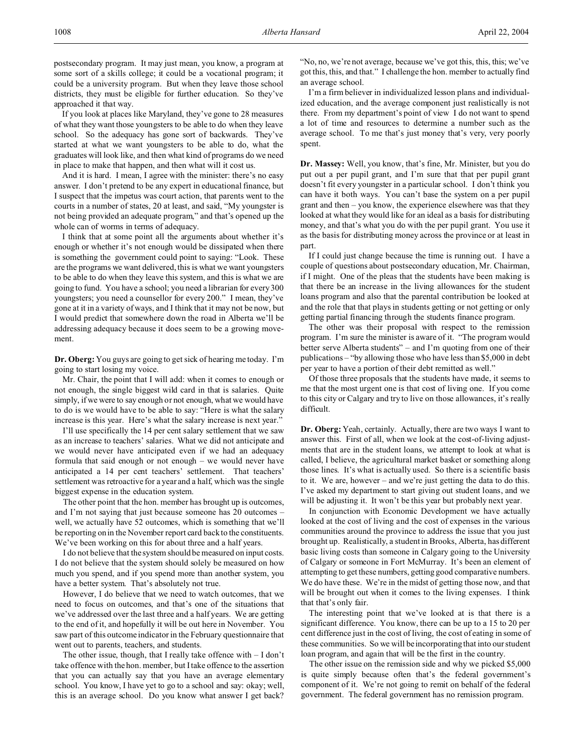postsecondary program. It may just mean, you know, a program at some sort of a skills college; it could be a vocational program; it could be a university program. But when they leave those school districts, they must be eligible for further education. So they've approached it that way.

If you look at places like Maryland, they've gone to 28 measures of what they want those youngsters to be able to do when they leave school. So the adequacy has gone sort of backwards. They've started at what we want youngsters to be able to do, what the graduates will look like, and then what kind of programs do we need in place to make that happen, and then what will it cost us.

And it is hard. I mean, I agree with the minister: there's no easy answer. I don't pretend to be any expert in educational finance, but I suspect that the impetus was court action, that parents went to the courts in a number of states, 20 at least, and said, "My youngster is not being provided an adequate program," and that's opened up the whole can of worms in terms of adequacy.

I think that at some point all the arguments about whether it's enough or whether it's not enough would be dissipated when there is something the government could point to saying: "Look. These are the programs we want delivered, this is what we want youngsters to be able to do when they leave this system, and this is what we are going to fund. You have a school; you need a librarian for every 300 youngsters; you need a counsellor for every 200." I mean, they've gone at it in a variety of ways, and I think that it may not be now, but I would predict that somewhere down the road in Alberta we'll be addressing adequacy because it does seem to be a growing movement.

**Dr. Oberg:** You guys are going to get sick of hearing me today. I'm going to start losing my voice.

Mr. Chair, the point that I will add: when it comes to enough or not enough, the single biggest wild card in that is salaries. Quite simply, if we were to say enough or not enough, what we would have to do is we would have to be able to say: "Here is what the salary increase is this year. Here's what the salary increase is next year."

I'll use specifically the 14 per cent salary settlement that we saw as an increase to teachers' salaries. What we did not anticipate and we would never have anticipated even if we had an adequacy formula that said enough or not enough – we would never have anticipated a 14 per cent teachers' settlement. That teachers' settlement was retroactive for a year and a half, which was the single biggest expense in the education system.

The other point that the hon. member has brought up is outcomes, and I'm not saying that just because someone has 20 outcomes – well, we actually have 52 outcomes, which is something that we'll be reporting on in the November report card back to the constituents. We've been working on this for about three and a half years.

I do not believe that the system should be measured on input costs. I do not believe that the system should solely be measured on how much you spend, and if you spend more than another system, you have a better system. That's absolutely not true.

However, I do believe that we need to watch outcomes, that we need to focus on outcomes, and that's one of the situations that we've addressed over the last three and a half years. We are getting to the end of it, and hopefully it will be out here in November. You saw part of this outcome indicator in the February questionnaire that went out to parents, teachers, and students.

The other issue, though, that I really take offence with – I don't take offence with the hon. member, but I take offence to the assertion that you can actually say that you have an average elementary school. You know, I have yet to go to a school and say: okay; well, this is an average school. Do you know what answer I get back? "No, no, we're not average, because we've got this, this, this; we've got this, this, and that." I challenge the hon. member to actually find an average school.

I'm a firm believer in individualized lesson plans and individualized education, and the average component just realistically is not there. From my department's point of view I do not want to spend a lot of time and resources to determine a number such as the average school. To me that's just money that's very, very poorly spent.

**Dr. Massey:** Well, you know, that's fine, Mr. Minister, but you do put out a per pupil grant, and I'm sure that that per pupil grant doesn't fit every youngster in a particular school. I don't think you can have it both ways. You can't base the system on a per pupil grant and then – you know, the experience elsewhere was that they looked at what they would like for an ideal as a basis for distributing money, and that's what you do with the per pupil grant. You use it as the basis for distributing money across the province or at least in part.

If I could just change because the time is running out. I have a couple of questions about postsecondary education, Mr. Chairman, if I might. One of the pleas that the students have been making is that there be an increase in the living allowances for the student loans program and also that the parental contribution be looked at and the role that that plays in students getting or not getting or only getting partial financing through the students finance program.

The other was their proposal with respect to the remission program. I'm sure the minister is aware of it. "The program would better serve Alberta students" – and I'm quoting from one of their publications – "by allowing those who have less than $5,000 in debt per year to have a portion of their debt remitted as well."

Of those three proposals that the students have made, it seems to me that the most urgent one is that cost of living one. If you come to this city or Calgary and try to live on those allowances, it's really difficult.

**Dr. Oberg:** Yeah, certainly. Actually, there are two ways I want to answer this. First of all, when we look at the cost-of-living adjustments that are in the student loans, we attempt to look at what is called, I believe, the agricultural market basket or something along those lines. It's what is actually used. So there is a scientific basis to it. We are, however – and we're just getting the data to do this. I've asked my department to start giving out student loans, and we will be adjusting it. It won't be this year but probably next year.

In conjunction with Economic Development we have actually looked at the cost of living and the cost of expenses in the various communities around the province to address the issue that you just brought up. Realistically, a student in Brooks, Alberta, has different basic living costs than someone in Calgary going to the University of Calgary or someone in Fort McMurray. It's been an element of attempting to get these numbers, getting good comparative numbers. We do have these. We're in the midst of getting those now, and that will be brought out when it comes to the living expenses. I think that that's only fair.

The interesting point that we've looked at is that there is a significant difference. You know, there can be up to a 15 to 20 per cent difference just in the cost of living, the cost of eating in some of these communities. So we will be incorporating that into our student loan program, and again that will be the first in the country.

The other issue on the remission side and why we picked $5,000 is quite simply because often that's the federal government's component of it. We're not going to remit on behalf of the federal government. The federal government has no remission program.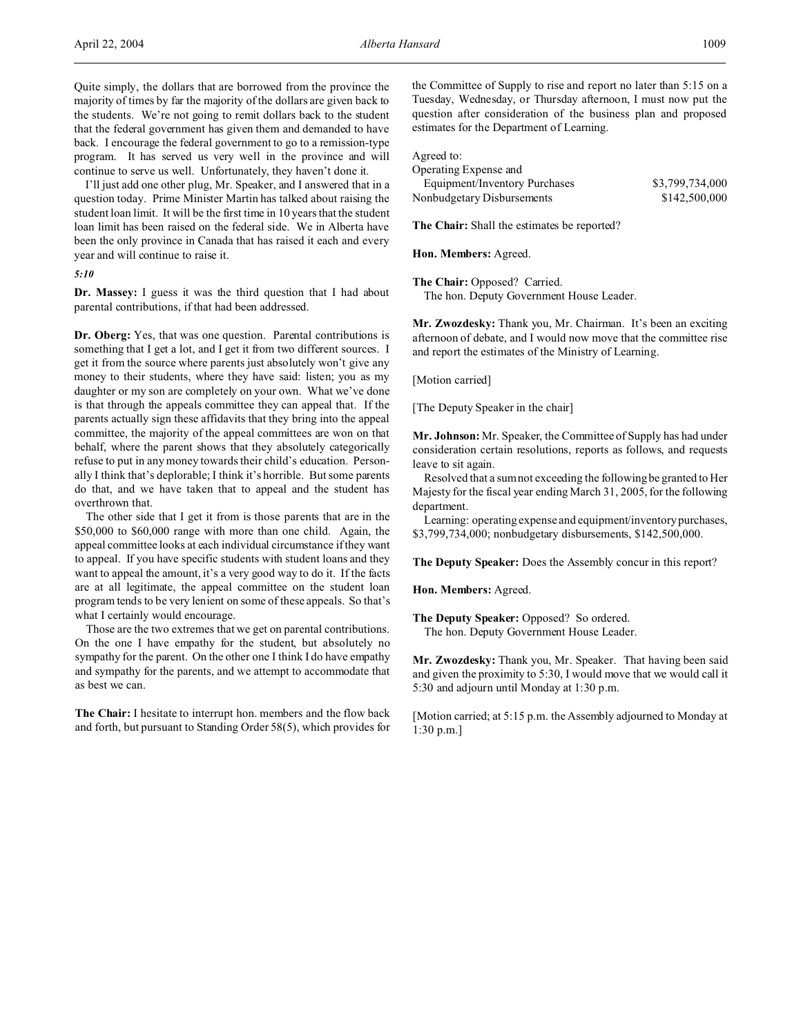Quite simply, the dollars that are borrowed from the province the majority of times by far the majority of the dollars are given back to the students. We're not going to remit dollars back to the student that the federal government has given them and demanded to have back. I encourage the federal government to go to a remission-type program. It has served us very well in the province and will continue to serve us well. Unfortunately, they haven't done it.

I'll just add one other plug, Mr. Speaker, and I answered that in a question today. Prime Minister Martin has talked about raising the student loan limit. It will be the first time in 10 years that the student loan limit has been raised on the federal side. We in Alberta have been the only province in Canada that has raised it each and every year and will continue to raise it.

*5:10*

**Dr. Massey:** I guess it was the third question that I had about parental contributions, if that had been addressed.

**Dr. Oberg:** Yes, that was one question. Parental contributions is something that I get a lot, and I get it from two different sources. I get it from the source where parents just absolutely won't give any money to their students, where they have said: listen; you as my daughter or my son are completely on your own. What we've done is that through the appeals committee they can appeal that. If the parents actually sign these affidavits that they bring into the appeal committee, the majority of the appeal committees are won on that behalf, where the parent shows that they absolutely categorically refuse to put in any money towards their child's education. Personally I think that's deplorable; I think it's horrible. But some parents do that, and we have taken that to appeal and the student has overthrown that.

The other side that I get it from is those parents that are in the $50,000 to $60,000 range with more than one child. Again, the appeal committee looks at each individual circumstance if they want to appeal. If you have specific students with student loans and they want to appeal the amount, it's a very good way to do it. If the facts are at all legitimate, the appeal committee on the student loan program tends to be very lenient on some of these appeals. So that's what I certainly would encourage.

Those are the two extremes that we get on parental contributions. On the one I have empathy for the student, but absolutely no sympathy for the parent. On the other one I think I do have empathy and sympathy for the parents, and we attempt to accommodate that as best we can.

**The Chair:** I hesitate to interrupt hon. members and the flow back and forth, but pursuant to Standing Order 58(5), which provides for the Committee of Supply to rise and report no later than 5:15 on a Tuesday, Wednesday, or Thursday afternoon, I must now put the question after consideration of the business plan and proposed estimates for the Department of Learning.

Agreed to:

| | |
|---|---|
| Operating Expense and Equipment/Inventory Purchases | $3,799,734,000 |
| Nonbudgetary Disbursements | $142,500,000 |

**The Chair:** Shall the estimates be reported?

**Hon. Members:** Agreed.

**The Chair:** Opposed? Carried.
The hon. Deputy Government House Leader.

**Mr. Zwozdesky:** Thank you, Mr. Chairman. It's been an exciting afternoon of debate, and I would now move that the committee rise and report the estimates of the Ministry of Learning.

[Motion carried]

[The Deputy Speaker in the chair]

**Mr. Johnson:** Mr. Speaker, the Committee of Supply has had under consideration certain resolutions, reports as follows, and requests leave to sit again.

Resolved that a sum not exceeding the following be granted to Her Majesty for the fiscal year ending March 31, 2005, for the following department.

Learning: operating expense and equipment/inventory purchases, $3,799,734,000; nonbudgetary disbursements, $142,500,000.

**The Deputy Speaker:** Does the Assembly concur in this report?

**Hon. Members:** Agreed.

**The Deputy Speaker:** Opposed? So ordered.
The hon. Deputy Government House Leader.

**Mr. Zwozdesky:** Thank you, Mr. Speaker. That having been said and given the proximity to 5:30, I would move that we would call it 5:30 and adjourn until Monday at 1:30 p.m.

[Motion carried; at 5:15 p.m. the Assembly adjourned to Monday at 1:30 p.m.]